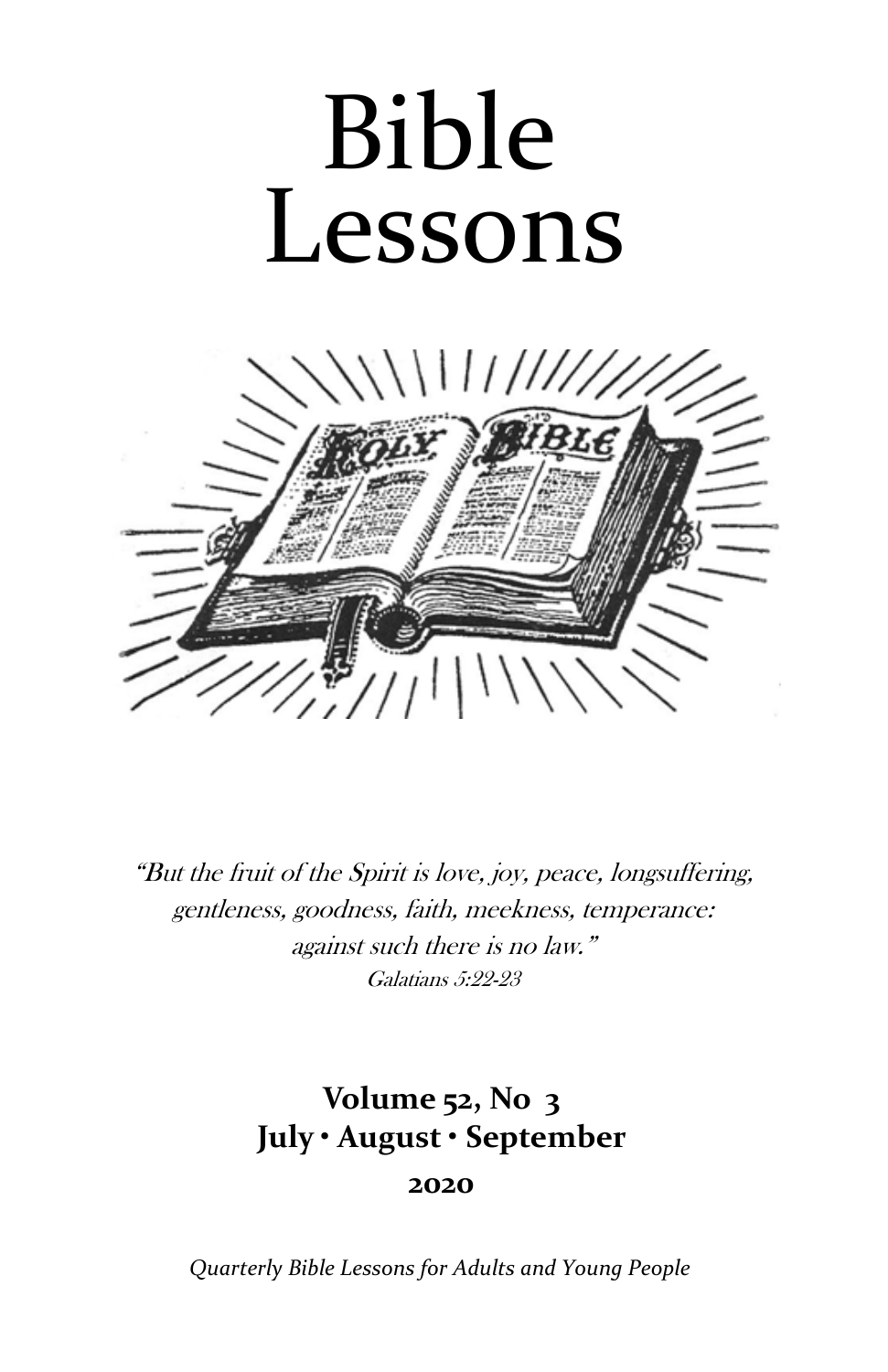# Bible Lessons

*"But the fruit of the Spirit is love, joy, peace, longsuffering, gentleness, goodness, faith, meekness, temperance: against such there is no law."*
*Galatians 5:22-23*

**Volume 52, No 3**
**July • August • September**

**2020**

*Quarterly Bible Lessons for Adults and Young People*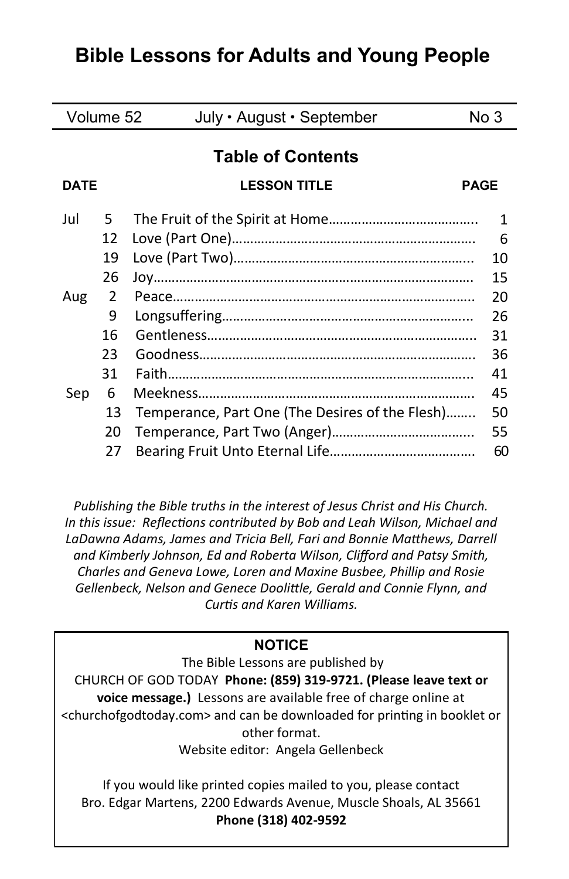# Bible Lessons for Adults and Young People

Volume 52 | July • August • September | No 3

## Table of Contents

| DATE | | LESSON TITLE | PAGE |
|---|---|---|---|
| Jul | 5 | The Fruit of the Spirit at Home | 1 |
| | 12 | Love (Part One) | 6 |
| | 19 | Love (Part Two) | 10 |
| | 26 | Joy | 15 |
| Aug | 2 | Peace | 20 |
| | 9 | Longsuffering | 26 |
| | 16 | Gentleness | 31 |
| | 23 | Goodness | 36 |
| | 31 | Faith | 41 |
| Sep | 6 | Meekness | 45 |
| | 13 | Temperance, Part One (The Desires of the Flesh) | 50 |
| | 20 | Temperance, Part Two (Anger) | 55 |
| | 27 | Bearing Fruit Unto Eternal Life | 60 |

*Publishing the Bible truths in the interest of Jesus Christ and His Church. In this issue: Reflections contributed by Bob and Leah Wilson, Michael and LaDawna Adams, James and Tricia Bell, Fari and Bonnie Matthews, Darrell and Kimberly Johnson, Ed and Roberta Wilson, Clifford and Patsy Smith, Charles and Geneva Lowe, Loren and Maxine Busbee, Phillip and Rosie Gellenbeck, Nelson and Genece Doolittle, Gerald and Connie Flynn, and Curtis and Karen Williams.*

**NOTICE**

The Bible Lessons are published by CHURCH OF GOD TODAY **Phone: (859) 319-9721. (Please leave text or voice message.)** Lessons are available free of charge online at <churchofgodtoday.com> and can be downloaded for printing in booklet or other format.

Website editor: Angela Gellenbeck

If you would like printed copies mailed to you, please contact Bro. Edgar Martens, 2200 Edwards Avenue, Muscle Shoals, AL 35661 **Phone (318) 402-9592**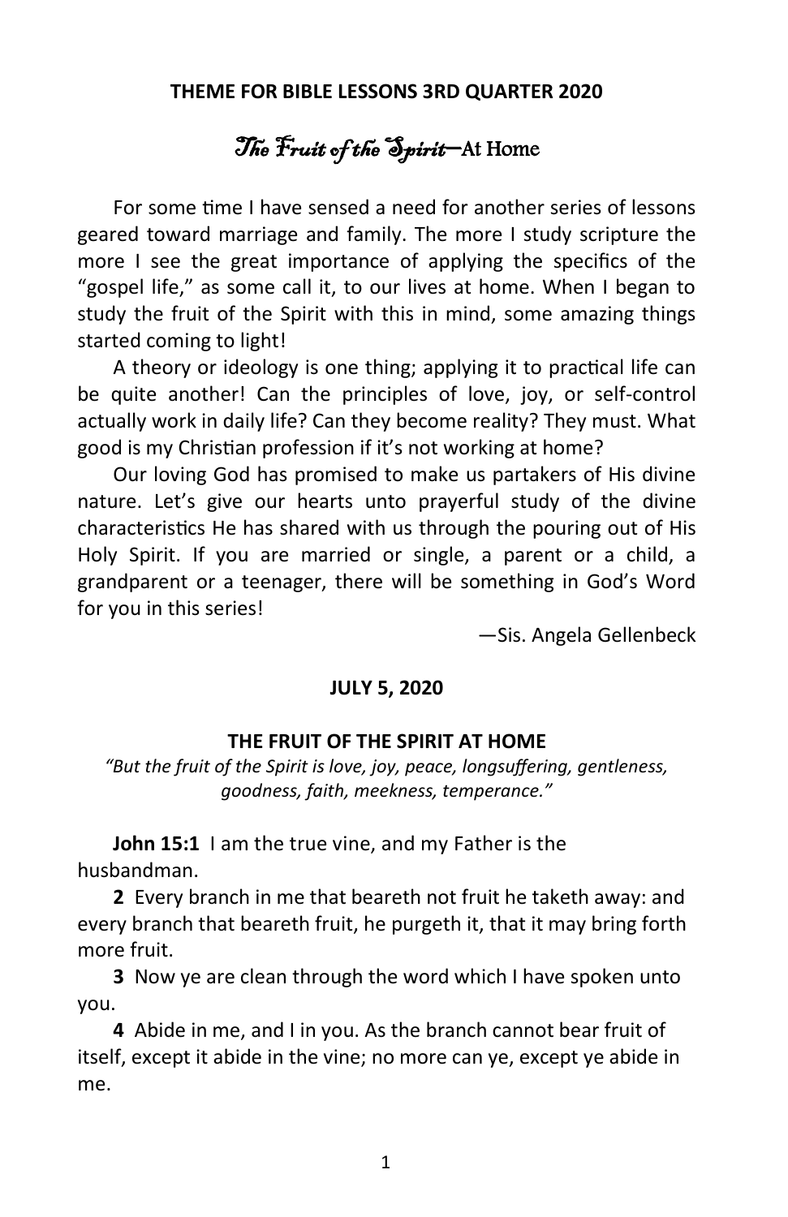**THEME FOR BIBLE LESSONS 3RD QUARTER 2020**

# *The Fruit of the Spirit*—At Home

For some time I have sensed a need for another series of lessons geared toward marriage and family. The more I study scripture the more I see the great importance of applying the specifics of the "gospel life," as some call it, to our lives at home. When I began to study the fruit of the Spirit with this in mind, some amazing things started coming to light!

A theory or ideology is one thing; applying it to practical life can be quite another! Can the principles of love, joy, or self-control actually work in daily life? Can they become reality? They must. What good is my Christian profession if it's not working at home?

Our loving God has promised to make us partakers of His divine nature. Let's give our hearts unto prayerful study of the divine characteristics He has shared with us through the pouring out of His Holy Spirit. If you are married or single, a parent or a child, a grandparent or a teenager, there will be something in God's Word for you in this series!

—Sis. Angela Gellenbeck

**JULY 5, 2020**

## THE FRUIT OF THE SPIRIT AT HOME

*"But the fruit of the Spirit is love, joy, peace, longsuffering, gentleness, goodness, faith, meekness, temperance."*

**John 15:1** I am the true vine, and my Father is the husbandman.

**2** Every branch in me that beareth not fruit he taketh away: and every branch that beareth fruit, he purgeth it, that it may bring forth more fruit.

**3** Now ye are clean through the word which I have spoken unto you.

**4** Abide in me, and I in you. As the branch cannot bear fruit of itself, except it abide in the vine; no more can ye, except ye abide in me.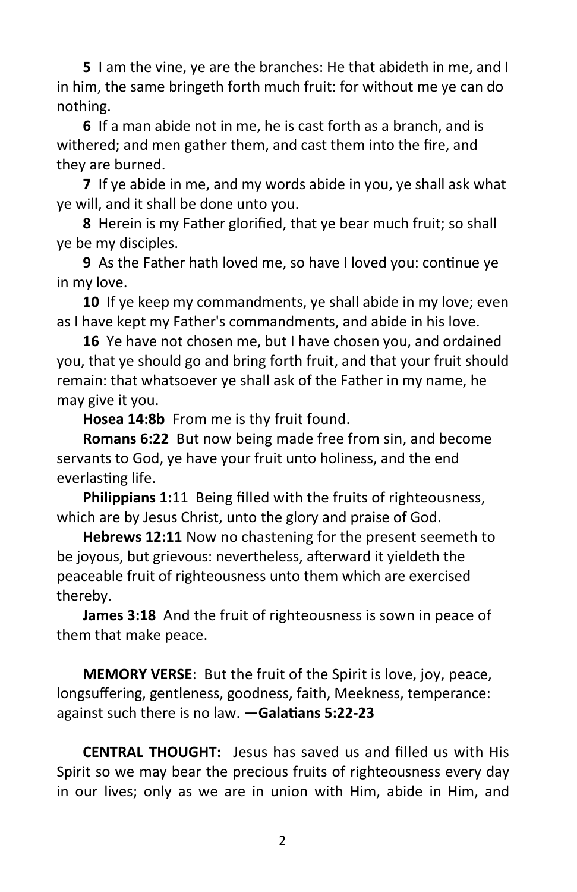**5** I am the vine, ye are the branches: He that abideth in me, and I in him, the same bringeth forth much fruit: for without me ye can do nothing.

**6** If a man abide not in me, he is cast forth as a branch, and is withered; and men gather them, and cast them into the fire, and they are burned.

**7** If ye abide in me, and my words abide in you, ye shall ask what ye will, and it shall be done unto you.

**8** Herein is my Father glorified, that ye bear much fruit; so shall ye be my disciples.

**9** As the Father hath loved me, so have I loved you: continue ye in my love.

**10** If ye keep my commandments, ye shall abide in my love; even as I have kept my Father's commandments, and abide in his love.

**16** Ye have not chosen me, but I have chosen you, and ordained you, that ye should go and bring forth fruit, and that your fruit should remain: that whatsoever ye shall ask of the Father in my name, he may give it you.

**Hosea 14:8b** From me is thy fruit found.

**Romans 6:22** But now being made free from sin, and become servants to God, ye have your fruit unto holiness, and the end everlasting life.

**Philippians 1:**11 Being filled with the fruits of righteousness, which are by Jesus Christ, unto the glory and praise of God.

**Hebrews 12:11** Now no chastening for the present seemeth to be joyous, but grievous: nevertheless, afterward it yieldeth the peaceable fruit of righteousness unto them which are exercised thereby.

**James 3:18** And the fruit of righteousness is sown in peace of them that make peace.

**MEMORY VERSE**: But the fruit of the Spirit is love, joy, peace, longsuffering, gentleness, goodness, faith, Meekness, temperance: against such there is no law. **—Galatians 5:22-23**

**CENTRAL THOUGHT:** Jesus has saved us and filled us with His Spirit so we may bear the precious fruits of righteousness every day in our lives; only as we are in union with Him, abide in Him, and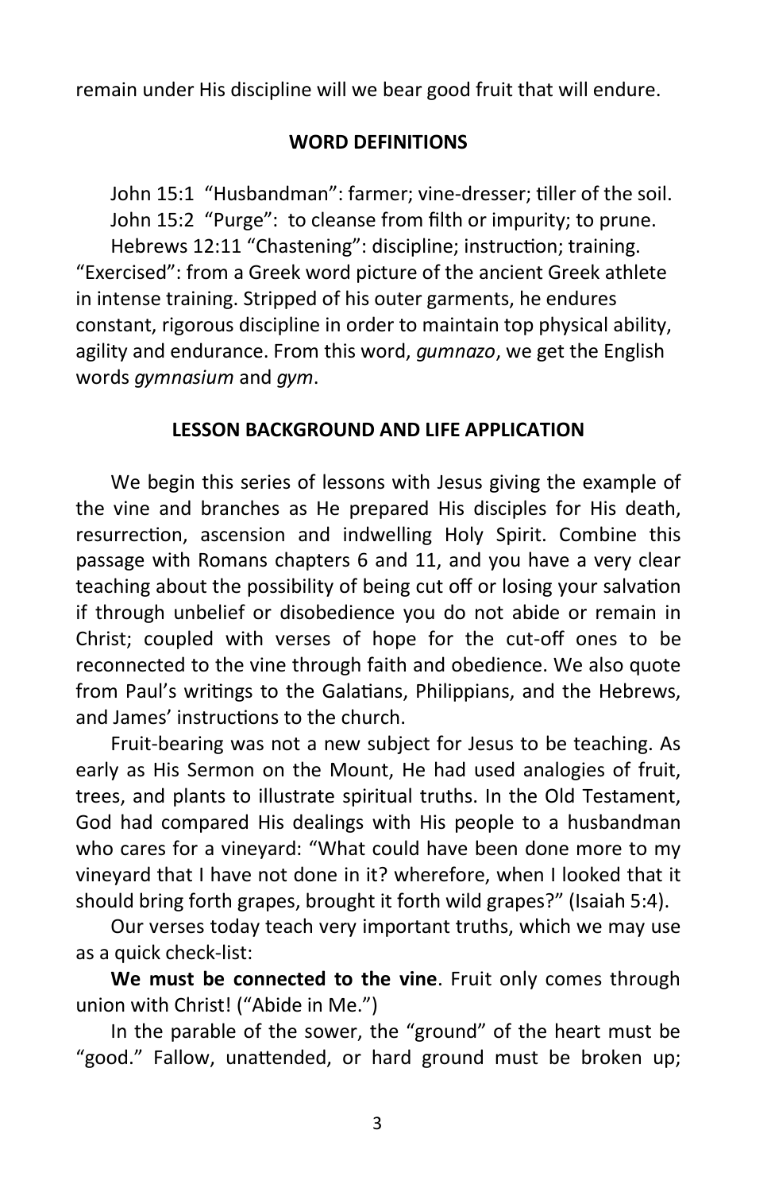remain under His discipline will we bear good fruit that will endure.

## WORD DEFINITIONS

John 15:1 "Husbandman": farmer; vine-dresser; tiller of the soil.
John 15:2 "Purge": to cleanse from filth or impurity; to prune.
Hebrews 12:11 "Chastening": discipline; instruction; training. "Exercised": from a Greek word picture of the ancient Greek athlete in intense training. Stripped of his outer garments, he endures constant, rigorous discipline in order to maintain top physical ability, agility and endurance. From this word, *gumnazo*, we get the English words *gymnasium* and *gym*.

## LESSON BACKGROUND AND LIFE APPLICATION

We begin this series of lessons with Jesus giving the example of the vine and branches as He prepared His disciples for His death, resurrection, ascension and indwelling Holy Spirit. Combine this passage with Romans chapters 6 and 11, and you have a very clear teaching about the possibility of being cut off or losing your salvation if through unbelief or disobedience you do not abide or remain in Christ; coupled with verses of hope for the cut-off ones to be reconnected to the vine through faith and obedience. We also quote from Paul's writings to the Galatians, Philippians, and the Hebrews, and James' instructions to the church.

Fruit-bearing was not a new subject for Jesus to be teaching. As early as His Sermon on the Mount, He had used analogies of fruit, trees, and plants to illustrate spiritual truths. In the Old Testament, God had compared His dealings with His people to a husbandman who cares for a vineyard: "What could have been done more to my vineyard that I have not done in it? wherefore, when I looked that it should bring forth grapes, brought it forth wild grapes?" (Isaiah 5:4).

Our verses today teach very important truths, which we may use as a quick check-list:

**We must be connected to the vine**. Fruit only comes through union with Christ! ("Abide in Me.")

In the parable of the sower, the "ground" of the heart must be "good." Fallow, unattended, or hard ground must be broken up;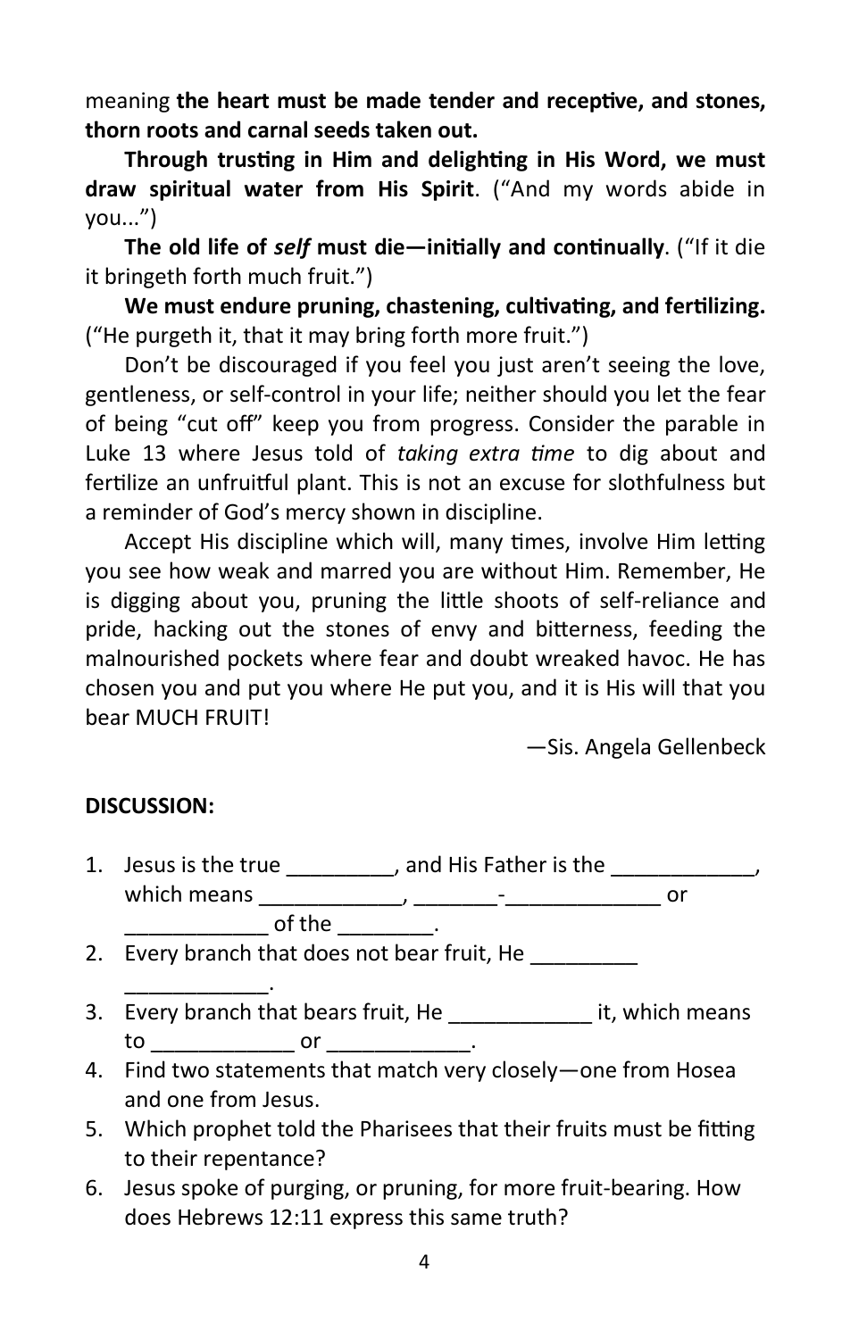meaning **the heart must be made tender and receptive, and stones, thorn roots and carnal seeds taken out.**

**Through trusting in Him and delighting in His Word, we must draw spiritual water from His Spirit**. ("And my words abide in you...")

**The old life of *self* must die—initially and continually**. ("If it die it bringeth forth much fruit.")

**We must endure pruning, chastening, cultivating, and fertilizing.** ("He purgeth it, that it may bring forth more fruit.")

Don't be discouraged if you feel you just aren't seeing the love, gentleness, or self-control in your life; neither should you let the fear of being "cut off" keep you from progress. Consider the parable in Luke 13 where Jesus told of *taking extra time* to dig about and fertilize an unfruitful plant. This is not an excuse for slothfulness but a reminder of God's mercy shown in discipline.

Accept His discipline which will, many times, involve Him letting you see how weak and marred you are without Him. Remember, He is digging about you, pruning the little shoots of self-reliance and pride, hacking out the stones of envy and bitterness, feeding the malnourished pockets where fear and doubt wreaked havoc. He has chosen you and put you where He put you, and it is His will that you bear MUCH FRUIT!

—Sis. Angela Gellenbeck

**DISCUSSION:**

1. Jesus is the true _________, and His Father is the ____________, which means ____________, _______-_____________ or ____________ of the ________.
2. Every branch that does not bear fruit, He _________ ____________.
3. Every branch that bears fruit, He ____________ it, which means to ____________ or ____________.
4. Find two statements that match very closely—one from Hosea and one from Jesus.
5. Which prophet told the Pharisees that their fruits must be fitting to their repentance?
6. Jesus spoke of purging, or pruning, for more fruit-bearing. How does Hebrews 12:11 express this same truth?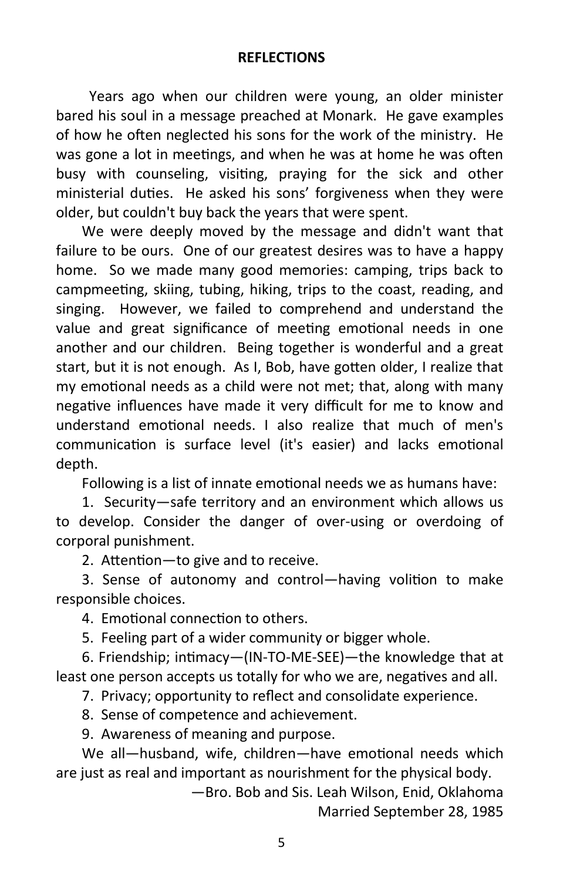## REFLECTIONS

Years ago when our children were young, an older minister bared his soul in a message preached at Monark. He gave examples of how he often neglected his sons for the work of the ministry. He was gone a lot in meetings, and when he was at home he was often busy with counseling, visiting, praying for the sick and other ministerial duties. He asked his sons' forgiveness when they were older, but couldn't buy back the years that were spent.

We were deeply moved by the message and didn't want that failure to be ours. One of our greatest desires was to have a happy home. So we made many good memories: camping, trips back to campmeeting, skiing, tubing, hiking, trips to the coast, reading, and singing. However, we failed to comprehend and understand the value and great significance of meeting emotional needs in one another and our children. Being together is wonderful and a great start, but it is not enough. As I, Bob, have gotten older, I realize that my emotional needs as a child were not met; that, along with many negative influences have made it very difficult for me to know and understand emotional needs. I also realize that much of men's communication is surface level (it's easier) and lacks emotional depth.

Following is a list of innate emotional needs we as humans have:

1. Security—safe territory and an environment which allows us to develop. Consider the danger of over-using or overdoing of corporal punishment.
2. Attention—to give and to receive.
3. Sense of autonomy and control—having volition to make responsible choices.
4. Emotional connection to others.
5. Feeling part of a wider community or bigger whole.
6. Friendship; intimacy—(IN-TO-ME-SEE)—the knowledge that at least one person accepts us totally for who we are, negatives and all.
7. Privacy; opportunity to reflect and consolidate experience.
8. Sense of competence and achievement.
9. Awareness of meaning and purpose.

We all—husband, wife, children—have emotional needs which are just as real and important as nourishment for the physical body.

—Bro. Bob and Sis. Leah Wilson, Enid, Oklahoma
Married September 28, 1985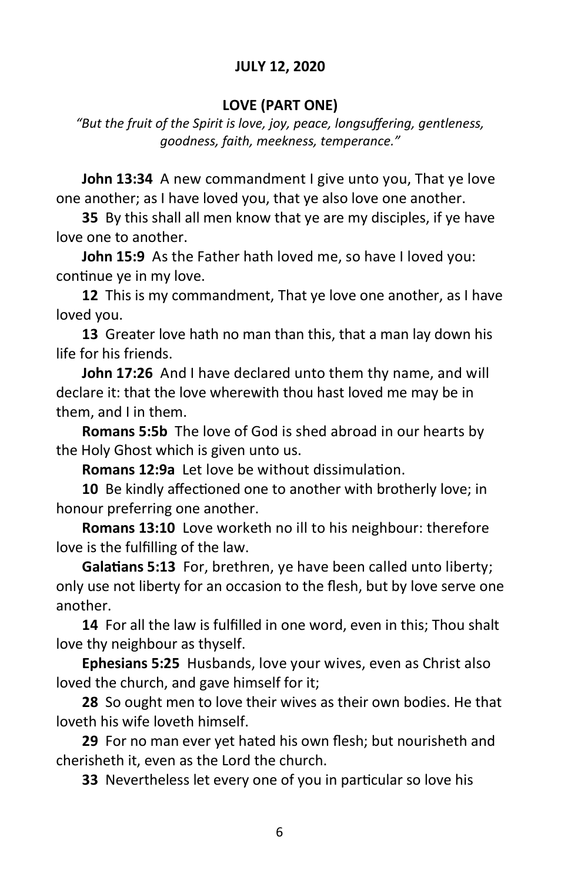**JULY 12, 2020**

**LOVE (PART ONE)**

*"But the fruit of the Spirit is love, joy, peace, longsuffering, gentleness, goodness, faith, meekness, temperance."*

**John 13:34** A new commandment I give unto you, That ye love one another; as I have loved you, that ye also love one another.

**35** By this shall all men know that ye are my disciples, if ye have love one to another.

**John 15:9** As the Father hath loved me, so have I loved you: continue ye in my love.

**12** This is my commandment, That ye love one another, as I have loved you.

**13** Greater love hath no man than this, that a man lay down his life for his friends.

**John 17:26** And I have declared unto them thy name, and will declare it: that the love wherewith thou hast loved me may be in them, and I in them.

**Romans 5:5b** The love of God is shed abroad in our hearts by the Holy Ghost which is given unto us.

**Romans 12:9a** Let love be without dissimulation.

**10** Be kindly affectioned one to another with brotherly love; in honour preferring one another.

**Romans 13:10** Love worketh no ill to his neighbour: therefore love is the fulfilling of the law.

**Galatians 5:13** For, brethren, ye have been called unto liberty; only use not liberty for an occasion to the flesh, but by love serve one another.

**14** For all the law is fulfilled in one word, even in this; Thou shalt love thy neighbour as thyself.

**Ephesians 5:25** Husbands, love your wives, even as Christ also loved the church, and gave himself for it;

**28** So ought men to love their wives as their own bodies. He that loveth his wife loveth himself.

**29** For no man ever yet hated his own flesh; but nourisheth and cherisheth it, even as the Lord the church.

**33** Nevertheless let every one of you in particular so love his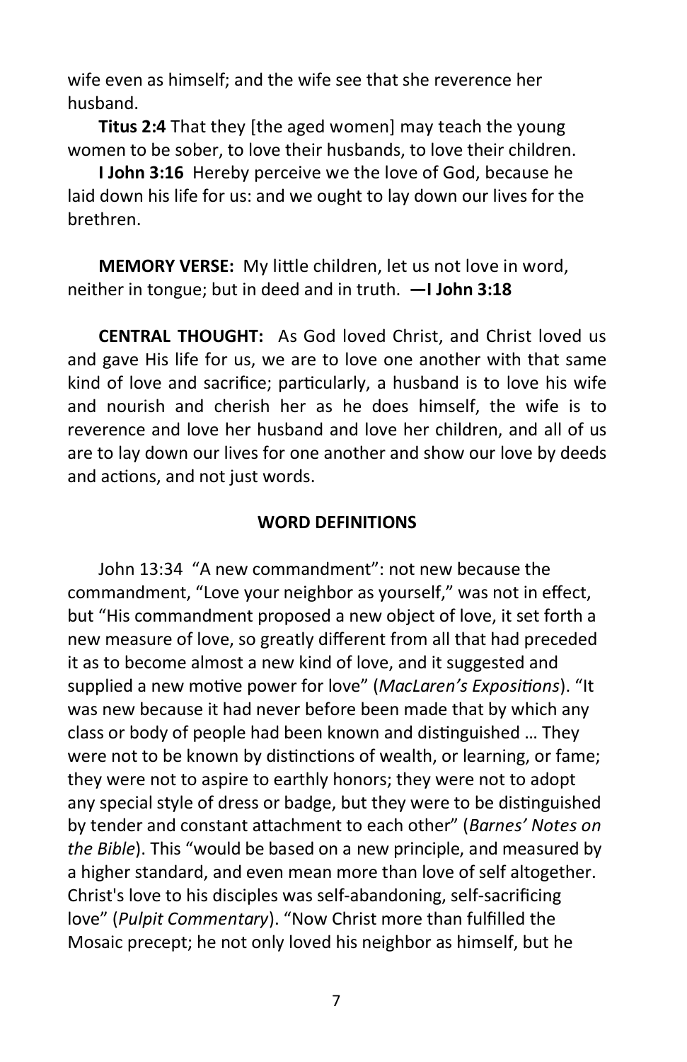wife even as himself; and the wife see that she reverence her husband.

**Titus 2:4** That they [the aged women] may teach the young women to be sober, to love their husbands, to love their children.

**I John 3:16** Hereby perceive we the love of God, because he laid down his life for us: and we ought to lay down our lives for the brethren.

**MEMORY VERSE:** My little children, let us not love in word, neither in tongue; but in deed and in truth. **—I John 3:18**

**CENTRAL THOUGHT:** As God loved Christ, and Christ loved us and gave His life for us, we are to love one another with that same kind of love and sacrifice; particularly, a husband is to love his wife and nourish and cherish her as he does himself, the wife is to reverence and love her husband and love her children, and all of us are to lay down our lives for one another and show our love by deeds and actions, and not just words.

## WORD DEFINITIONS

John 13:34 "A new commandment": not new because the commandment, "Love your neighbor as yourself," was not in effect, but "His commandment proposed a new object of love, it set forth a new measure of love, so greatly different from all that had preceded it as to become almost a new kind of love, and it suggested and supplied a new motive power for love" (*MacLaren's Expositions*). "It was new because it had never before been made that by which any class or body of people had been known and distinguished … They were not to be known by distinctions of wealth, or learning, or fame; they were not to aspire to earthly honors; they were not to adopt any special style of dress or badge, but they were to be distinguished by tender and constant attachment to each other" (*Barnes' Notes on the Bible*). This "would be based on a new principle, and measured by a higher standard, and even mean more than love of self altogether. Christ's love to his disciples was self-abandoning, self-sacrificing love" (*Pulpit Commentary*). "Now Christ more than fulfilled the Mosaic precept; he not only loved his neighbor as himself, but he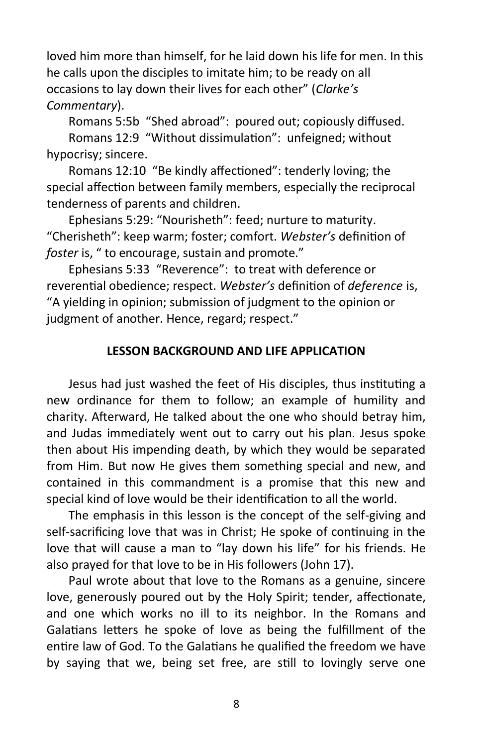loved him more than himself, for he laid down his life for men. In this he calls upon the disciples to imitate him; to be ready on all occasions to lay down their lives for each other" (*Clarke's Commentary*).

Romans 5:5b "Shed abroad": poured out; copiously diffused.

Romans 12:9 "Without dissimulation": unfeigned; without hypocrisy; sincere.

Romans 12:10 "Be kindly affectioned": tenderly loving; the special affection between family members, especially the reciprocal tenderness of parents and children.

Ephesians 5:29: "Nourisheth": feed; nurture to maturity. "Cherisheth": keep warm; foster; comfort. *Webster's* definition of *foster* is, " to encourage, sustain and promote."

Ephesians 5:33 "Reverence": to treat with deference or reverential obedience; respect. *Webster's* definition of *deference* is, "A yielding in opinion; submission of judgment to the opinion or judgment of another. Hence, regard; respect."

**LESSON BACKGROUND AND LIFE APPLICATION**

Jesus had just washed the feet of His disciples, thus instituting a new ordinance for them to follow; an example of humility and charity. Afterward, He talked about the one who should betray him, and Judas immediately went out to carry out his plan. Jesus spoke then about His impending death, by which they would be separated from Him. But now He gives them something special and new, and contained in this commandment is a promise that this new and special kind of love would be their identification to all the world.

The emphasis in this lesson is the concept of the self-giving and self-sacrificing love that was in Christ; He spoke of continuing in the love that will cause a man to "lay down his life" for his friends. He also prayed for that love to be in His followers (John 17).

Paul wrote about that love to the Romans as a genuine, sincere love, generously poured out by the Holy Spirit; tender, affectionate, and one which works no ill to its neighbor. In the Romans and Galatians letters he spoke of love as being the fulfillment of the entire law of God. To the Galatians he qualified the freedom we have by saying that we, being set free, are still to lovingly serve one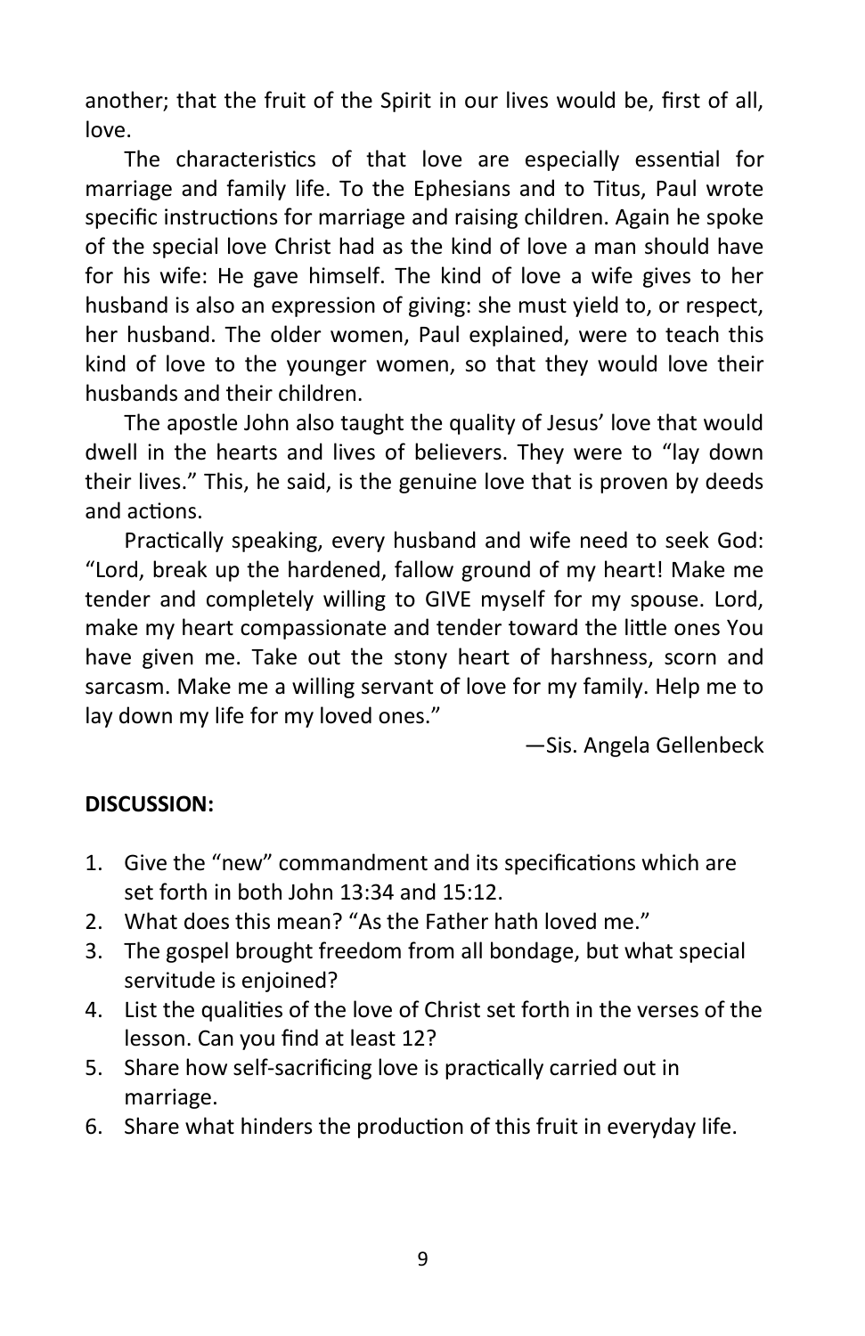another; that the fruit of the Spirit in our lives would be, first of all, love.

The characteristics of that love are especially essential for marriage and family life. To the Ephesians and to Titus, Paul wrote specific instructions for marriage and raising children. Again he spoke of the special love Christ had as the kind of love a man should have for his wife: He gave himself. The kind of love a wife gives to her husband is also an expression of giving: she must yield to, or respect, her husband. The older women, Paul explained, were to teach this kind of love to the younger women, so that they would love their husbands and their children.

The apostle John also taught the quality of Jesus' love that would dwell in the hearts and lives of believers. They were to "lay down their lives." This, he said, is the genuine love that is proven by deeds and actions.

Practically speaking, every husband and wife need to seek God: "Lord, break up the hardened, fallow ground of my heart! Make me tender and completely willing to GIVE myself for my spouse. Lord, make my heart compassionate and tender toward the little ones You have given me. Take out the stony heart of harshness, scorn and sarcasm. Make me a willing servant of love for my family. Help me to lay down my life for my loved ones."

—Sis. Angela Gellenbeck

**DISCUSSION:**

1. Give the "new" commandment and its specifications which are set forth in both John 13:34 and 15:12.
2. What does this mean? "As the Father hath loved me."
3. The gospel brought freedom from all bondage, but what special servitude is enjoined?
4. List the qualities of the love of Christ set forth in the verses of the lesson. Can you find at least 12?
5. Share how self-sacrificing love is practically carried out in marriage.
6. Share what hinders the production of this fruit in everyday life.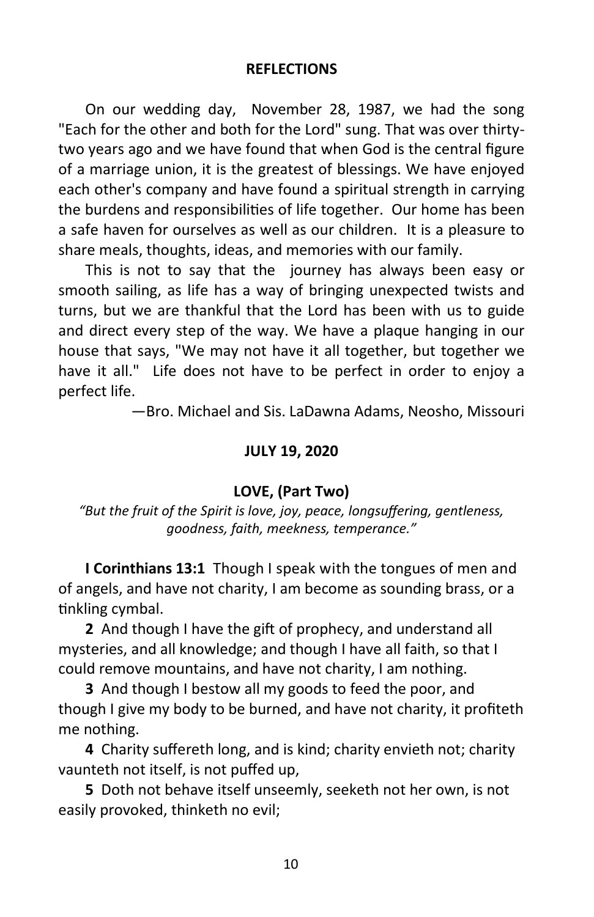## REFLECTIONS

On our wedding day, November 28, 1987, we had the song "Each for the other and both for the Lord" sung. That was over thirty-two years ago and we have found that when God is the central figure of a marriage union, it is the greatest of blessings. We have enjoyed each other's company and have found a spiritual strength in carrying the burdens and responsibilities of life together. Our home has been a safe haven for ourselves as well as our children. It is a pleasure to share meals, thoughts, ideas, and memories with our family.

This is not to say that the journey has always been easy or smooth sailing, as life has a way of bringing unexpected twists and turns, but we are thankful that the Lord has been with us to guide and direct every step of the way. We have a plaque hanging in our house that says, "We may not have it all together, but together we have it all." Life does not have to be perfect in order to enjoy a perfect life.

—Bro. Michael and Sis. LaDawna Adams, Neosho, Missouri

## JULY 19, 2020

### LOVE, (Part Two)

*"But the fruit of the Spirit is love, joy, peace, longsuffering, gentleness, goodness, faith, meekness, temperance."*

**I Corinthians 13:1** Though I speak with the tongues of men and of angels, and have not charity, I am become as sounding brass, or a tinkling cymbal.

**2** And though I have the gift of prophecy, and understand all mysteries, and all knowledge; and though I have all faith, so that I could remove mountains, and have not charity, I am nothing.

**3** And though I bestow all my goods to feed the poor, and though I give my body to be burned, and have not charity, it profiteth me nothing.

**4** Charity suffereth long, and is kind; charity envieth not; charity vaunteth not itself, is not puffed up,

**5** Doth not behave itself unseemly, seeketh not her own, is not easily provoked, thinketh no evil;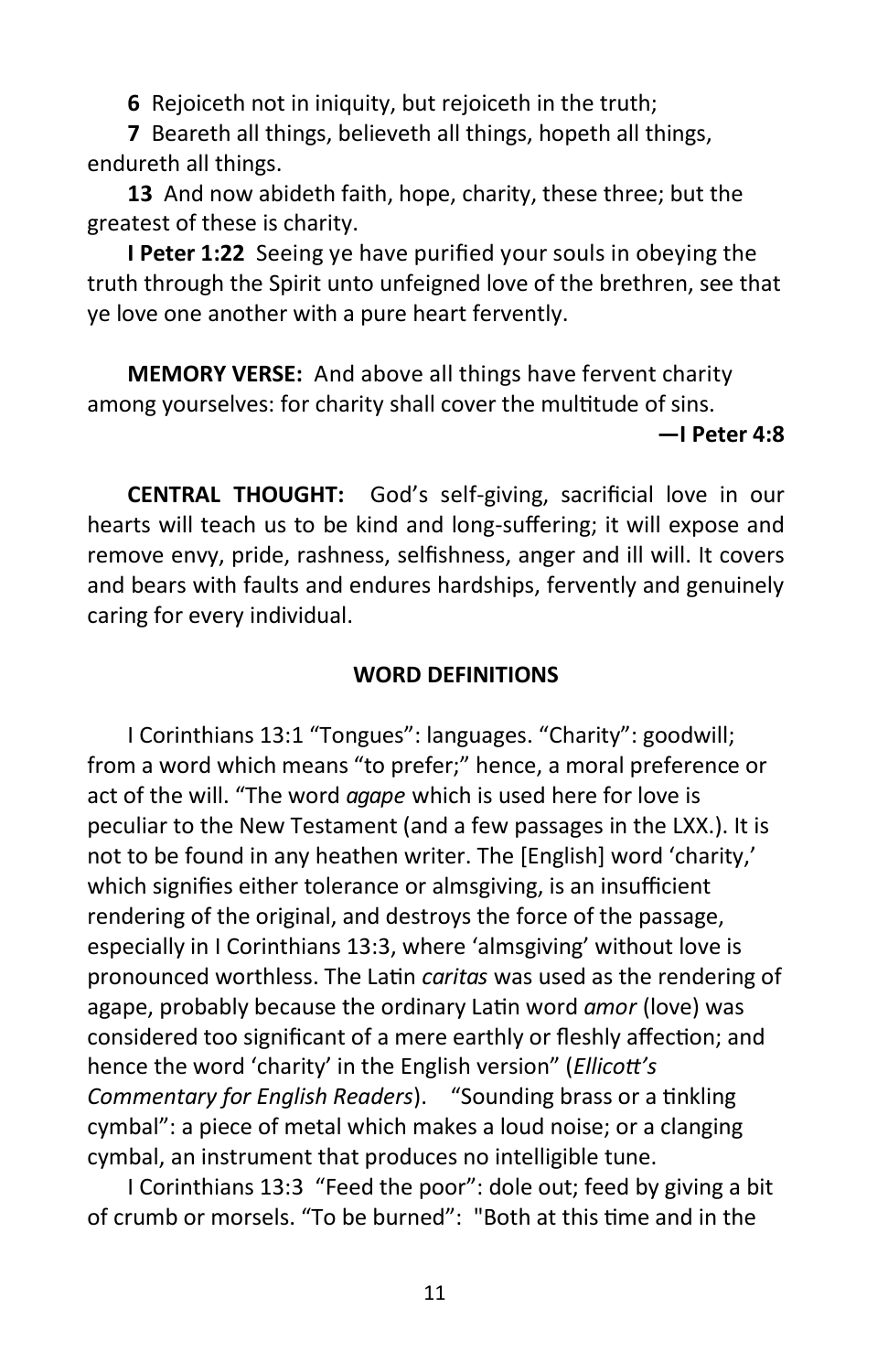**6** Rejoiceth not in iniquity, but rejoiceth in the truth;

**7** Beareth all things, believeth all things, hopeth all things, endureth all things.

**13** And now abideth faith, hope, charity, these three; but the greatest of these is charity.

**I Peter 1:22** Seeing ye have purified your souls in obeying the truth through the Spirit unto unfeigned love of the brethren, see that ye love one another with a pure heart fervently.

**MEMORY VERSE:** And above all things have fervent charity among yourselves: for charity shall cover the multitude of sins.

**—I Peter 4:8**

**CENTRAL THOUGHT:** God's self-giving, sacrificial love in our hearts will teach us to be kind and long-suffering; it will expose and remove envy, pride, rashness, selfishness, anger and ill will. It covers and bears with faults and endures hardships, fervently and genuinely caring for every individual.

**WORD DEFINITIONS**

I Corinthians 13:1 "Tongues": languages. "Charity": goodwill; from a word which means "to prefer;" hence, a moral preference or act of the will. "The word *agape* which is used here for love is peculiar to the New Testament (and a few passages in the LXX.). It is not to be found in any heathen writer. The [English] word 'charity,' which signifies either tolerance or almsgiving, is an insufficient rendering of the original, and destroys the force of the passage, especially in I Corinthians 13:3, where 'almsgiving' without love is pronounced worthless. The Latin *caritas* was used as the rendering of agape, probably because the ordinary Latin word *amor* (love) was considered too significant of a mere earthly or fleshly affection; and hence the word 'charity' in the English version" (*Ellicott's Commentary for English Readers*). "Sounding brass or a tinkling cymbal": a piece of metal which makes a loud noise; or a clanging cymbal, an instrument that produces no intelligible tune.

I Corinthians 13:3 "Feed the poor": dole out; feed by giving a bit of crumb or morsels. "To be burned": "Both at this time and in the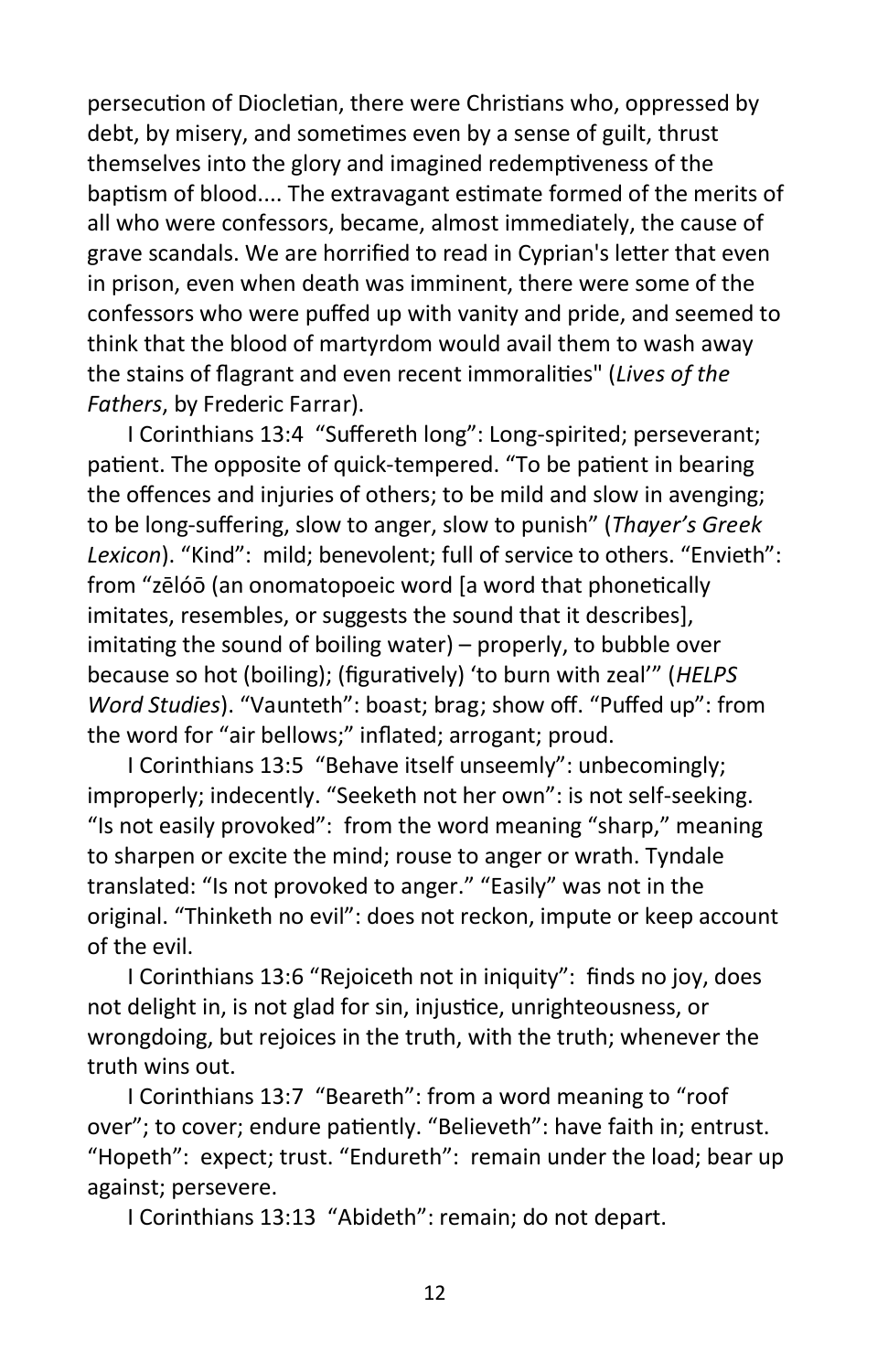persecution of Diocletian, there were Christians who, oppressed by debt, by misery, and sometimes even by a sense of guilt, thrust themselves into the glory and imagined redemptiveness of the baptism of blood.... The extravagant estimate formed of the merits of all who were confessors, became, almost immediately, the cause of grave scandals. We are horrified to read in Cyprian's letter that even in prison, even when death was imminent, there were some of the confessors who were puffed up with vanity and pride, and seemed to think that the blood of martyrdom would avail them to wash away the stains of flagrant and even recent immoralities" (*Lives of the Fathers*, by Frederic Farrar).

I Corinthians 13:4 "Suffereth long": Long-spirited; perseverant; patient. The opposite of quick-tempered. "To be patient in bearing the offences and injuries of others; to be mild and slow in avenging; to be long-suffering, slow to anger, slow to punish" (*Thayer's Greek Lexicon*). "Kind": mild; benevolent; full of service to others. "Envieth": from "zēlóō (an onomatopoeic word [a word that phonetically imitates, resembles, or suggests the sound that it describes], imitating the sound of boiling water) – properly, to bubble over because so hot (boiling); (figuratively) 'to burn with zeal'" (*HELPS Word Studies*). "Vaunteth": boast; brag; show off. "Puffed up": from the word for "air bellows;" inflated; arrogant; proud.

I Corinthians 13:5 "Behave itself unseemly": unbecomingly; improperly; indecently. "Seeketh not her own": is not self-seeking. "Is not easily provoked": from the word meaning "sharp," meaning to sharpen or excite the mind; rouse to anger or wrath. Tyndale translated: "Is not provoked to anger." "Easily" was not in the original. "Thinketh no evil": does not reckon, impute or keep account of the evil.

I Corinthians 13:6 "Rejoiceth not in iniquity": finds no joy, does not delight in, is not glad for sin, injustice, unrighteousness, or wrongdoing, but rejoices in the truth, with the truth; whenever the truth wins out.

I Corinthians 13:7 "Beareth": from a word meaning to "roof over"; to cover; endure patiently. "Believeth": have faith in; entrust. "Hopeth": expect; trust. "Endureth": remain under the load; bear up against; persevere.

I Corinthians 13:13 "Abideth": remain; do not depart.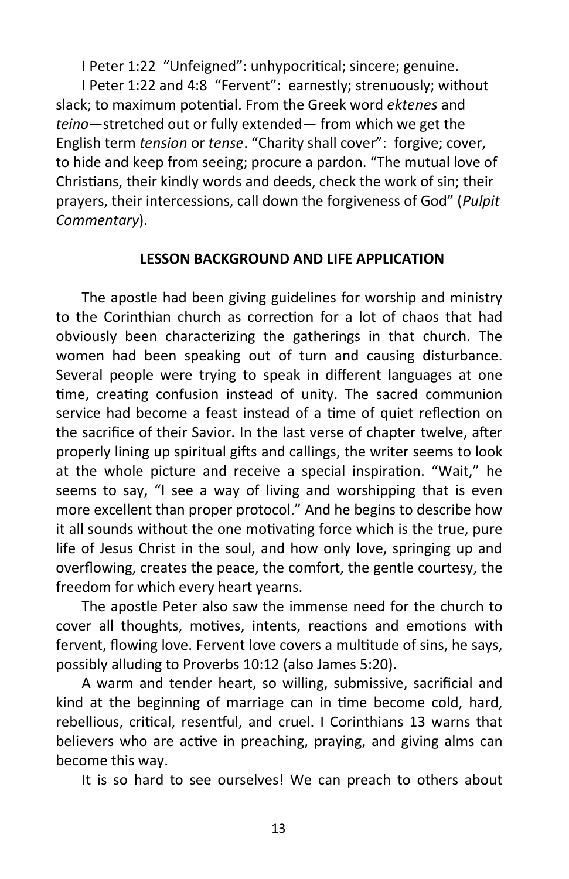I Peter 1:22 “Unfeigned”: unhypocritical; sincere; genuine.

I Peter 1:22 and 4:8 “Fervent”: earnestly; strenuously; without slack; to maximum potential. From the Greek word *ektenes* and *teino*—stretched out or fully extended— from which we get the English term *tension* or *tense*. “Charity shall cover”: forgive; cover, to hide and keep from seeing; procure a pardon. “The mutual love of Christians, their kindly words and deeds, check the work of sin; their prayers, their intercessions, call down the forgiveness of God” (*Pulpit Commentary*).

**LESSON BACKGROUND AND LIFE APPLICATION**

The apostle had been giving guidelines for worship and ministry to the Corinthian church as correction for a lot of chaos that had obviously been characterizing the gatherings in that church. The women had been speaking out of turn and causing disturbance. Several people were trying to speak in different languages at one time, creating confusion instead of unity. The sacred communion service had become a feast instead of a time of quiet reflection on the sacrifice of their Savior. In the last verse of chapter twelve, after properly lining up spiritual gifts and callings, the writer seems to look at the whole picture and receive a special inspiration. “Wait,” he seems to say, “I see a way of living and worshipping that is even more excellent than proper protocol.” And he begins to describe how it all sounds without the one motivating force which is the true, pure life of Jesus Christ in the soul, and how only love, springing up and overflowing, creates the peace, the comfort, the gentle courtesy, the freedom for which every heart yearns.

The apostle Peter also saw the immense need for the church to cover all thoughts, motives, intents, reactions and emotions with fervent, flowing love. Fervent love covers a multitude of sins, he says, possibly alluding to Proverbs 10:12 (also James 5:20).

A warm and tender heart, so willing, submissive, sacrificial and kind at the beginning of marriage can in time become cold, hard, rebellious, critical, resentful, and cruel. I Corinthians 13 warns that believers who are active in preaching, praying, and giving alms can become this way.

It is so hard to see ourselves! We can preach to others about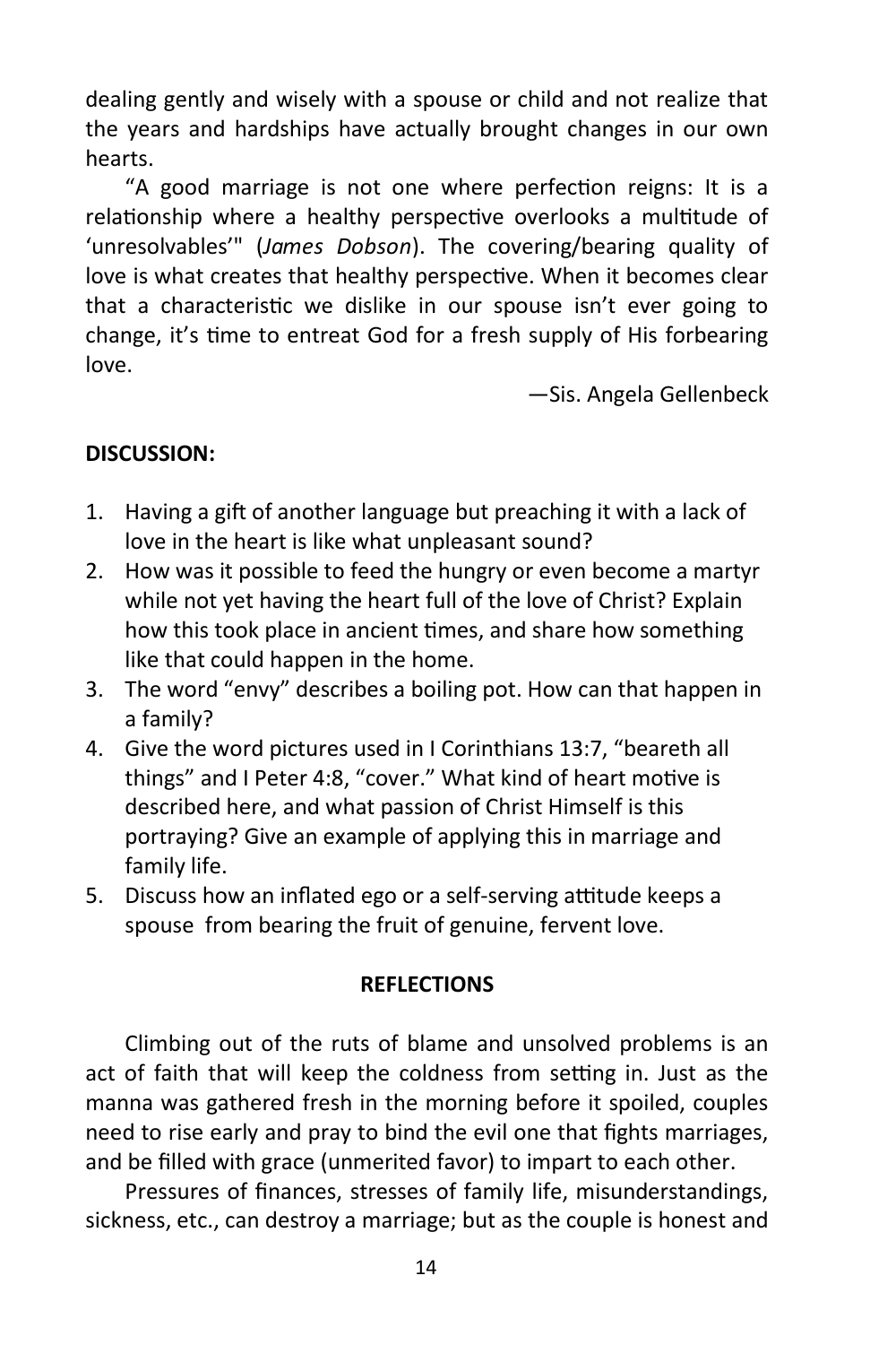dealing gently and wisely with a spouse or child and not realize that the years and hardships have actually brought changes in our own hearts.

"A good marriage is not one where perfection reigns: It is a relationship where a healthy perspective overlooks a multitude of 'unresolvables'" (*James Dobson*). The covering/bearing quality of love is what creates that healthy perspective. When it becomes clear that a characteristic we dislike in our spouse isn't ever going to change, it's time to entreat God for a fresh supply of His forbearing love.

—Sis. Angela Gellenbeck

**DISCUSSION:**

1. Having a gift of another language but preaching it with a lack of love in the heart is like what unpleasant sound?
2. How was it possible to feed the hungry or even become a martyr while not yet having the heart full of the love of Christ? Explain how this took place in ancient times, and share how something like that could happen in the home.
3. The word "envy" describes a boiling pot. How can that happen in a family?
4. Give the word pictures used in I Corinthians 13:7, "beareth all things" and I Peter 4:8, "cover." What kind of heart motive is described here, and what passion of Christ Himself is this portraying? Give an example of applying this in marriage and family life.
5. Discuss how an inflated ego or a self-serving attitude keeps a spouse from bearing the fruit of genuine, fervent love.

**REFLECTIONS**

Climbing out of the ruts of blame and unsolved problems is an act of faith that will keep the coldness from setting in. Just as the manna was gathered fresh in the morning before it spoiled, couples need to rise early and pray to bind the evil one that fights marriages, and be filled with grace (unmerited favor) to impart to each other.

Pressures of finances, stresses of family life, misunderstandings, sickness, etc., can destroy a marriage; but as the couple is honest and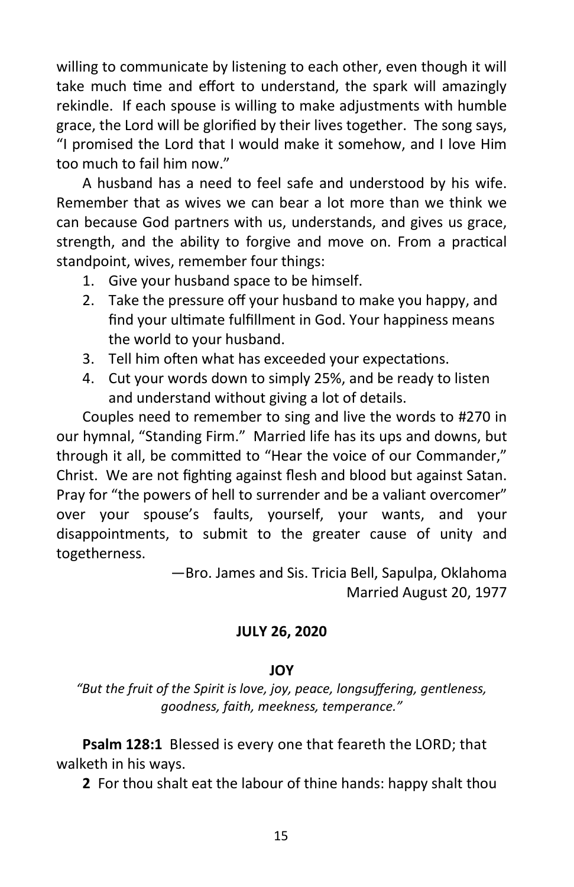willing to communicate by listening to each other, even though it will take much time and effort to understand, the spark will amazingly rekindle. If each spouse is willing to make adjustments with humble grace, the Lord will be glorified by their lives together. The song says, "I promised the Lord that I would make it somehow, and I love Him too much to fail him now."

A husband has a need to feel safe and understood by his wife. Remember that as wives we can bear a lot more than we think we can because God partners with us, understands, and gives us grace, strength, and the ability to forgive and move on. From a practical standpoint, wives, remember four things:

1. Give your husband space to be himself.
2. Take the pressure off your husband to make you happy, and find your ultimate fulfillment in God. Your happiness means the world to your husband.
3. Tell him often what has exceeded your expectations.
4. Cut your words down to simply 25%, and be ready to listen and understand without giving a lot of details.

Couples need to remember to sing and live the words to #270 in our hymnal, "Standing Firm." Married life has its ups and downs, but through it all, be committed to "Hear the voice of our Commander," Christ. We are not fighting against flesh and blood but against Satan. Pray for "the powers of hell to surrender and be a valiant overcomer" over your spouse's faults, yourself, your wants, and your disappointments, to submit to the greater cause of unity and togetherness.

—Bro. James and Sis. Tricia Bell, Sapulpa, Oklahoma
Married August 20, 1977

**JULY 26, 2020**

**JOY**

*"But the fruit of the Spirit is love, joy, peace, longsuffering, gentleness, goodness, faith, meekness, temperance."*

**Psalm 128:1** Blessed is every one that feareth the LORD; that walketh in his ways.

**2** For thou shalt eat the labour of thine hands: happy shalt thou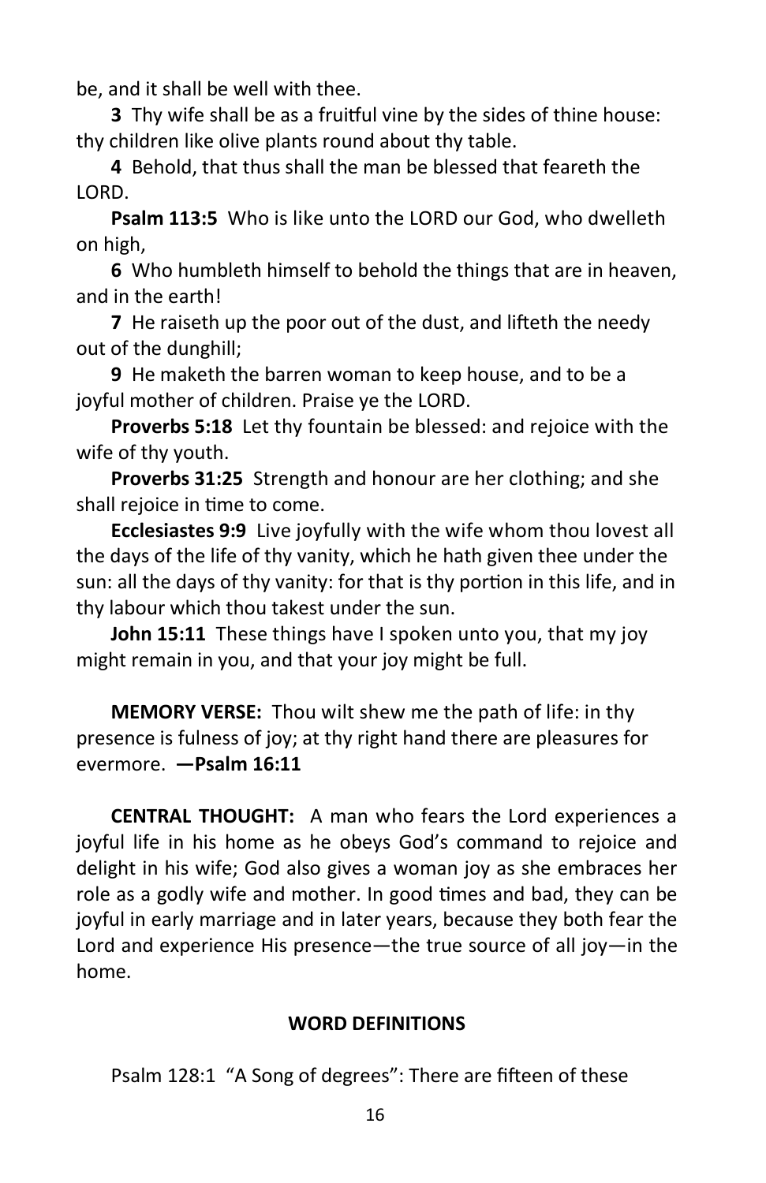be, and it shall be well with thee.

**3** Thy wife shall be as a fruitful vine by the sides of thine house: thy children like olive plants round about thy table.

**4** Behold, that thus shall the man be blessed that feareth the LORD.

**Psalm 113:5** Who is like unto the LORD our God, who dwelleth on high,

**6** Who humbleth himself to behold the things that are in heaven, and in the earth!

**7** He raiseth up the poor out of the dust, and lifteth the needy out of the dunghill;

**9** He maketh the barren woman to keep house, and to be a joyful mother of children. Praise ye the LORD.

**Proverbs 5:18** Let thy fountain be blessed: and rejoice with the wife of thy youth.

**Proverbs 31:25** Strength and honour are her clothing; and she shall rejoice in time to come.

**Ecclesiastes 9:9** Live joyfully with the wife whom thou lovest all the days of the life of thy vanity, which he hath given thee under the sun: all the days of thy vanity: for that is thy portion in this life, and in thy labour which thou takest under the sun.

**John 15:11** These things have I spoken unto you, that my joy might remain in you, and that your joy might be full.

**MEMORY VERSE:** Thou wilt shew me the path of life: in thy presence is fulness of joy; at thy right hand there are pleasures for evermore. **—Psalm 16:11**

**CENTRAL THOUGHT:** A man who fears the Lord experiences a joyful life in his home as he obeys God's command to rejoice and delight in his wife; God also gives a woman joy as she embraces her role as a godly wife and mother. In good times and bad, they can be joyful in early marriage and in later years, because they both fear the Lord and experience His presence—the true source of all joy—in the home.

## WORD DEFINITIONS

Psalm 128:1 "A Song of degrees": There are fifteen of these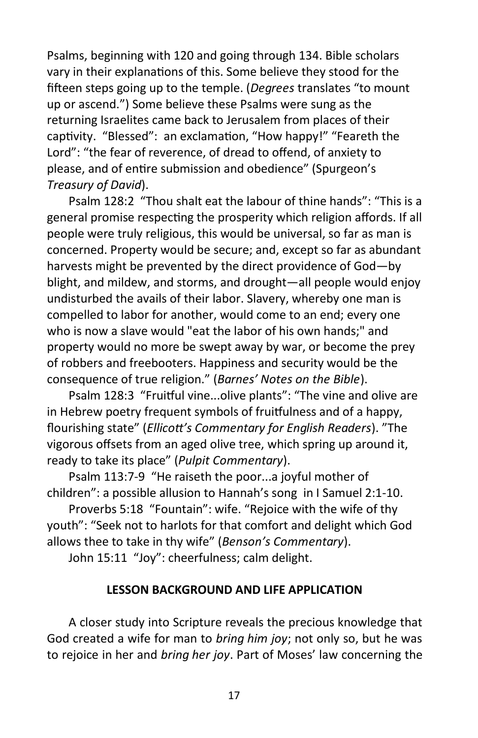Psalms, beginning with 120 and going through 134. Bible scholars vary in their explanations of this. Some believe they stood for the fifteen steps going up to the temple. (*Degrees* translates "to mount up or ascend.") Some believe these Psalms were sung as the returning Israelites came back to Jerusalem from places of their captivity. "Blessed": an exclamation, "How happy!" "Feareth the Lord": "the fear of reverence, of dread to offend, of anxiety to please, and of entire submission and obedience" (Spurgeon's *Treasury of David*).

Psalm 128:2 "Thou shalt eat the labour of thine hands": "This is a general promise respecting the prosperity which religion affords. If all people were truly religious, this would be universal, so far as man is concerned. Property would be secure; and, except so far as abundant harvests might be prevented by the direct providence of God—by blight, and mildew, and storms, and drought—all people would enjoy undisturbed the avails of their labor. Slavery, whereby one man is compelled to labor for another, would come to an end; every one who is now a slave would "eat the labor of his own hands;" and property would no more be swept away by war, or become the prey of robbers and freebooters. Happiness and security would be the consequence of true religion." (*Barnes' Notes on the Bible*).

Psalm 128:3 "Fruitful vine...olive plants": "The vine and olive are in Hebrew poetry frequent symbols of fruitfulness and of a happy, flourishing state" (*Ellicott's Commentary for English Readers*). "The vigorous offsets from an aged olive tree, which spring up around it, ready to take its place" (*Pulpit Commentary*).

Psalm 113:7-9 "He raiseth the poor...a joyful mother of children": a possible allusion to Hannah's song in I Samuel 2:1-10.

Proverbs 5:18 "Fountain": wife. "Rejoice with the wife of thy youth": "Seek not to harlots for that comfort and delight which God allows thee to take in thy wife" (*Benson's Commentary*).

John 15:11 "Joy": cheerfulness; calm delight.

## LESSON BACKGROUND AND LIFE APPLICATION

A closer study into Scripture reveals the precious knowledge that God created a wife for man to *bring him joy*; not only so, but he was to rejoice in her and *bring her joy*. Part of Moses' law concerning the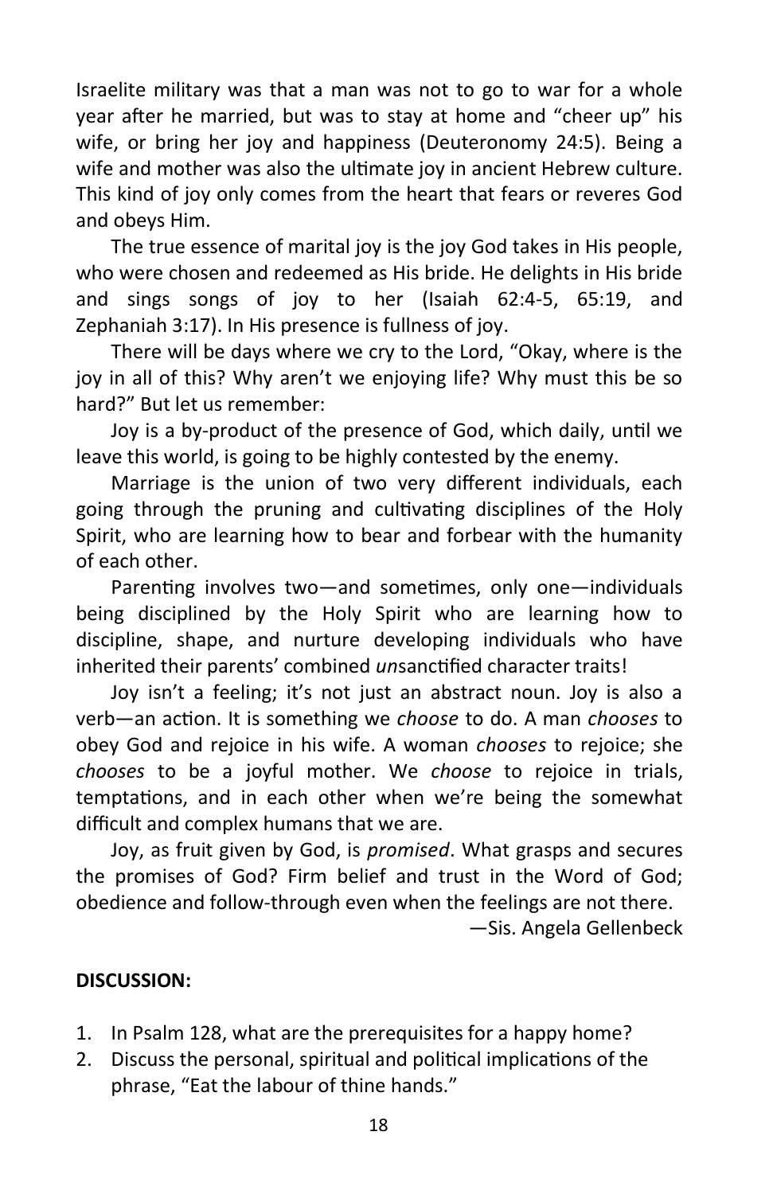Israelite military was that a man was not to go to war for a whole year after he married, but was to stay at home and "cheer up" his wife, or bring her joy and happiness (Deuteronomy 24:5). Being a wife and mother was also the ultimate joy in ancient Hebrew culture. This kind of joy only comes from the heart that fears or reveres God and obeys Him.

The true essence of marital joy is the joy God takes in His people, who were chosen and redeemed as His bride. He delights in His bride and sings songs of joy to her (Isaiah 62:4-5, 65:19, and Zephaniah 3:17). In His presence is fullness of joy.

There will be days where we cry to the Lord, "Okay, where is the joy in all of this? Why aren't we enjoying life? Why must this be so hard?" But let us remember:

Joy is a by-product of the presence of God, which daily, until we leave this world, is going to be highly contested by the enemy.

Marriage is the union of two very different individuals, each going through the pruning and cultivating disciplines of the Holy Spirit, who are learning how to bear and forbear with the humanity of each other.

Parenting involves two—and sometimes, only one—individuals being disciplined by the Holy Spirit who are learning how to discipline, shape, and nurture developing individuals who have inherited their parents' combined *un*sanctified character traits!

Joy isn't a feeling; it's not just an abstract noun. Joy is also a verb—an action. It is something we *choose* to do. A man *chooses* to obey God and rejoice in his wife. A woman *chooses* to rejoice; she *chooses* to be a joyful mother. We *choose* to rejoice in trials, temptations, and in each other when we're being the somewhat difficult and complex humans that we are.

Joy, as fruit given by God, is *promised*. What grasps and secures the promises of God? Firm belief and trust in the Word of God; obedience and follow-through even when the feelings are not there.

—Sis. Angela Gellenbeck

**DISCUSSION:**

1. In Psalm 128, what are the prerequisites for a happy home?
2. Discuss the personal, spiritual and political implications of the phrase, "Eat the labour of thine hands."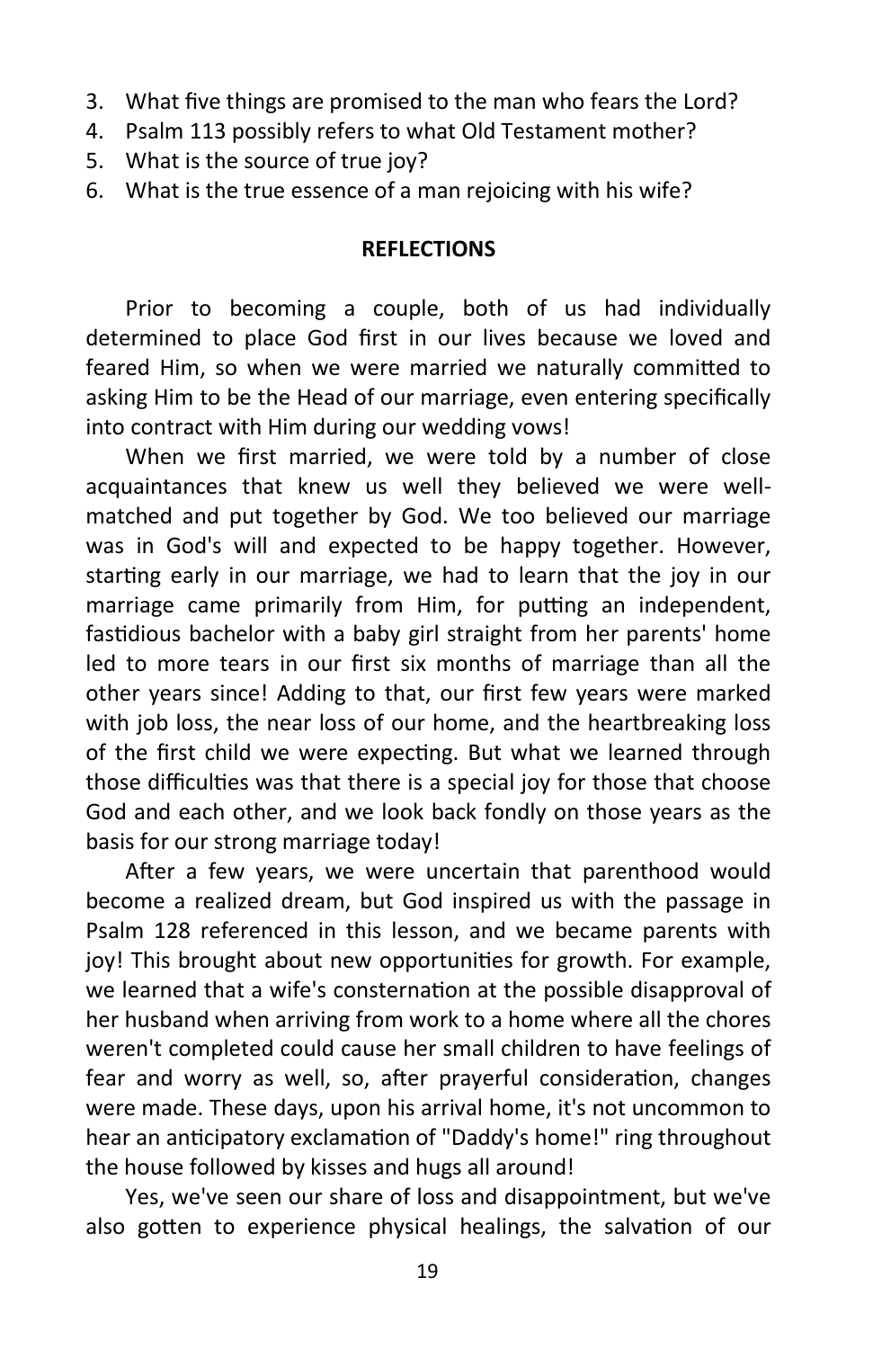3. What five things are promised to the man who fears the Lord?
4. Psalm 113 possibly refers to what Old Testament mother?
5. What is the source of true joy?
6. What is the true essence of a man rejoicing with his wife?

**REFLECTIONS**

Prior to becoming a couple, both of us had individually determined to place God first in our lives because we loved and feared Him, so when we were married we naturally committed to asking Him to be the Head of our marriage, even entering specifically into contract with Him during our wedding vows!

When we first married, we were told by a number of close acquaintances that knew us well they believed we were well-matched and put together by God. We too believed our marriage was in God's will and expected to be happy together. However, starting early in our marriage, we had to learn that the joy in our marriage came primarily from Him, for putting an independent, fastidious bachelor with a baby girl straight from her parents' home led to more tears in our first six months of marriage than all the other years since! Adding to that, our first few years were marked with job loss, the near loss of our home, and the heartbreaking loss of the first child we were expecting. But what we learned through those difficulties was that there is a special joy for those that choose God and each other, and we look back fondly on those years as the basis for our strong marriage today!

After a few years, we were uncertain that parenthood would become a realized dream, but God inspired us with the passage in Psalm 128 referenced in this lesson, and we became parents with joy! This brought about new opportunities for growth. For example, we learned that a wife's consternation at the possible disapproval of her husband when arriving from work to a home where all the chores weren't completed could cause her small children to have feelings of fear and worry as well, so, after prayerful consideration, changes were made. These days, upon his arrival home, it's not uncommon to hear an anticipatory exclamation of "Daddy's home!" ring throughout the house followed by kisses and hugs all around!

Yes, we've seen our share of loss and disappointment, but we've also gotten to experience physical healings, the salvation of our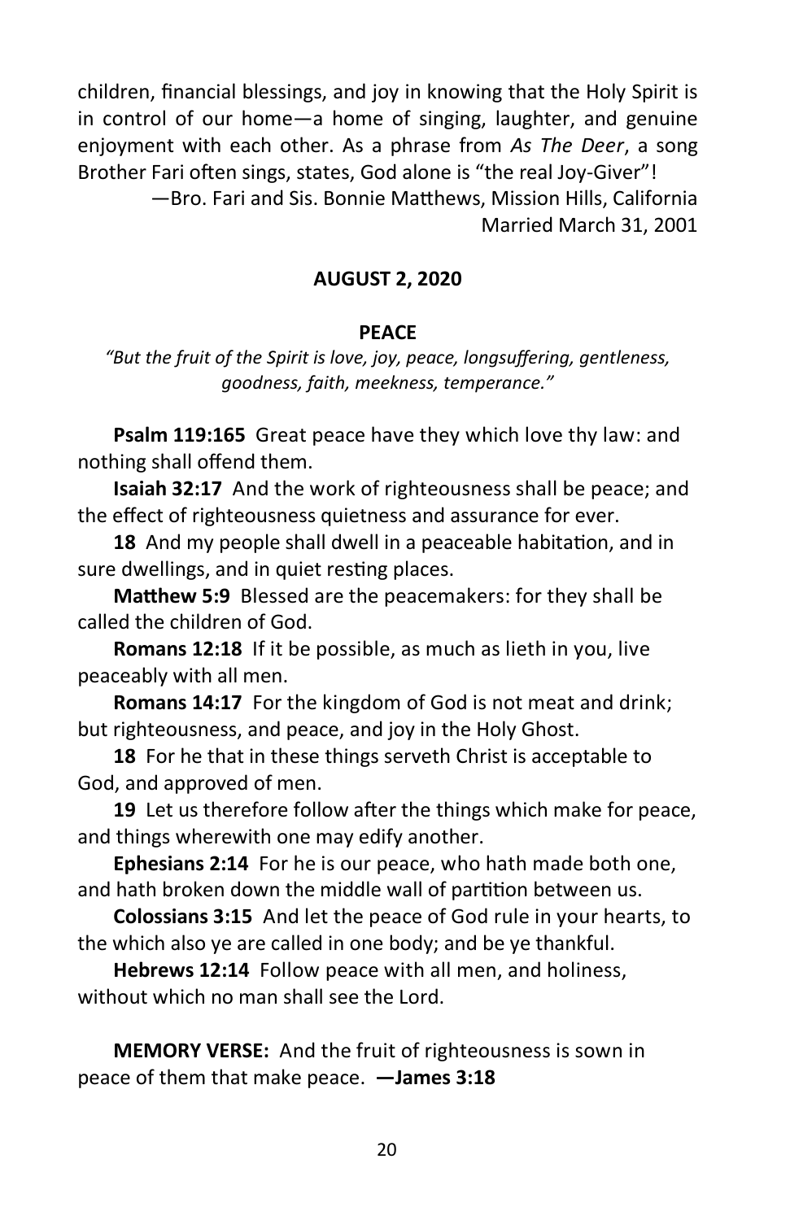children, financial blessings, and joy in knowing that the Holy Spirit is in control of our home—a home of singing, laughter, and genuine enjoyment with each other. As a phrase from *As The Deer*, a song Brother Fari often sings, states, God alone is "the real Joy-Giver"!

—Bro. Fari and Sis. Bonnie Matthews, Mission Hills, California
Married March 31, 2001

## AUGUST 2, 2020

### PEACE

*"But the fruit of the Spirit is love, joy, peace, longsuffering, gentleness, goodness, faith, meekness, temperance."*

**Psalm 119:165** Great peace have they which love thy law: and nothing shall offend them.

**Isaiah 32:17** And the work of righteousness shall be peace; and the effect of righteousness quietness and assurance for ever.

**18** And my people shall dwell in a peaceable habitation, and in sure dwellings, and in quiet resting places.

**Matthew 5:9** Blessed are the peacemakers: for they shall be called the children of God.

**Romans 12:18** If it be possible, as much as lieth in you, live peaceably with all men.

**Romans 14:17** For the kingdom of God is not meat and drink; but righteousness, and peace, and joy in the Holy Ghost.

**18** For he that in these things serveth Christ is acceptable to God, and approved of men.

**19** Let us therefore follow after the things which make for peace, and things wherewith one may edify another.

**Ephesians 2:14** For he is our peace, who hath made both one, and hath broken down the middle wall of partition between us.

**Colossians 3:15** And let the peace of God rule in your hearts, to the which also ye are called in one body; and be ye thankful.

**Hebrews 12:14** Follow peace with all men, and holiness, without which no man shall see the Lord.

**MEMORY VERSE:** And the fruit of righteousness is sown in peace of them that make peace. **—James 3:18**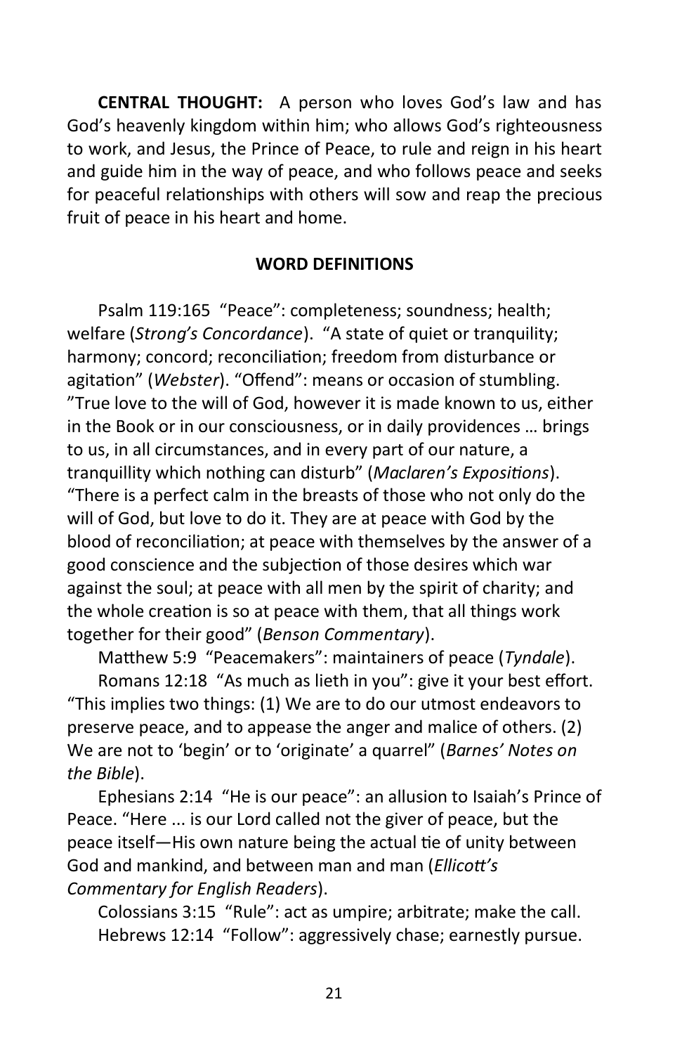**CENTRAL THOUGHT:** A person who loves God's law and has God's heavenly kingdom within him; who allows God's righteousness to work, and Jesus, the Prince of Peace, to rule and reign in his heart and guide him in the way of peace, and who follows peace and seeks for peaceful relationships with others will sow and reap the precious fruit of peace in his heart and home.

**WORD DEFINITIONS**

Psalm 119:165 "Peace": completeness; soundness; health; welfare (*Strong's Concordance*). "A state of quiet or tranquility; harmony; concord; reconciliation; freedom from disturbance or agitation" (*Webster*). "Offend": means or occasion of stumbling. "True love to the will of God, however it is made known to us, either in the Book or in our consciousness, or in daily providences … brings to us, in all circumstances, and in every part of our nature, a tranquillity which nothing can disturb" (*Maclaren's Expositions*). "There is a perfect calm in the breasts of those who not only do the will of God, but love to do it. They are at peace with God by the blood of reconciliation; at peace with themselves by the answer of a good conscience and the subjection of those desires which war against the soul; at peace with all men by the spirit of charity; and the whole creation is so at peace with them, that all things work together for their good" (*Benson Commentary*).

Matthew 5:9 "Peacemakers": maintainers of peace (*Tyndale*).

Romans 12:18 "As much as lieth in you": give it your best effort. "This implies two things: (1) We are to do our utmost endeavors to preserve peace, and to appease the anger and malice of others. (2) We are not to 'begin' or to 'originate' a quarrel" (*Barnes' Notes on the Bible*).

Ephesians 2:14 "He is our peace": an allusion to Isaiah's Prince of Peace. "Here ... is our Lord called not the giver of peace, but the peace itself—His own nature being the actual tie of unity between God and mankind, and between man and man (*Ellicott's Commentary for English Readers*).

Colossians 3:15 "Rule": act as umpire; arbitrate; make the call.

Hebrews 12:14 "Follow": aggressively chase; earnestly pursue.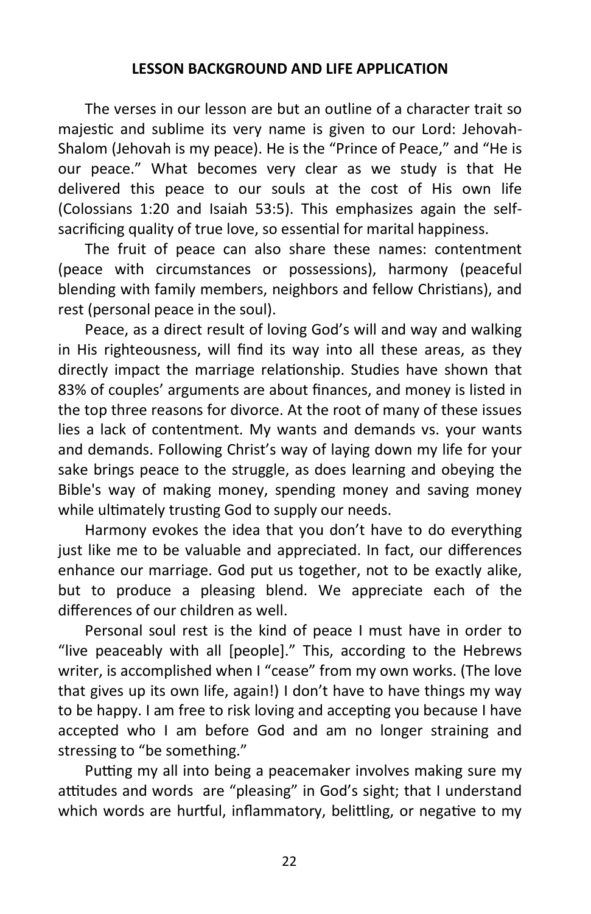**LESSON BACKGROUND AND LIFE APPLICATION**

The verses in our lesson are but an outline of a character trait so majestic and sublime its very name is given to our Lord: Jehovah-Shalom (Jehovah is my peace). He is the "Prince of Peace," and "He is our peace." What becomes very clear as we study is that He delivered this peace to our souls at the cost of His own life (Colossians 1:20 and Isaiah 53:5). This emphasizes again the self-sacrificing quality of true love, so essential for marital happiness.

The fruit of peace can also share these names: contentment (peace with circumstances or possessions), harmony (peaceful blending with family members, neighbors and fellow Christians), and rest (personal peace in the soul).

Peace, as a direct result of loving God's will and way and walking in His righteousness, will find its way into all these areas, as they directly impact the marriage relationship. Studies have shown that 83% of couples' arguments are about finances, and money is listed in the top three reasons for divorce. At the root of many of these issues lies a lack of contentment. My wants and demands vs. your wants and demands. Following Christ's way of laying down my life for your sake brings peace to the struggle, as does learning and obeying the Bible's way of making money, spending money and saving money while ultimately trusting God to supply our needs.

Harmony evokes the idea that you don't have to do everything just like me to be valuable and appreciated. In fact, our differences enhance our marriage. God put us together, not to be exactly alike, but to produce a pleasing blend. We appreciate each of the differences of our children as well.

Personal soul rest is the kind of peace I must have in order to "live peaceably with all [people]." This, according to the Hebrews writer, is accomplished when I "cease" from my own works. (The love that gives up its own life, again!) I don't have to have things my way to be happy. I am free to risk loving and accepting you because I have accepted who I am before God and am no longer straining and stressing to "be something."

Putting my all into being a peacemaker involves making sure my attitudes and words are "pleasing" in God's sight; that I understand which words are hurtful, inflammatory, belittling, or negative to my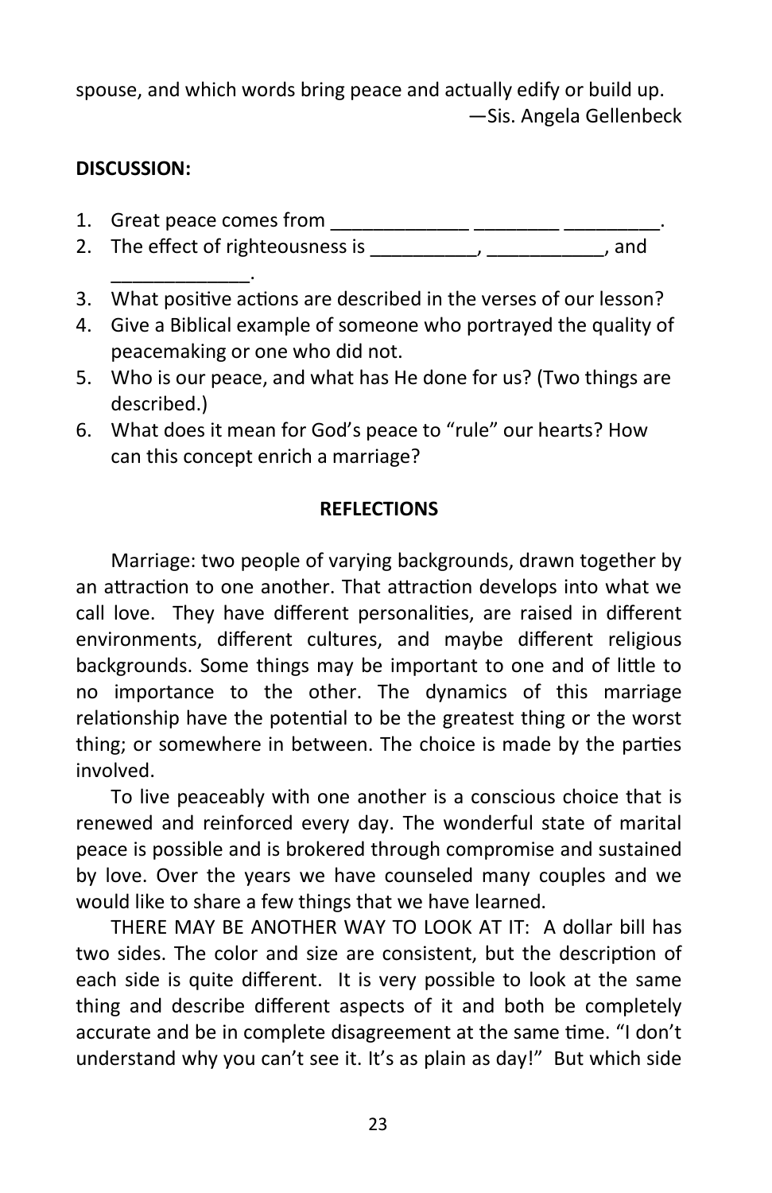spouse, and which words bring peace and actually edify or build up.

—Sis. Angela Gellenbeck

**DISCUSSION:**

1. Great peace comes from _____________ ________ _________.
2. The effect of righteousness is __________, ___________, and _____________.
3. What positive actions are described in the verses of our lesson?
4. Give a Biblical example of someone who portrayed the quality of peacemaking or one who did not.
5. Who is our peace, and what has He done for us? (Two things are described.)
6. What does it mean for God's peace to "rule" our hearts? How can this concept enrich a marriage?

**REFLECTIONS**

Marriage: two people of varying backgrounds, drawn together by an attraction to one another. That attraction develops into what we call love. They have different personalities, are raised in different environments, different cultures, and maybe different religious backgrounds. Some things may be important to one and of little to no importance to the other. The dynamics of this marriage relationship have the potential to be the greatest thing or the worst thing; or somewhere in between. The choice is made by the parties involved.

To live peaceably with one another is a conscious choice that is renewed and reinforced every day. The wonderful state of marital peace is possible and is brokered through compromise and sustained by love. Over the years we have counseled many couples and we would like to share a few things that we have learned.

THERE MAY BE ANOTHER WAY TO LOOK AT IT: A dollar bill has two sides. The color and size are consistent, but the description of each side is quite different. It is very possible to look at the same thing and describe different aspects of it and both be completely accurate and be in complete disagreement at the same time. "I don't understand why you can't see it. It's as plain as day!" But which side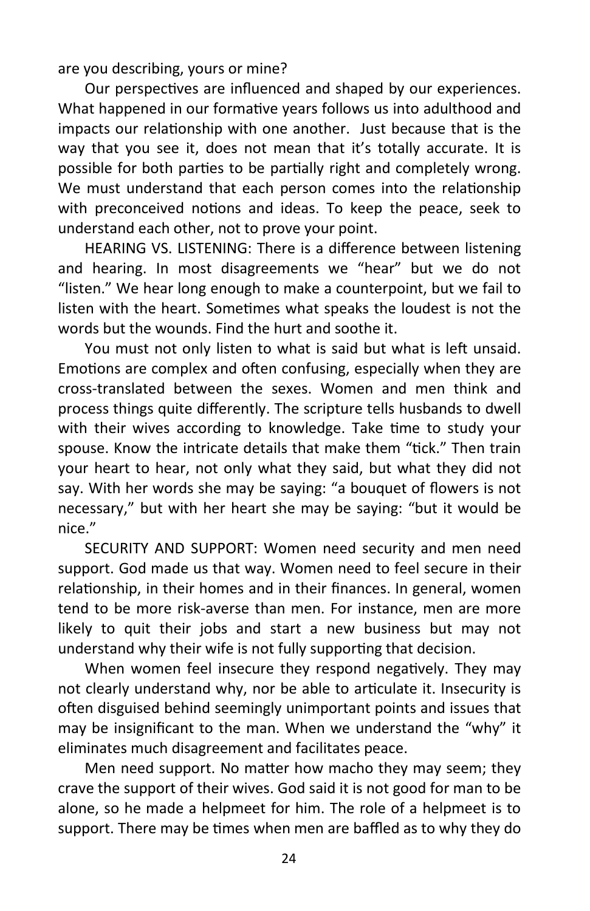are you describing, yours or mine?

Our perspectives are influenced and shaped by our experiences. What happened in our formative years follows us into adulthood and impacts our relationship with one another. Just because that is the way that you see it, does not mean that it's totally accurate. It is possible for both parties to be partially right and completely wrong. We must understand that each person comes into the relationship with preconceived notions and ideas. To keep the peace, seek to understand each other, not to prove your point.

HEARING VS. LISTENING: There is a difference between listening and hearing. In most disagreements we "hear" but we do not "listen." We hear long enough to make a counterpoint, but we fail to listen with the heart. Sometimes what speaks the loudest is not the words but the wounds. Find the hurt and soothe it.

You must not only listen to what is said but what is left unsaid. Emotions are complex and often confusing, especially when they are cross-translated between the sexes. Women and men think and process things quite differently. The scripture tells husbands to dwell with their wives according to knowledge. Take time to study your spouse. Know the intricate details that make them "tick." Then train your heart to hear, not only what they said, but what they did not say. With her words she may be saying: "a bouquet of flowers is not necessary," but with her heart she may be saying: "but it would be nice."

SECURITY AND SUPPORT: Women need security and men need support. God made us that way. Women need to feel secure in their relationship, in their homes and in their finances. In general, women tend to be more risk-averse than men. For instance, men are more likely to quit their jobs and start a new business but may not understand why their wife is not fully supporting that decision.

When women feel insecure they respond negatively. They may not clearly understand why, nor be able to articulate it. Insecurity is often disguised behind seemingly unimportant points and issues that may be insignificant to the man. When we understand the "why" it eliminates much disagreement and facilitates peace.

Men need support. No matter how macho they may seem; they crave the support of their wives. God said it is not good for man to be alone, so he made a helpmeet for him. The role of a helpmeet is to support. There may be times when men are baffled as to why they do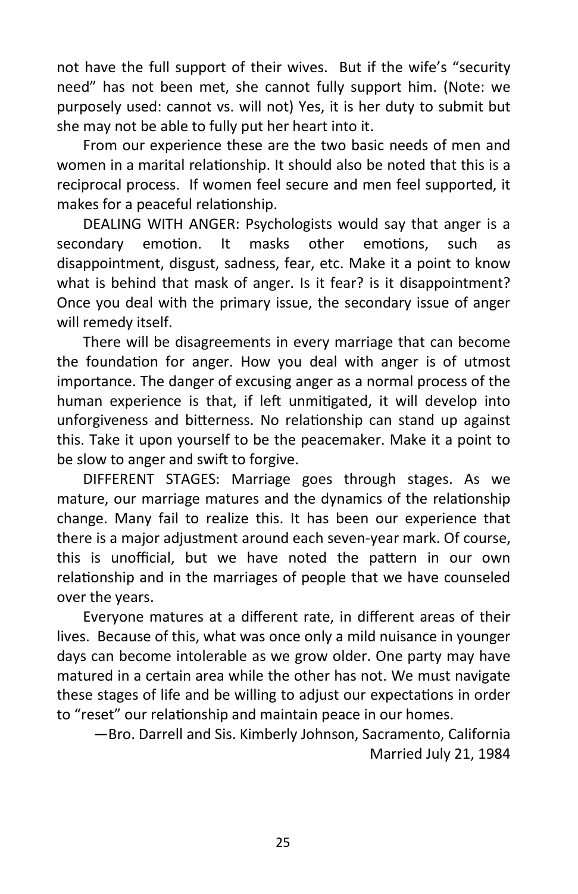not have the full support of their wives. But if the wife's "security need" has not been met, she cannot fully support him. (Note: we purposely used: cannot vs. will not) Yes, it is her duty to submit but she may not be able to fully put her heart into it.

From our experience these are the two basic needs of men and women in a marital relationship. It should also be noted that this is a reciprocal process. If women feel secure and men feel supported, it makes for a peaceful relationship.

DEALING WITH ANGER: Psychologists would say that anger is a secondary emotion. It masks other emotions, such as disappointment, disgust, sadness, fear, etc. Make it a point to know what is behind that mask of anger. Is it fear? is it disappointment? Once you deal with the primary issue, the secondary issue of anger will remedy itself.

There will be disagreements in every marriage that can become the foundation for anger. How you deal with anger is of utmost importance. The danger of excusing anger as a normal process of the human experience is that, if left unmitigated, it will develop into unforgiveness and bitterness. No relationship can stand up against this. Take it upon yourself to be the peacemaker. Make it a point to be slow to anger and swift to forgive.

DIFFERENT STAGES: Marriage goes through stages. As we mature, our marriage matures and the dynamics of the relationship change. Many fail to realize this. It has been our experience that there is a major adjustment around each seven-year mark. Of course, this is unofficial, but we have noted the pattern in our own relationship and in the marriages of people that we have counseled over the years.

Everyone matures at a different rate, in different areas of their lives. Because of this, what was once only a mild nuisance in younger days can become intolerable as we grow older. One party may have matured in a certain area while the other has not. We must navigate these stages of life and be willing to adjust our expectations in order to "reset" our relationship and maintain peace in our homes.

—Bro. Darrell and Sis. Kimberly Johnson, Sacramento, California
Married July 21, 1984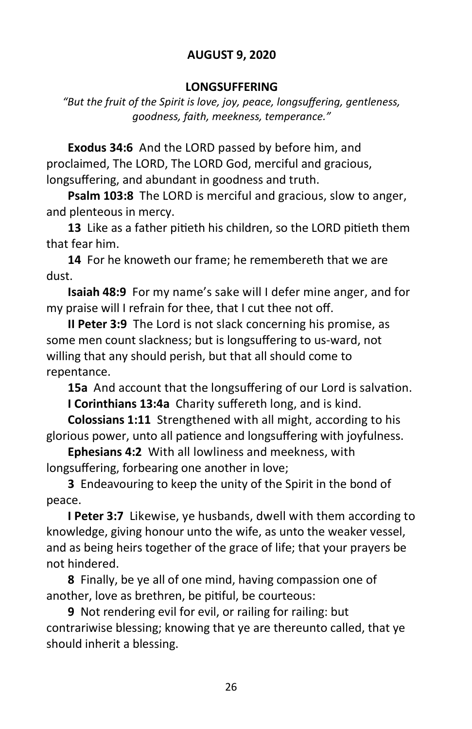**AUGUST 9, 2020**

**LONGSUFFERING**

*"But the fruit of the Spirit is love, joy, peace, longsuffering, gentleness, goodness, faith, meekness, temperance."*

**Exodus 34:6** And the LORD passed by before him, and proclaimed, The LORD, The LORD God, merciful and gracious, longsuffering, and abundant in goodness and truth.

**Psalm 103:8** The LORD is merciful and gracious, slow to anger, and plenteous in mercy.

**13** Like as a father pitieth his children, so the LORD pitieth them that fear him.

**14** For he knoweth our frame; he remembereth that we are dust.

**Isaiah 48:9** For my name's sake will I defer mine anger, and for my praise will I refrain for thee, that I cut thee not off.

**II Peter 3:9** The Lord is not slack concerning his promise, as some men count slackness; but is longsuffering to us-ward, not willing that any should perish, but that all should come to repentance.

**15a** And account that the longsuffering of our Lord is salvation.

**I Corinthians 13:4a** Charity suffereth long, and is kind.

**Colossians 1:11** Strengthened with all might, according to his glorious power, unto all patience and longsuffering with joyfulness.

**Ephesians 4:2** With all lowliness and meekness, with longsuffering, forbearing one another in love;

**3** Endeavouring to keep the unity of the Spirit in the bond of peace.

**I Peter 3:7** Likewise, ye husbands, dwell with them according to knowledge, giving honour unto the wife, as unto the weaker vessel, and as being heirs together of the grace of life; that your prayers be not hindered.

**8** Finally, be ye all of one mind, having compassion one of another, love as brethren, be pitiful, be courteous:

**9** Not rendering evil for evil, or railing for railing: but contrariwise blessing; knowing that ye are thereunto called, that ye should inherit a blessing.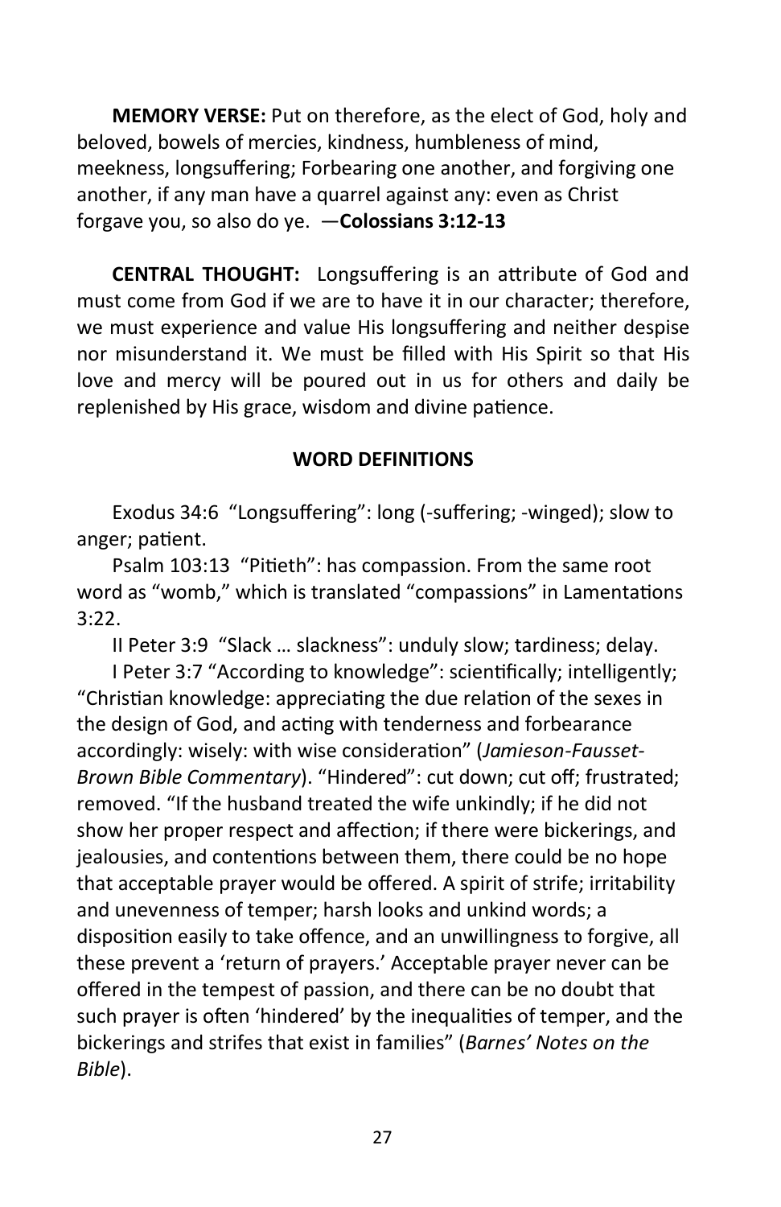**MEMORY VERSE:** Put on therefore, as the elect of God, holy and beloved, bowels of mercies, kindness, humbleness of mind, meekness, longsuffering; Forbearing one another, and forgiving one another, if any man have a quarrel against any: even as Christ forgave you, so also do ye. —**Colossians 3:12-13**

**CENTRAL THOUGHT:** Longsuffering is an attribute of God and must come from God if we are to have it in our character; therefore, we must experience and value His longsuffering and neither despise nor misunderstand it. We must be filled with His Spirit so that His love and mercy will be poured out in us for others and daily be replenished by His grace, wisdom and divine patience.

**WORD DEFINITIONS**

Exodus 34:6 "Longsuffering": long (-suffering; -winged); slow to anger; patient.

Psalm 103:13 "Pitieth": has compassion. From the same root word as "womb," which is translated "compassions" in Lamentations 3:22.

II Peter 3:9 "Slack … slackness": unduly slow; tardiness; delay.

I Peter 3:7 "According to knowledge": scientifically; intelligently; "Christian knowledge: appreciating the due relation of the sexes in the design of God, and acting with tenderness and forbearance accordingly: wisely: with wise consideration" (*Jamieson-Fausset-Brown Bible Commentary*). "Hindered": cut down; cut off; frustrated; removed. "If the husband treated the wife unkindly; if he did not show her proper respect and affection; if there were bickerings, and jealousies, and contentions between them, there could be no hope that acceptable prayer would be offered. A spirit of strife; irritability and unevenness of temper; harsh looks and unkind words; a disposition easily to take offence, and an unwillingness to forgive, all these prevent a 'return of prayers.' Acceptable prayer never can be offered in the tempest of passion, and there can be no doubt that such prayer is often 'hindered' by the inequalities of temper, and the bickerings and strifes that exist in families" (*Barnes' Notes on the Bible*).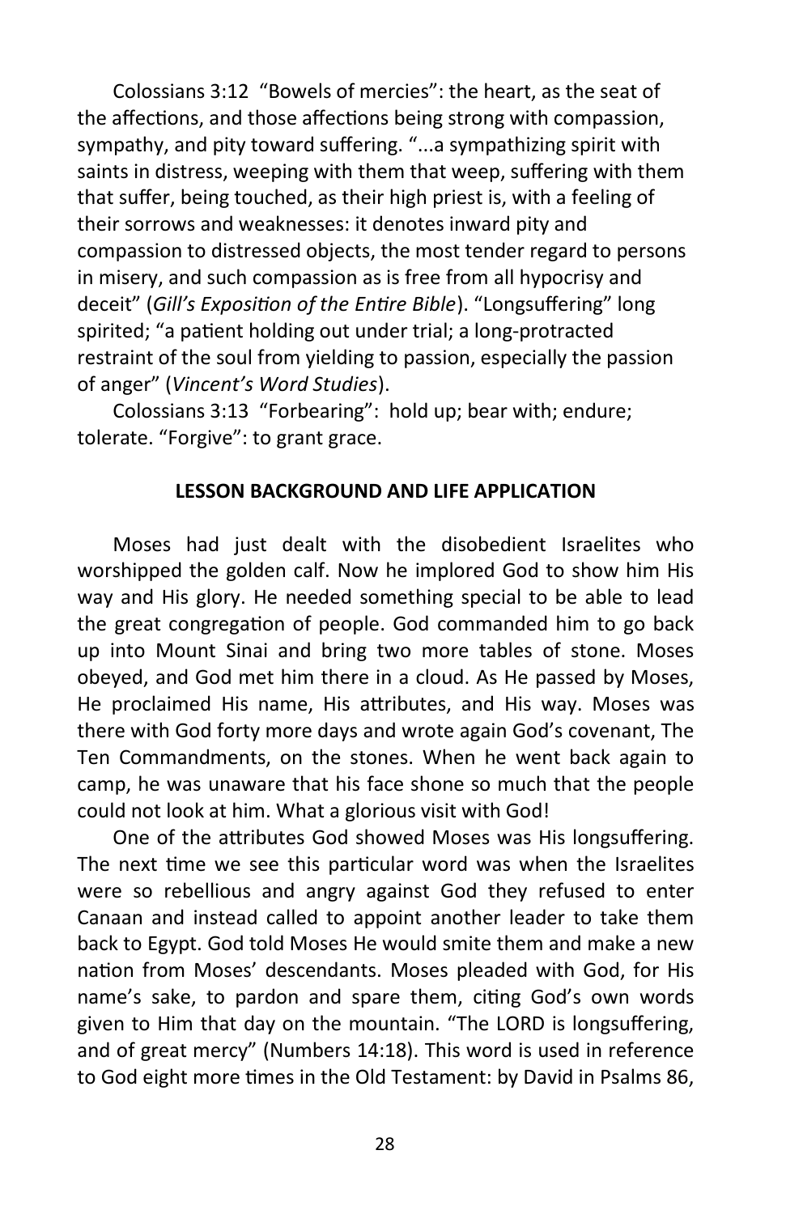Colossians 3:12 "Bowels of mercies": the heart, as the seat of the affections, and those affections being strong with compassion, sympathy, and pity toward suffering. "...a sympathizing spirit with saints in distress, weeping with them that weep, suffering with them that suffer, being touched, as their high priest is, with a feeling of their sorrows and weaknesses: it denotes inward pity and compassion to distressed objects, the most tender regard to persons in misery, and such compassion as is free from all hypocrisy and deceit" (*Gill's Exposition of the Entire Bible*). "Longsuffering" long spirited; "a patient holding out under trial; a long-protracted restraint of the soul from yielding to passion, especially the passion of anger" (*Vincent's Word Studies*).

Colossians 3:13 "Forbearing": hold up; bear with; endure; tolerate. "Forgive": to grant grace.

**LESSON BACKGROUND AND LIFE APPLICATION**

Moses had just dealt with the disobedient Israelites who worshipped the golden calf. Now he implored God to show him His way and His glory. He needed something special to be able to lead the great congregation of people. God commanded him to go back up into Mount Sinai and bring two more tables of stone. Moses obeyed, and God met him there in a cloud. As He passed by Moses, He proclaimed His name, His attributes, and His way. Moses was there with God forty more days and wrote again God's covenant, The Ten Commandments, on the stones. When he went back again to camp, he was unaware that his face shone so much that the people could not look at him. What a glorious visit with God!

One of the attributes God showed Moses was His longsuffering. The next time we see this particular word was when the Israelites were so rebellious and angry against God they refused to enter Canaan and instead called to appoint another leader to take them back to Egypt. God told Moses He would smite them and make a new nation from Moses' descendants. Moses pleaded with God, for His name's sake, to pardon and spare them, citing God's own words given to Him that day on the mountain. "The LORD is longsuffering, and of great mercy" (Numbers 14:18). This word is used in reference to God eight more times in the Old Testament: by David in Psalms 86,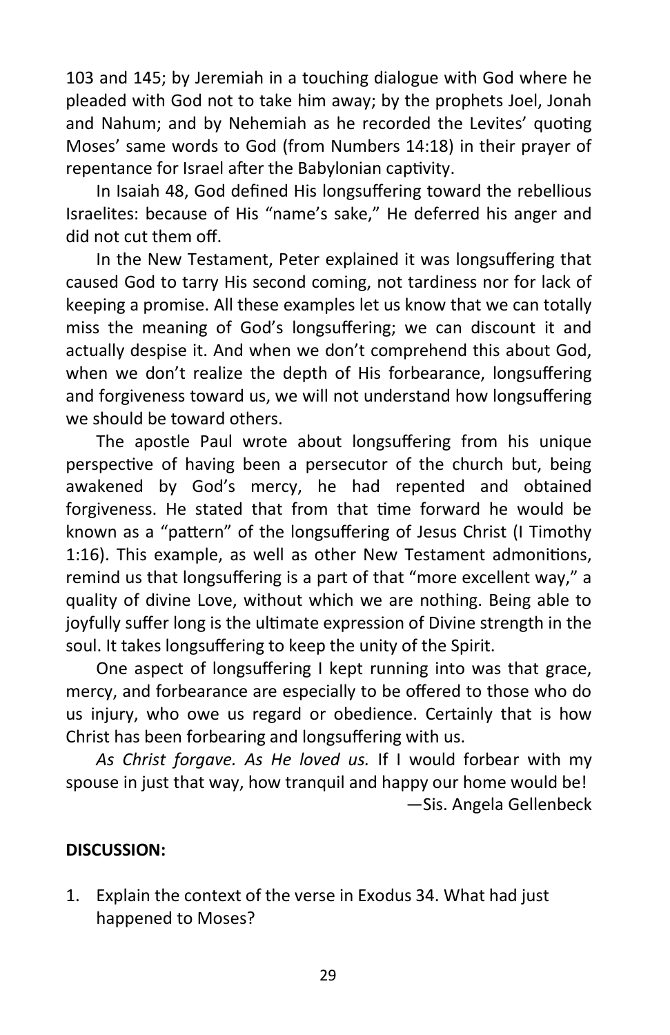103 and 145; by Jeremiah in a touching dialogue with God where he pleaded with God not to take him away; by the prophets Joel, Jonah and Nahum; and by Nehemiah as he recorded the Levites' quoting Moses' same words to God (from Numbers 14:18) in their prayer of repentance for Israel after the Babylonian captivity.

In Isaiah 48, God defined His longsuffering toward the rebellious Israelites: because of His "name's sake," He deferred his anger and did not cut them off.

In the New Testament, Peter explained it was longsuffering that caused God to tarry His second coming, not tardiness nor for lack of keeping a promise. All these examples let us know that we can totally miss the meaning of God's longsuffering; we can discount it and actually despise it. And when we don't comprehend this about God, when we don't realize the depth of His forbearance, longsuffering and forgiveness toward us, we will not understand how longsuffering we should be toward others.

The apostle Paul wrote about longsuffering from his unique perspective of having been a persecutor of the church but, being awakened by God's mercy, he had repented and obtained forgiveness. He stated that from that time forward he would be known as a "pattern" of the longsuffering of Jesus Christ (I Timothy 1:16). This example, as well as other New Testament admonitions, remind us that longsuffering is a part of that "more excellent way," a quality of divine Love, without which we are nothing. Being able to joyfully suffer long is the ultimate expression of Divine strength in the soul. It takes longsuffering to keep the unity of the Spirit.

One aspect of longsuffering I kept running into was that grace, mercy, and forbearance are especially to be offered to those who do us injury, who owe us regard or obedience. Certainly that is how Christ has been forbearing and longsuffering with us.

*As Christ forgave. As He loved us.* If I would forbear with my spouse in just that way, how tranquil and happy our home would be!

—Sis. Angela Gellenbeck

**DISCUSSION:**

1. Explain the context of the verse in Exodus 34. What had just happened to Moses?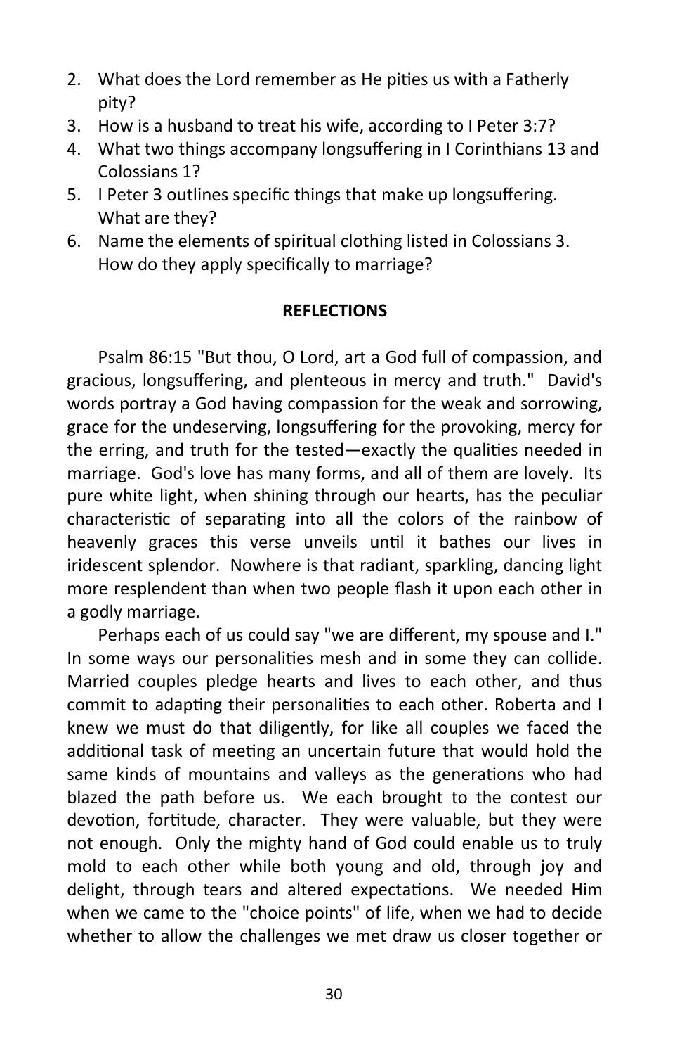2. What does the Lord remember as He pities us with a Fatherly pity?
3. How is a husband to treat his wife, according to I Peter 3:7?
4. What two things accompany longsuffering in I Corinthians 13 and Colossians 1?
5. I Peter 3 outlines specific things that make up longsuffering. What are they?
6. Name the elements of spiritual clothing listed in Colossians 3. How do they apply specifically to marriage?

**REFLECTIONS**

Psalm 86:15 "But thou, O Lord, art a God full of compassion, and gracious, longsuffering, and plenteous in mercy and truth." David's words portray a God having compassion for the weak and sorrowing, grace for the undeserving, longsuffering for the provoking, mercy for the erring, and truth for the tested—exactly the qualities needed in marriage. God's love has many forms, and all of them are lovely. Its pure white light, when shining through our hearts, has the peculiar characteristic of separating into all the colors of the rainbow of heavenly graces this verse unveils until it bathes our lives in iridescent splendor. Nowhere is that radiant, sparkling, dancing light more resplendent than when two people flash it upon each other in a godly marriage.

Perhaps each of us could say "we are different, my spouse and I." In some ways our personalities mesh and in some they can collide. Married couples pledge hearts and lives to each other, and thus commit to adapting their personalities to each other. Roberta and I knew we must do that diligently, for like all couples we faced the additional task of meeting an uncertain future that would hold the same kinds of mountains and valleys as the generations who had blazed the path before us. We each brought to the contest our devotion, fortitude, character. They were valuable, but they were not enough. Only the mighty hand of God could enable us to truly mold to each other while both young and old, through joy and delight, through tears and altered expectations. We needed Him when we came to the "choice points" of life, when we had to decide whether to allow the challenges we met draw us closer together or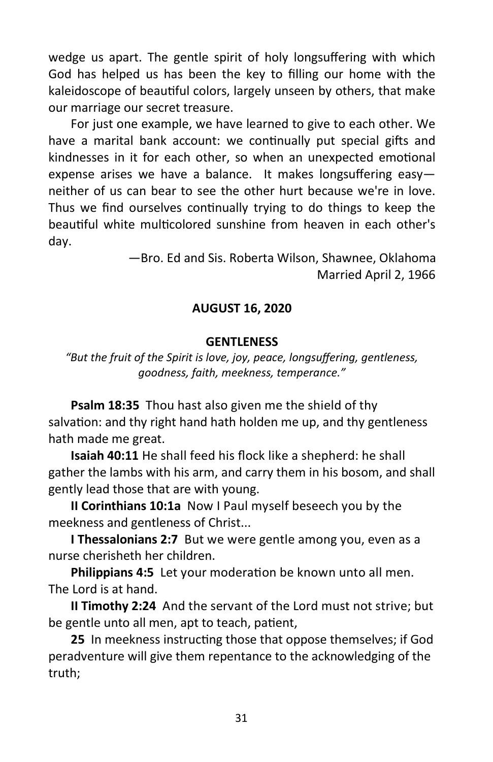wedge us apart. The gentle spirit of holy longsuffering with which God has helped us has been the key to filling our home with the kaleidoscope of beautiful colors, largely unseen by others, that make our marriage our secret treasure.

For just one example, we have learned to give to each other. We have a marital bank account: we continually put special gifts and kindnesses in it for each other, so when an unexpected emotional expense arises we have a balance. It makes longsuffering easy—neither of us can bear to see the other hurt because we're in love. Thus we find ourselves continually trying to do things to keep the beautiful white multicolored sunshine from heaven in each other's day.

—Bro. Ed and Sis. Roberta Wilson, Shawnee, Oklahoma
Married April 2, 1966

## AUGUST 16, 2020

### GENTLENESS

*"But the fruit of the Spirit is love, joy, peace, longsuffering, gentleness, goodness, faith, meekness, temperance."*

**Psalm 18:35** Thou hast also given me the shield of thy salvation: and thy right hand hath holden me up, and thy gentleness hath made me great.

**Isaiah 40:11** He shall feed his flock like a shepherd: he shall gather the lambs with his arm, and carry them in his bosom, and shall gently lead those that are with young.

**II Corinthians 10:1a** Now I Paul myself beseech you by the meekness and gentleness of Christ...

**I Thessalonians 2:7** But we were gentle among you, even as a nurse cherisheth her children.

**Philippians 4:5** Let your moderation be known unto all men. The Lord is at hand.

**II Timothy 2:24** And the servant of the Lord must not strive; but be gentle unto all men, apt to teach, patient,

**25** In meekness instructing those that oppose themselves; if God peradventure will give them repentance to the acknowledging of the truth;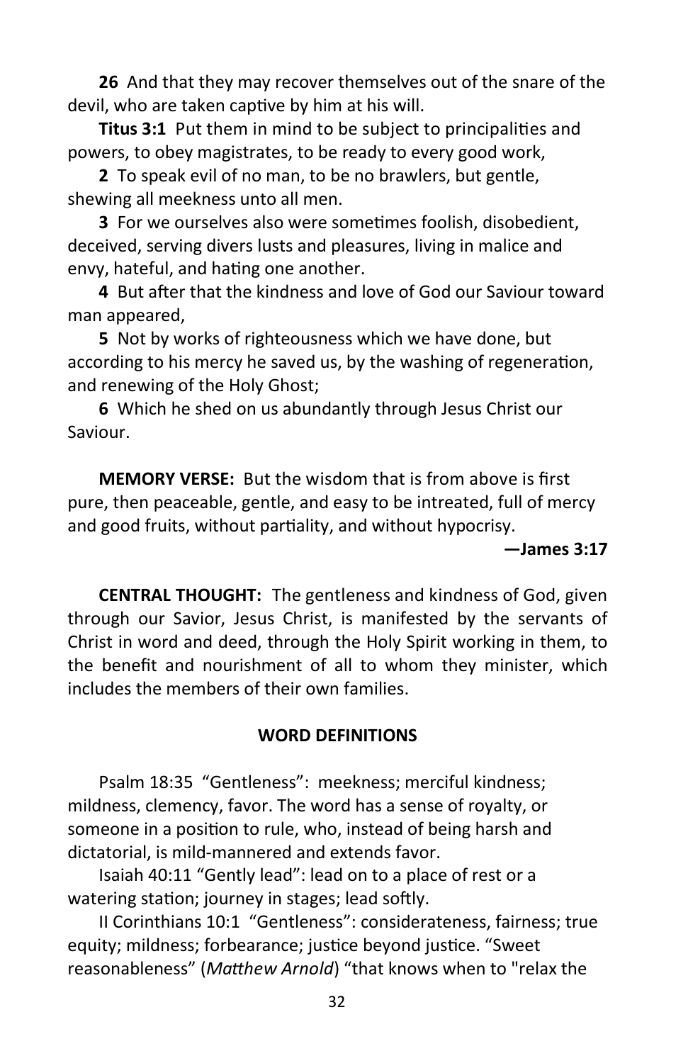**26** And that they may recover themselves out of the snare of the devil, who are taken captive by him at his will.

**Titus 3:1** Put them in mind to be subject to principalities and powers, to obey magistrates, to be ready to every good work,

**2** To speak evil of no man, to be no brawlers, but gentle, shewing all meekness unto all men.

**3** For we ourselves also were sometimes foolish, disobedient, deceived, serving divers lusts and pleasures, living in malice and envy, hateful, and hating one another.

**4** But after that the kindness and love of God our Saviour toward man appeared,

**5** Not by works of righteousness which we have done, but according to his mercy he saved us, by the washing of regeneration, and renewing of the Holy Ghost;

**6** Which he shed on us abundantly through Jesus Christ our Saviour.

**MEMORY VERSE:** But the wisdom that is from above is first pure, then peaceable, gentle, and easy to be intreated, full of mercy and good fruits, without partiality, and without hypocrisy.

**—James 3:17**

**CENTRAL THOUGHT:** The gentleness and kindness of God, given through our Savior, Jesus Christ, is manifested by the servants of Christ in word and deed, through the Holy Spirit working in them, to the benefit and nourishment of all to whom they minister, which includes the members of their own families.

**WORD DEFINITIONS**

Psalm 18:35 "Gentleness": meekness; merciful kindness; mildness, clemency, favor. The word has a sense of royalty, or someone in a position to rule, who, instead of being harsh and dictatorial, is mild-mannered and extends favor.

Isaiah 40:11 "Gently lead": lead on to a place of rest or a watering station; journey in stages; lead softly.

II Corinthians 10:1 "Gentleness": considerateness, fairness; true equity; mildness; forbearance; justice beyond justice. "Sweet reasonableness" (*Matthew Arnold*) "that knows when to "relax the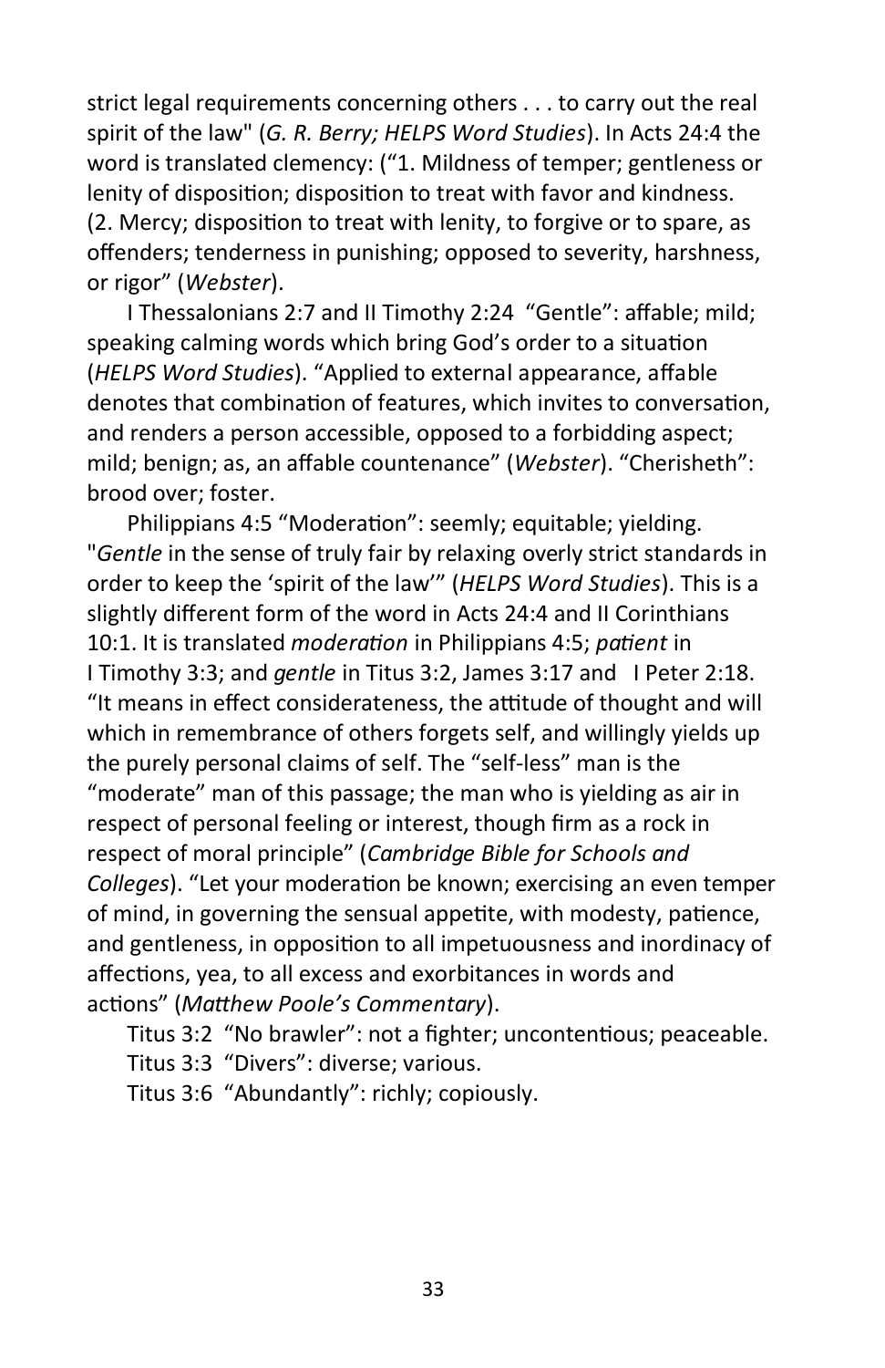strict legal requirements concerning others . . . to carry out the real spirit of the law" (*G. R. Berry; HELPS Word Studies*). In Acts 24:4 the word is translated clemency: ("1. Mildness of temper; gentleness or lenity of disposition; disposition to treat with favor and kindness. (2. Mercy; disposition to treat with lenity, to forgive or to spare, as offenders; tenderness in punishing; opposed to severity, harshness, or rigor" (*Webster*).

I Thessalonians 2:7 and II Timothy 2:24 "Gentle": affable; mild; speaking calming words which bring God's order to a situation (*HELPS Word Studies*). "Applied to external appearance, affable denotes that combination of features, which invites to conversation, and renders a person accessible, opposed to a forbidding aspect; mild; benign; as, an affable countenance" (*Webster*). "Cherisheth": brood over; foster.

Philippians 4:5 "Moderation": seemly; equitable; yielding. "*Gentle* in the sense of truly fair by relaxing overly strict standards in order to keep the 'spirit of the law'" (*HELPS Word Studies*). This is a slightly different form of the word in Acts 24:4 and II Corinthians 10:1. It is translated *moderation* in Philippians 4:5; *patient* in I Timothy 3:3; and *gentle* in Titus 3:2, James 3:17 and I Peter 2:18. "It means in effect considerateness, the attitude of thought and will which in remembrance of others forgets self, and willingly yields up the purely personal claims of self. The "self-less" man is the "moderate" man of this passage; the man who is yielding as air in respect of personal feeling or interest, though firm as a rock in respect of moral principle" (*Cambridge Bible for Schools and Colleges*). "Let your moderation be known; exercising an even temper of mind, in governing the sensual appetite, with modesty, patience, and gentleness, in opposition to all impetuousness and inordinacy of affections, yea, to all excess and exorbitances in words and actions" (*Matthew Poole's Commentary*).

Titus 3:2 "No brawler": not a fighter; uncontentious; peaceable.

Titus 3:3 "Divers": diverse; various.

Titus 3:6 "Abundantly": richly; copiously.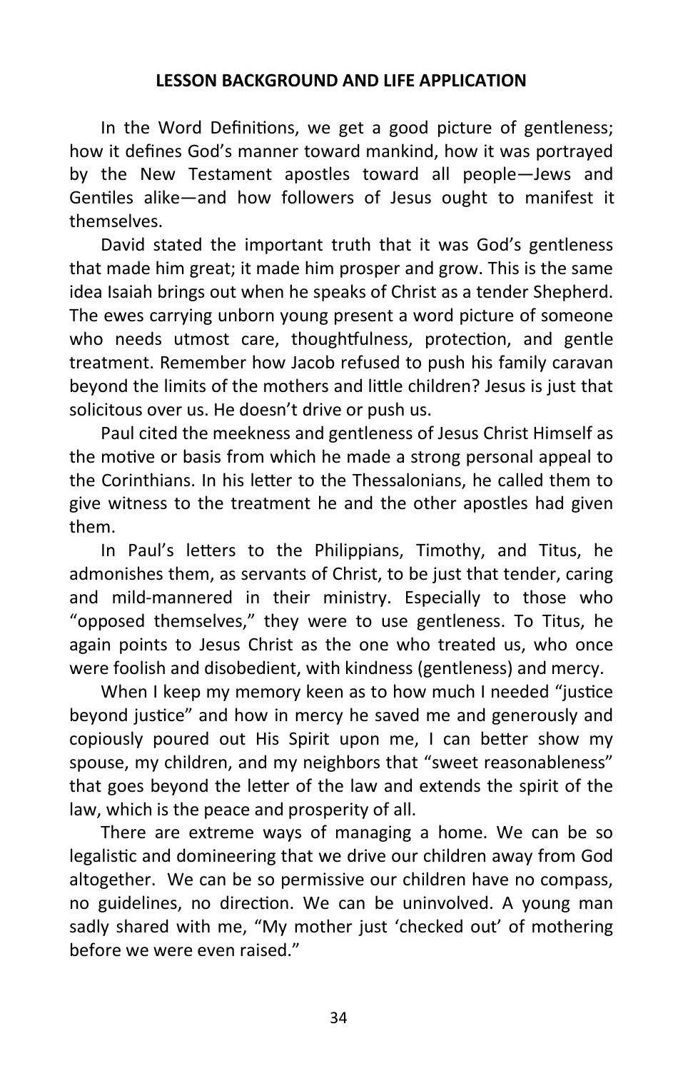## LESSON BACKGROUND AND LIFE APPLICATION

In the Word Definitions, we get a good picture of gentleness; how it defines God's manner toward mankind, how it was portrayed by the New Testament apostles toward all people—Jews and Gentiles alike—and how followers of Jesus ought to manifest it themselves.

David stated the important truth that it was God's gentleness that made him great; it made him prosper and grow. This is the same idea Isaiah brings out when he speaks of Christ as a tender Shepherd. The ewes carrying unborn young present a word picture of someone who needs utmost care, thoughtfulness, protection, and gentle treatment. Remember how Jacob refused to push his family caravan beyond the limits of the mothers and little children? Jesus is just that solicitous over us. He doesn't drive or push us.

Paul cited the meekness and gentleness of Jesus Christ Himself as the motive or basis from which he made a strong personal appeal to the Corinthians. In his letter to the Thessalonians, he called them to give witness to the treatment he and the other apostles had given them.

In Paul's letters to the Philippians, Timothy, and Titus, he admonishes them, as servants of Christ, to be just that tender, caring and mild-mannered in their ministry. Especially to those who "opposed themselves," they were to use gentleness. To Titus, he again points to Jesus Christ as the one who treated us, who once were foolish and disobedient, with kindness (gentleness) and mercy.

When I keep my memory keen as to how much I needed "justice beyond justice" and how in mercy he saved me and generously and copiously poured out His Spirit upon me, I can better show my spouse, my children, and my neighbors that "sweet reasonableness" that goes beyond the letter of the law and extends the spirit of the law, which is the peace and prosperity of all.

There are extreme ways of managing a home. We can be so legalistic and domineering that we drive our children away from God altogether. We can be so permissive our children have no compass, no guidelines, no direction. We can be uninvolved. A young man sadly shared with me, "My mother just 'checked out' of mothering before we were even raised."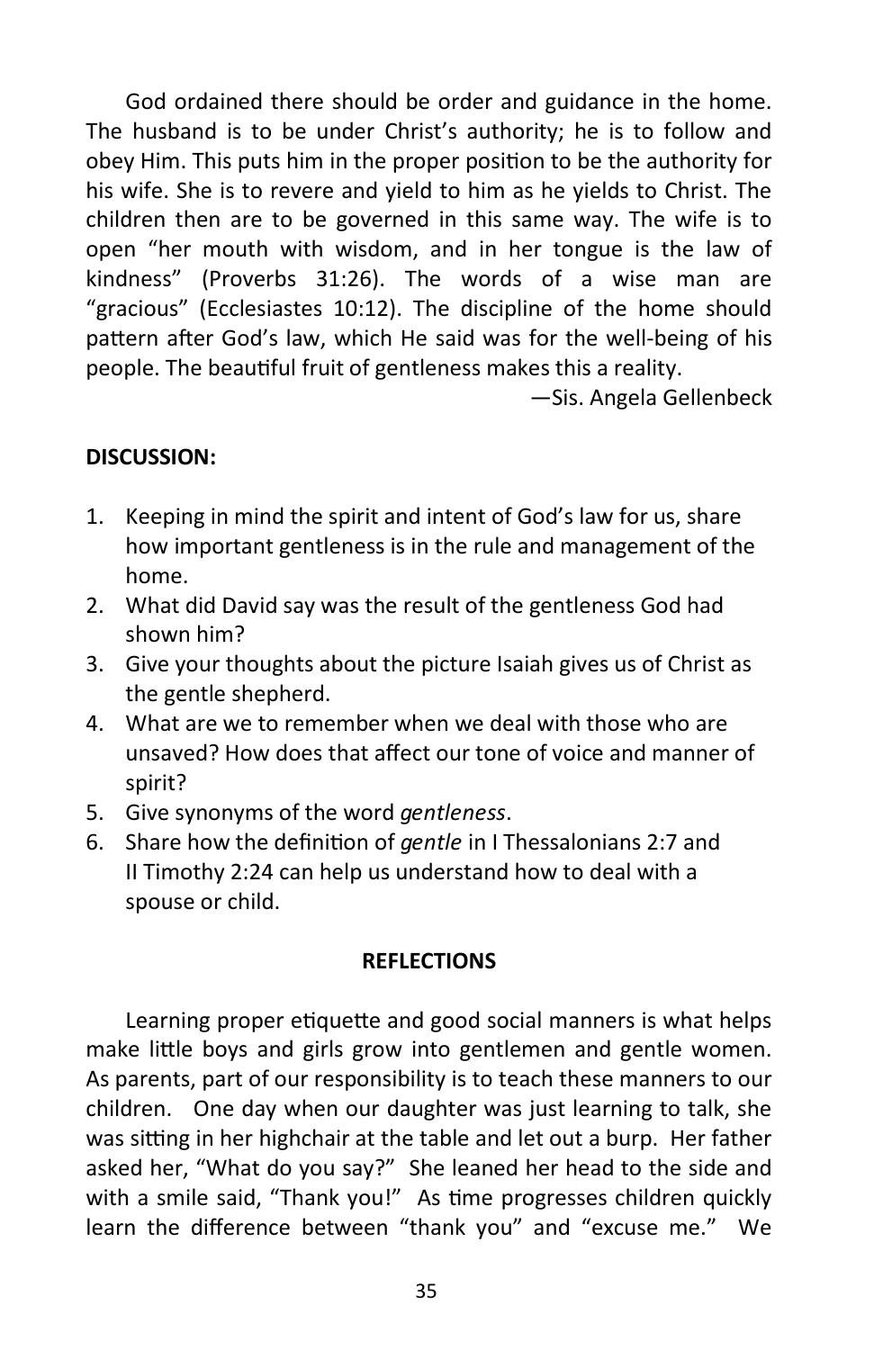God ordained there should be order and guidance in the home. The husband is to be under Christ's authority; he is to follow and obey Him. This puts him in the proper position to be the authority for his wife. She is to revere and yield to him as he yields to Christ. The children then are to be governed in this same way. The wife is to open "her mouth with wisdom, and in her tongue is the law of kindness" (Proverbs 31:26). The words of a wise man are "gracious" (Ecclesiastes 10:12). The discipline of the home should pattern after God's law, which He said was for the well-being of his people. The beautiful fruit of gentleness makes this a reality.

—Sis. Angela Gellenbeck

**DISCUSSION:**

1. Keeping in mind the spirit and intent of God's law for us, share how important gentleness is in the rule and management of the home.
2. What did David say was the result of the gentleness God had shown him?
3. Give your thoughts about the picture Isaiah gives us of Christ as the gentle shepherd.
4. What are we to remember when we deal with those who are unsaved? How does that affect our tone of voice and manner of spirit?
5. Give synonyms of the word *gentleness*.
6. Share how the definition of *gentle* in I Thessalonians 2:7 and II Timothy 2:24 can help us understand how to deal with a spouse or child.

## REFLECTIONS

Learning proper etiquette and good social manners is what helps make little boys and girls grow into gentlemen and gentle women. As parents, part of our responsibility is to teach these manners to our children. One day when our daughter was just learning to talk, she was sitting in her highchair at the table and let out a burp. Her father asked her, "What do you say?" She leaned her head to the side and with a smile said, "Thank you!" As time progresses children quickly learn the difference between "thank you" and "excuse me." We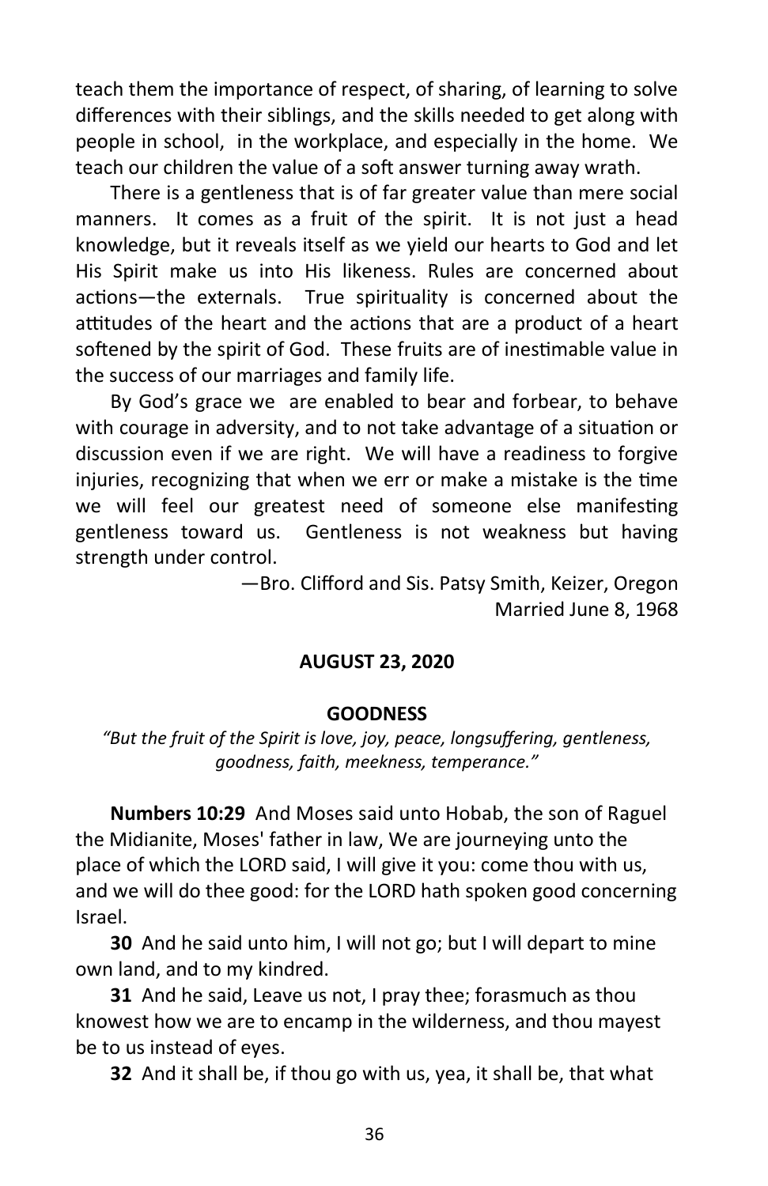teach them the importance of respect, of sharing, of learning to solve differences with their siblings, and the skills needed to get along with people in school, in the workplace, and especially in the home. We teach our children the value of a soft answer turning away wrath.

There is a gentleness that is of far greater value than mere social manners. It comes as a fruit of the spirit. It is not just a head knowledge, but it reveals itself as we yield our hearts to God and let His Spirit make us into His likeness. Rules are concerned about actions—the externals. True spirituality is concerned about the attitudes of the heart and the actions that are a product of a heart softened by the spirit of God. These fruits are of inestimable value in the success of our marriages and family life.

By God's grace we are enabled to bear and forbear, to behave with courage in adversity, and to not take advantage of a situation or discussion even if we are right. We will have a readiness to forgive injuries, recognizing that when we err or make a mistake is the time we will feel our greatest need of someone else manifesting gentleness toward us. Gentleness is not weakness but having strength under control.

—Bro. Clifford and Sis. Patsy Smith, Keizer, Oregon
Married June 8, 1968

## AUGUST 23, 2020

### GOODNESS

*"But the fruit of the Spirit is love, joy, peace, longsuffering, gentleness, goodness, faith, meekness, temperance."*

**Numbers 10:29** And Moses said unto Hobab, the son of Raguel the Midianite, Moses' father in law, We are journeying unto the place of which the LORD said, I will give it you: come thou with us, and we will do thee good: for the LORD hath spoken good concerning Israel.

**30** And he said unto him, I will not go; but I will depart to mine own land, and to my kindred.

**31** And he said, Leave us not, I pray thee; forasmuch as thou knowest how we are to encamp in the wilderness, and thou mayest be to us instead of eyes.

**32** And it shall be, if thou go with us, yea, it shall be, that what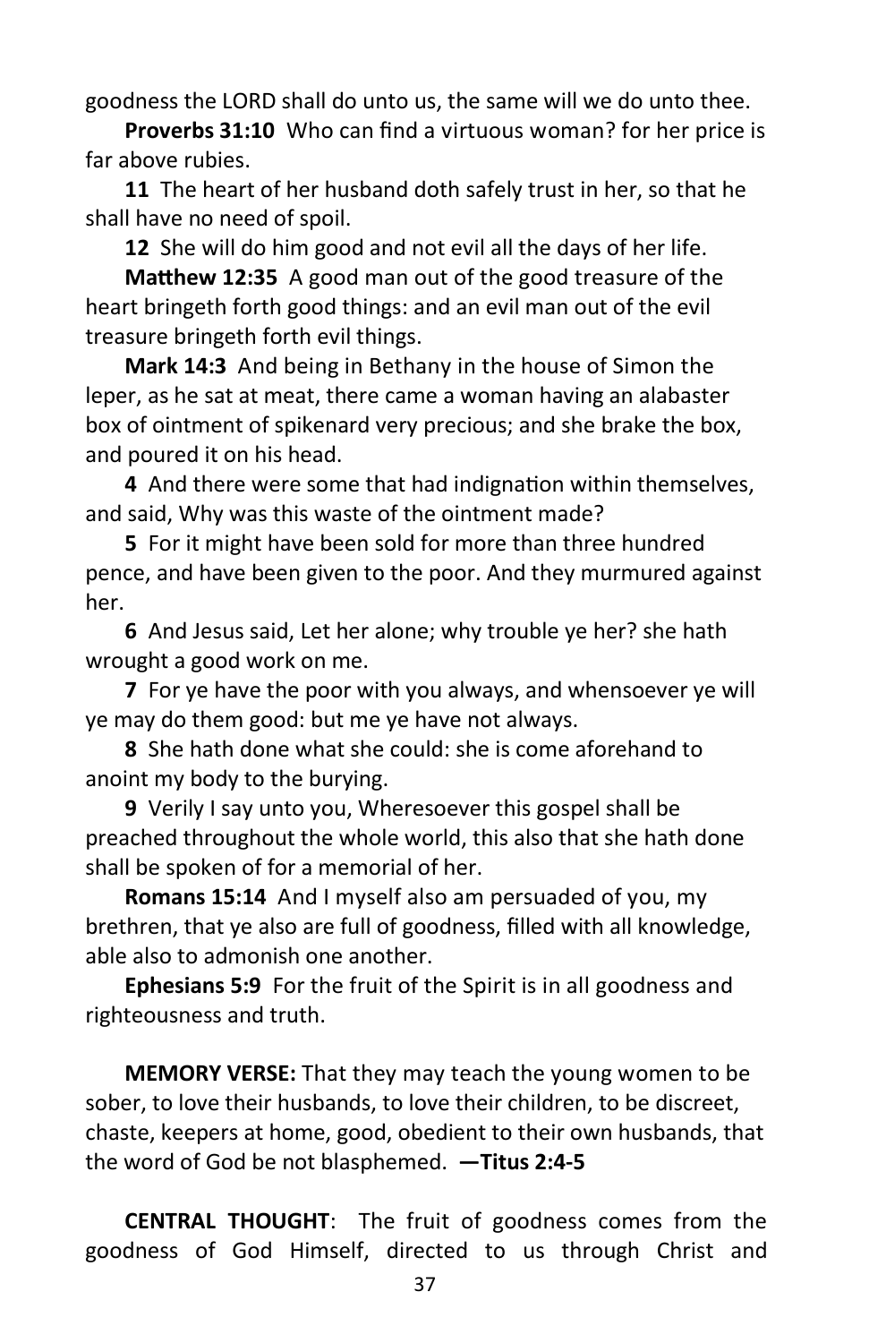goodness the LORD shall do unto us, the same will we do unto thee.

**Proverbs 31:10** Who can find a virtuous woman? for her price is far above rubies.

**11** The heart of her husband doth safely trust in her, so that he shall have no need of spoil.

**12** She will do him good and not evil all the days of her life.

**Matthew 12:35** A good man out of the good treasure of the heart bringeth forth good things: and an evil man out of the evil treasure bringeth forth evil things.

**Mark 14:3** And being in Bethany in the house of Simon the leper, as he sat at meat, there came a woman having an alabaster box of ointment of spikenard very precious; and she brake the box, and poured it on his head.

**4** And there were some that had indignation within themselves, and said, Why was this waste of the ointment made?

**5** For it might have been sold for more than three hundred pence, and have been given to the poor. And they murmured against her.

**6** And Jesus said, Let her alone; why trouble ye her? she hath wrought a good work on me.

**7** For ye have the poor with you always, and whensoever ye will ye may do them good: but me ye have not always.

**8** She hath done what she could: she is come aforehand to anoint my body to the burying.

**9** Verily I say unto you, Wheresoever this gospel shall be preached throughout the whole world, this also that she hath done shall be spoken of for a memorial of her.

**Romans 15:14** And I myself also am persuaded of you, my brethren, that ye also are full of goodness, filled with all knowledge, able also to admonish one another.

**Ephesians 5:9** For the fruit of the Spirit is in all goodness and righteousness and truth.

**MEMORY VERSE:** That they may teach the young women to be sober, to love their husbands, to love their children, to be discreet, chaste, keepers at home, good, obedient to their own husbands, that the word of God be not blasphemed. **—Titus 2:4-5**

**CENTRAL THOUGHT**: The fruit of goodness comes from the goodness of God Himself, directed to us through Christ and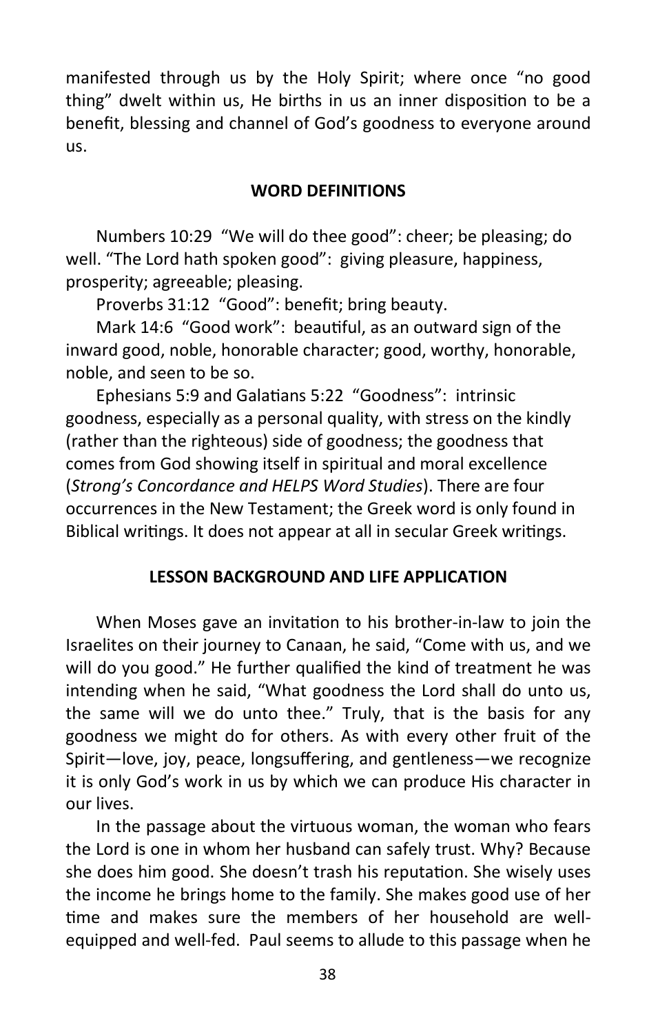manifested through us by the Holy Spirit; where once "no good thing" dwelt within us, He births in us an inner disposition to be a benefit, blessing and channel of God's goodness to everyone around us.

## WORD DEFINITIONS

Numbers 10:29 "We will do thee good": cheer; be pleasing; do well. "The Lord hath spoken good": giving pleasure, happiness, prosperity; agreeable; pleasing.

Proverbs 31:12 "Good": benefit; bring beauty.

Mark 14:6 "Good work": beautiful, as an outward sign of the inward good, noble, honorable character; good, worthy, honorable, noble, and seen to be so.

Ephesians 5:9 and Galatians 5:22 "Goodness": intrinsic goodness, especially as a personal quality, with stress on the kindly (rather than the righteous) side of goodness; the goodness that comes from God showing itself in spiritual and moral excellence (*Strong's Concordance and HELPS Word Studies*). There are four occurrences in the New Testament; the Greek word is only found in Biblical writings. It does not appear at all in secular Greek writings.

## LESSON BACKGROUND AND LIFE APPLICATION

When Moses gave an invitation to his brother-in-law to join the Israelites on their journey to Canaan, he said, "Come with us, and we will do you good." He further qualified the kind of treatment he was intending when he said, "What goodness the Lord shall do unto us, the same will we do unto thee." Truly, that is the basis for any goodness we might do for others. As with every other fruit of the Spirit—love, joy, peace, longsuffering, and gentleness—we recognize it is only God's work in us by which we can produce His character in our lives.

In the passage about the virtuous woman, the woman who fears the Lord is one in whom her husband can safely trust. Why? Because she does him good. She doesn't trash his reputation. She wisely uses the income he brings home to the family. She makes good use of her time and makes sure the members of her household are well-equipped and well-fed. Paul seems to allude to this passage when he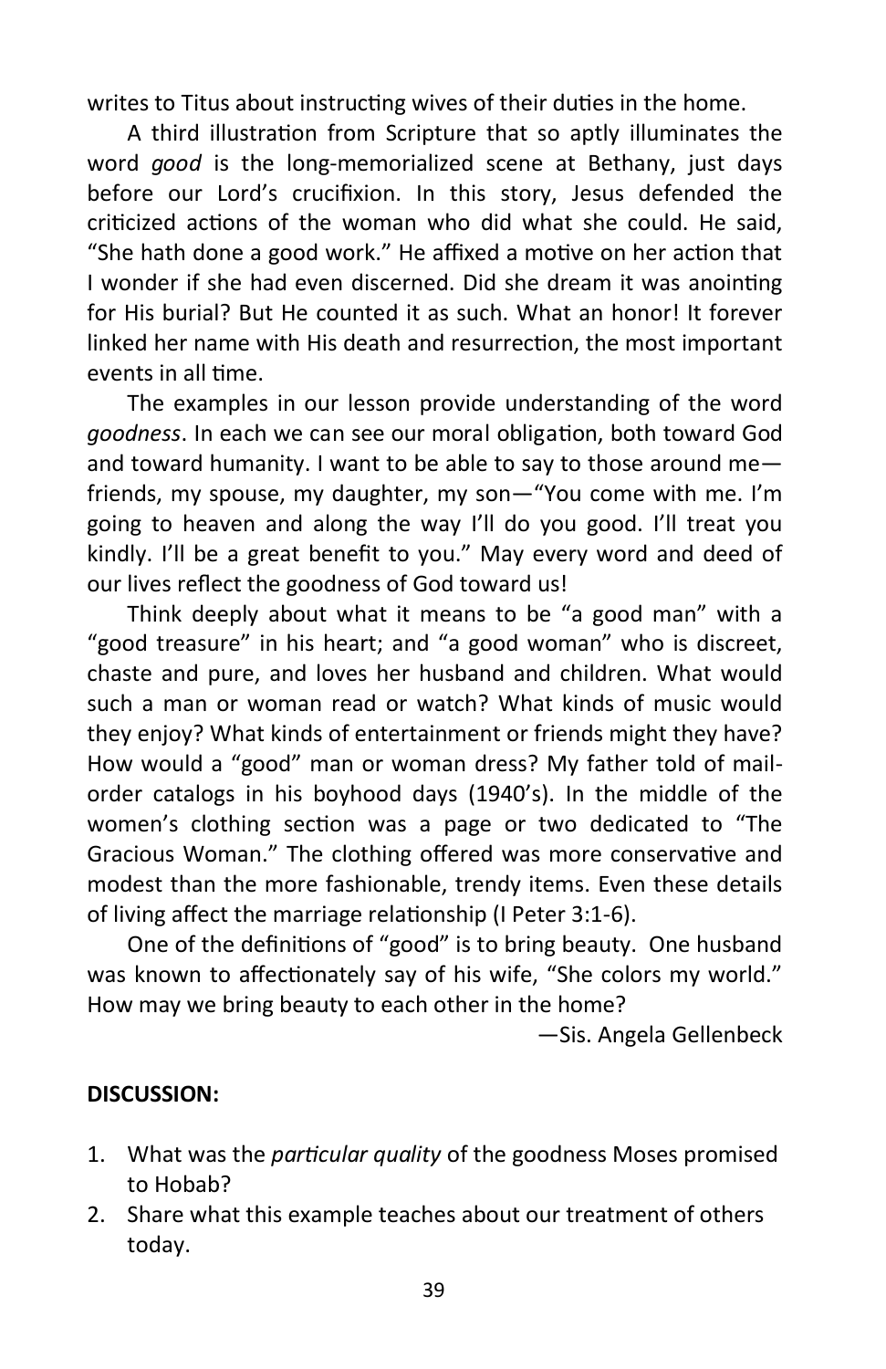writes to Titus about instructing wives of their duties in the home.

A third illustration from Scripture that so aptly illuminates the word *good* is the long-memorialized scene at Bethany, just days before our Lord's crucifixion. In this story, Jesus defended the criticized actions of the woman who did what she could. He said, "She hath done a good work." He affixed a motive on her action that I wonder if she had even discerned. Did she dream it was anointing for His burial? But He counted it as such. What an honor! It forever linked her name with His death and resurrection, the most important events in all time.

The examples in our lesson provide understanding of the word *goodness*. In each we can see our moral obligation, both toward God and toward humanity. I want to be able to say to those around me—friends, my spouse, my daughter, my son—"You come with me. I'm going to heaven and along the way I'll do you good. I'll treat you kindly. I'll be a great benefit to you." May every word and deed of our lives reflect the goodness of God toward us!

Think deeply about what it means to be "a good man" with a "good treasure" in his heart; and "a good woman" who is discreet, chaste and pure, and loves her husband and children. What would such a man or woman read or watch? What kinds of music would they enjoy? What kinds of entertainment or friends might they have? How would a "good" man or woman dress? My father told of mail-order catalogs in his boyhood days (1940's). In the middle of the women's clothing section was a page or two dedicated to "The Gracious Woman." The clothing offered was more conservative and modest than the more fashionable, trendy items. Even these details of living affect the marriage relationship (I Peter 3:1-6).

One of the definitions of "good" is to bring beauty. One husband was known to affectionately say of his wife, "She colors my world." How may we bring beauty to each other in the home?

—Sis. Angela Gellenbeck

**DISCUSSION:**

1. What was the *particular quality* of the goodness Moses promised to Hobab?
2. Share what this example teaches about our treatment of others today.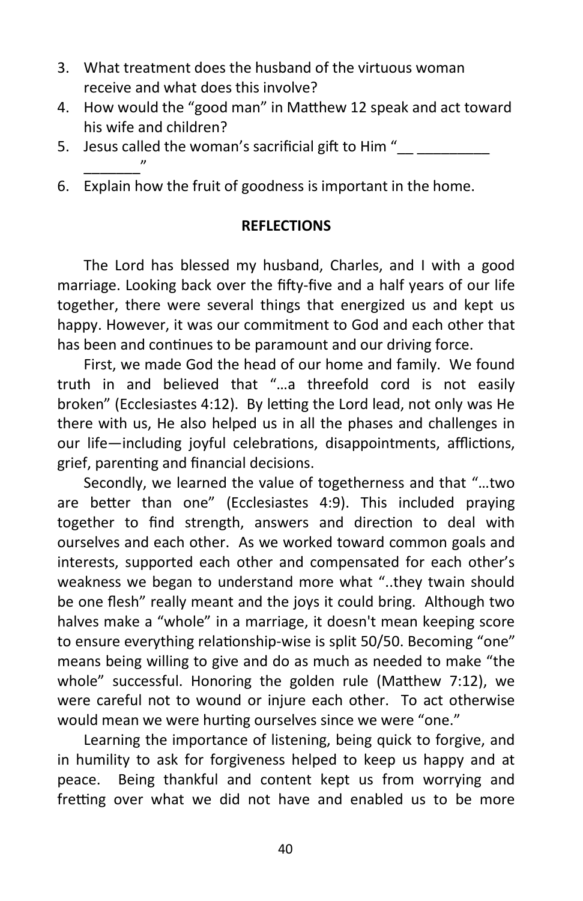3. What treatment does the husband of the virtuous woman receive and what does this involve?
4. How would the "good man" in Matthew 12 speak and act toward his wife and children?
5. Jesus called the woman's sacrificial gift to Him "__ _________ _______"
6. Explain how the fruit of goodness is important in the home.

**REFLECTIONS**

The Lord has blessed my husband, Charles, and I with a good marriage. Looking back over the fifty-five and a half years of our life together, there were several things that energized us and kept us happy. However, it was our commitment to God and each other that has been and continues to be paramount and our driving force.

First, we made God the head of our home and family. We found truth in and believed that "…a threefold cord is not easily broken" (Ecclesiastes 4:12). By letting the Lord lead, not only was He there with us, He also helped us in all the phases and challenges in our life—including joyful celebrations, disappointments, afflictions, grief, parenting and financial decisions.

Secondly, we learned the value of togetherness and that "…two are better than one" (Ecclesiastes 4:9). This included praying together to find strength, answers and direction to deal with ourselves and each other. As we worked toward common goals and interests, supported each other and compensated for each other's weakness we began to understand more what "..they twain should be one flesh" really meant and the joys it could bring. Although two halves make a "whole" in a marriage, it doesn't mean keeping score to ensure everything relationship-wise is split 50/50. Becoming "one" means being willing to give and do as much as needed to make "the whole" successful. Honoring the golden rule (Matthew 7:12), we were careful not to wound or injure each other. To act otherwise would mean we were hurting ourselves since we were "one."

Learning the importance of listening, being quick to forgive, and in humility to ask for forgiveness helped to keep us happy and at peace. Being thankful and content kept us from worrying and fretting over what we did not have and enabled us to be more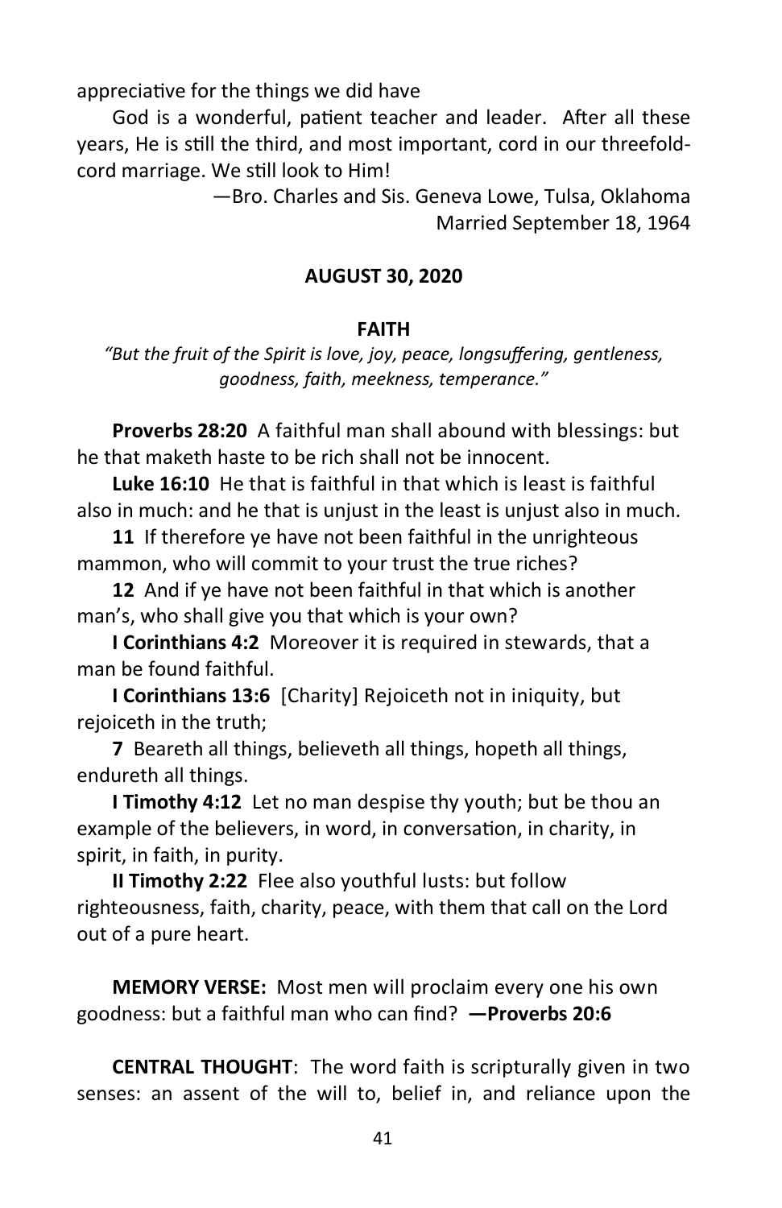appreciative for the things we did have

God is a wonderful, patient teacher and leader. After all these years, He is still the third, and most important, cord in our threefold-cord marriage. We still look to Him!

—Bro. Charles and Sis. Geneva Lowe, Tulsa, Oklahoma
Married September 18, 1964

## AUGUST 30, 2020

### FAITH

*"But the fruit of the Spirit is love, joy, peace, longsuffering, gentleness, goodness, faith, meekness, temperance."*

**Proverbs 28:20** A faithful man shall abound with blessings: but he that maketh haste to be rich shall not be innocent.

**Luke 16:10** He that is faithful in that which is least is faithful also in much: and he that is unjust in the least is unjust also in much.

**11** If therefore ye have not been faithful in the unrighteous mammon, who will commit to your trust the true riches?

**12** And if ye have not been faithful in that which is another man's, who shall give you that which is your own?

**I Corinthians 4:2** Moreover it is required in stewards, that a man be found faithful.

**I Corinthians 13:6** [Charity] Rejoiceth not in iniquity, but rejoiceth in the truth;

**7** Beareth all things, believeth all things, hopeth all things, endureth all things.

**I Timothy 4:12** Let no man despise thy youth; but be thou an example of the believers, in word, in conversation, in charity, in spirit, in faith, in purity.

**II Timothy 2:22** Flee also youthful lusts: but follow righteousness, faith, charity, peace, with them that call on the Lord out of a pure heart.

**MEMORY VERSE:** Most men will proclaim every one his own goodness: but a faithful man who can find? **—Proverbs 20:6**

**CENTRAL THOUGHT**: The word faith is scripturally given in two senses: an assent of the will to, belief in, and reliance upon the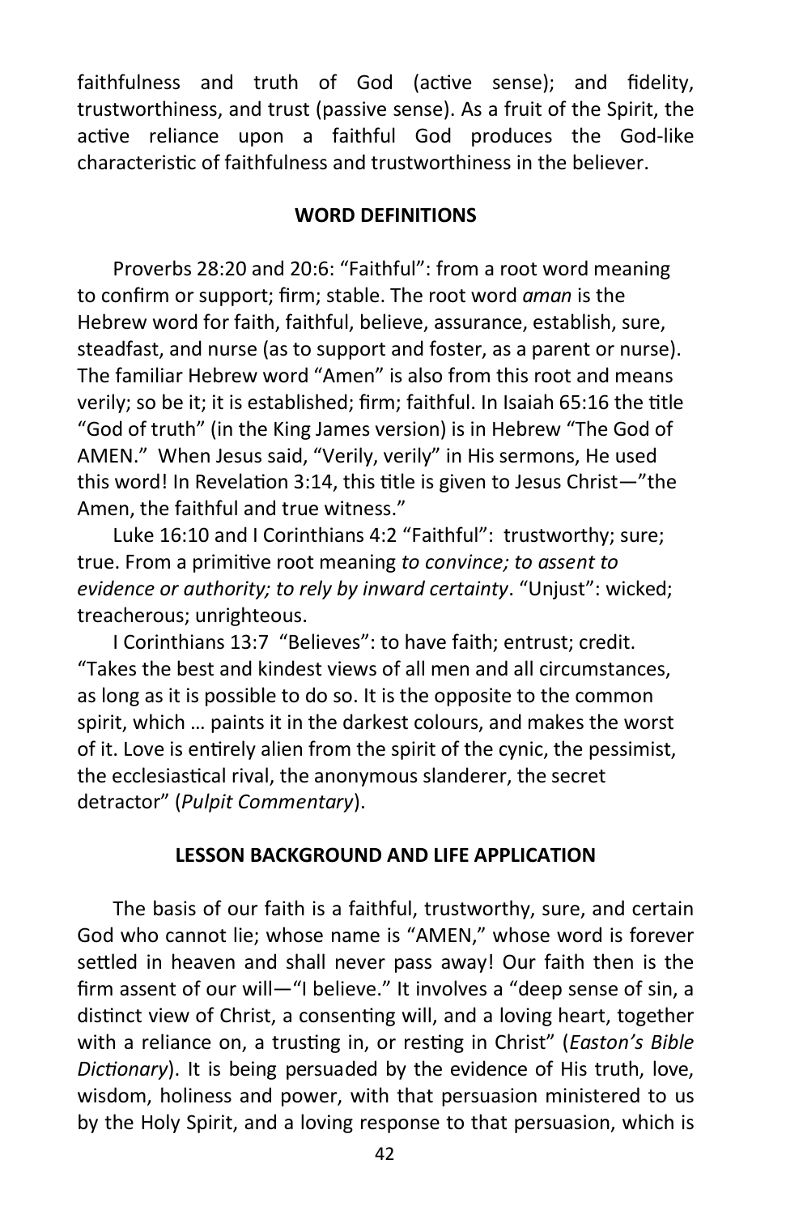faithfulness and truth of God (active sense); and fidelity, trustworthiness, and trust (passive sense). As a fruit of the Spirit, the active reliance upon a faithful God produces the God-like characteristic of faithfulness and trustworthiness in the believer.

## WORD DEFINITIONS

Proverbs 28:20 and 20:6: "Faithful": from a root word meaning to confirm or support; firm; stable. The root word *aman* is the Hebrew word for faith, faithful, believe, assurance, establish, sure, steadfast, and nurse (as to support and foster, as a parent or nurse). The familiar Hebrew word "Amen" is also from this root and means verily; so be it; it is established; firm; faithful. In Isaiah 65:16 the title "God of truth" (in the King James version) is in Hebrew "The God of AMEN." When Jesus said, "Verily, verily" in His sermons, He used this word! In Revelation 3:14, this title is given to Jesus Christ—"the Amen, the faithful and true witness."

Luke 16:10 and I Corinthians 4:2 "Faithful": trustworthy; sure; true. From a primitive root meaning *to convince; to assent to evidence or authority; to rely by inward certainty*. "Unjust": wicked; treacherous; unrighteous.

I Corinthians 13:7 "Believes": to have faith; entrust; credit. "Takes the best and kindest views of all men and all circumstances, as long as it is possible to do so. It is the opposite to the common spirit, which … paints it in the darkest colours, and makes the worst of it. Love is entirely alien from the spirit of the cynic, the pessimist, the ecclesiastical rival, the anonymous slanderer, the secret detractor" (*Pulpit Commentary*).

## LESSON BACKGROUND AND LIFE APPLICATION

The basis of our faith is a faithful, trustworthy, sure, and certain God who cannot lie; whose name is "AMEN," whose word is forever settled in heaven and shall never pass away! Our faith then is the firm assent of our will—"I believe." It involves a "deep sense of sin, a distinct view of Christ, a consenting will, and a loving heart, together with a reliance on, a trusting in, or resting in Christ" (*Easton's Bible Dictionary*). It is being persuaded by the evidence of His truth, love, wisdom, holiness and power, with that persuasion ministered to us by the Holy Spirit, and a loving response to that persuasion, which is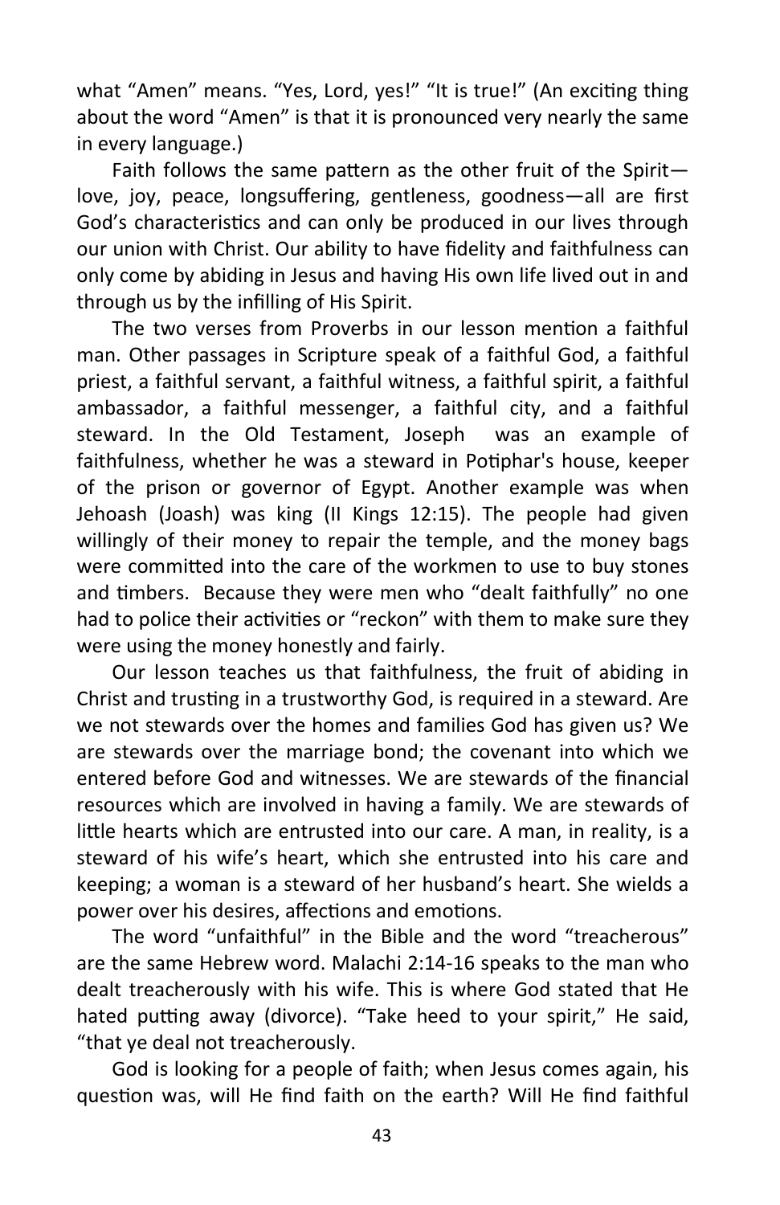what "Amen" means. "Yes, Lord, yes!" "It is true!" (An exciting thing about the word "Amen" is that it is pronounced very nearly the same in every language.)

Faith follows the same pattern as the other fruit of the Spirit—love, joy, peace, longsuffering, gentleness, goodness—all are first God's characteristics and can only be produced in our lives through our union with Christ. Our ability to have fidelity and faithfulness can only come by abiding in Jesus and having His own life lived out in and through us by the infilling of His Spirit.

The two verses from Proverbs in our lesson mention a faithful man. Other passages in Scripture speak of a faithful God, a faithful priest, a faithful servant, a faithful witness, a faithful spirit, a faithful ambassador, a faithful messenger, a faithful city, and a faithful steward. In the Old Testament, Joseph was an example of faithfulness, whether he was a steward in Potiphar's house, keeper of the prison or governor of Egypt. Another example was when Jehoash (Joash) was king (II Kings 12:15). The people had given willingly of their money to repair the temple, and the money bags were committed into the care of the workmen to use to buy stones and timbers. Because they were men who "dealt faithfully" no one had to police their activities or "reckon" with them to make sure they were using the money honestly and fairly.

Our lesson teaches us that faithfulness, the fruit of abiding in Christ and trusting in a trustworthy God, is required in a steward. Are we not stewards over the homes and families God has given us? We are stewards over the marriage bond; the covenant into which we entered before God and witnesses. We are stewards of the financial resources which are involved in having a family. We are stewards of little hearts which are entrusted into our care. A man, in reality, is a steward of his wife's heart, which she entrusted into his care and keeping; a woman is a steward of her husband's heart. She wields a power over his desires, affections and emotions.

The word "unfaithful" in the Bible and the word "treacherous" are the same Hebrew word. Malachi 2:14-16 speaks to the man who dealt treacherously with his wife. This is where God stated that He hated putting away (divorce). "Take heed to your spirit," He said, "that ye deal not treacherously.

God is looking for a people of faith; when Jesus comes again, his question was, will He find faith on the earth? Will He find faithful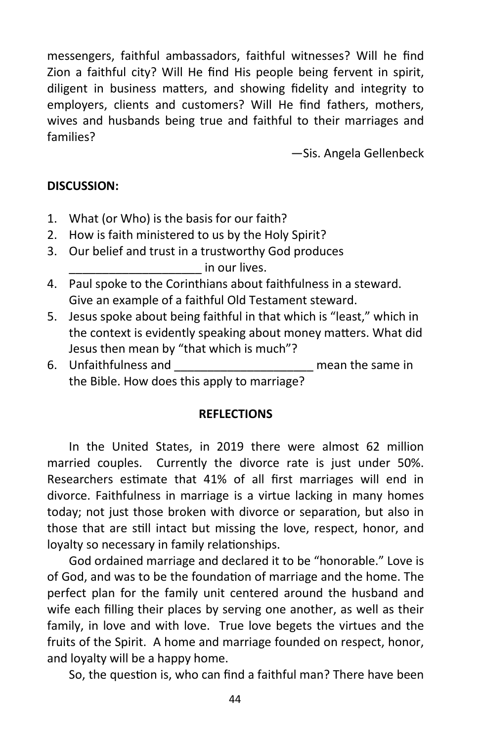messengers, faithful ambassadors, faithful witnesses? Will he find Zion a faithful city? Will He find His people being fervent in spirit, diligent in business matters, and showing fidelity and integrity to employers, clients and customers? Will He find fathers, mothers, wives and husbands being true and faithful to their marriages and families?

—Sis. Angela Gellenbeck

**DISCUSSION:**

1. What (or Who) is the basis for our faith?
2. How is faith ministered to us by the Holy Spirit?
3. Our belief and trust in a trustworthy God produces ____________________ in our lives.
4. Paul spoke to the Corinthians about faithfulness in a steward. Give an example of a faithful Old Testament steward.
5. Jesus spoke about being faithful in that which is "least," which in the context is evidently speaking about money matters. What did Jesus then mean by "that which is much"?
6. Unfaithfulness and _____________________ mean the same in the Bible. How does this apply to marriage?

**REFLECTIONS**

In the United States, in 2019 there were almost 62 million married couples. Currently the divorce rate is just under 50%. Researchers estimate that 41% of all first marriages will end in divorce. Faithfulness in marriage is a virtue lacking in many homes today; not just those broken with divorce or separation, but also in those that are still intact but missing the love, respect, honor, and loyalty so necessary in family relationships.

God ordained marriage and declared it to be "honorable." Love is of God, and was to be the foundation of marriage and the home. The perfect plan for the family unit centered around the husband and wife each filling their places by serving one another, as well as their family, in love and with love. True love begets the virtues and the fruits of the Spirit. A home and marriage founded on respect, honor, and loyalty will be a happy home.

So, the question is, who can find a faithful man? There have been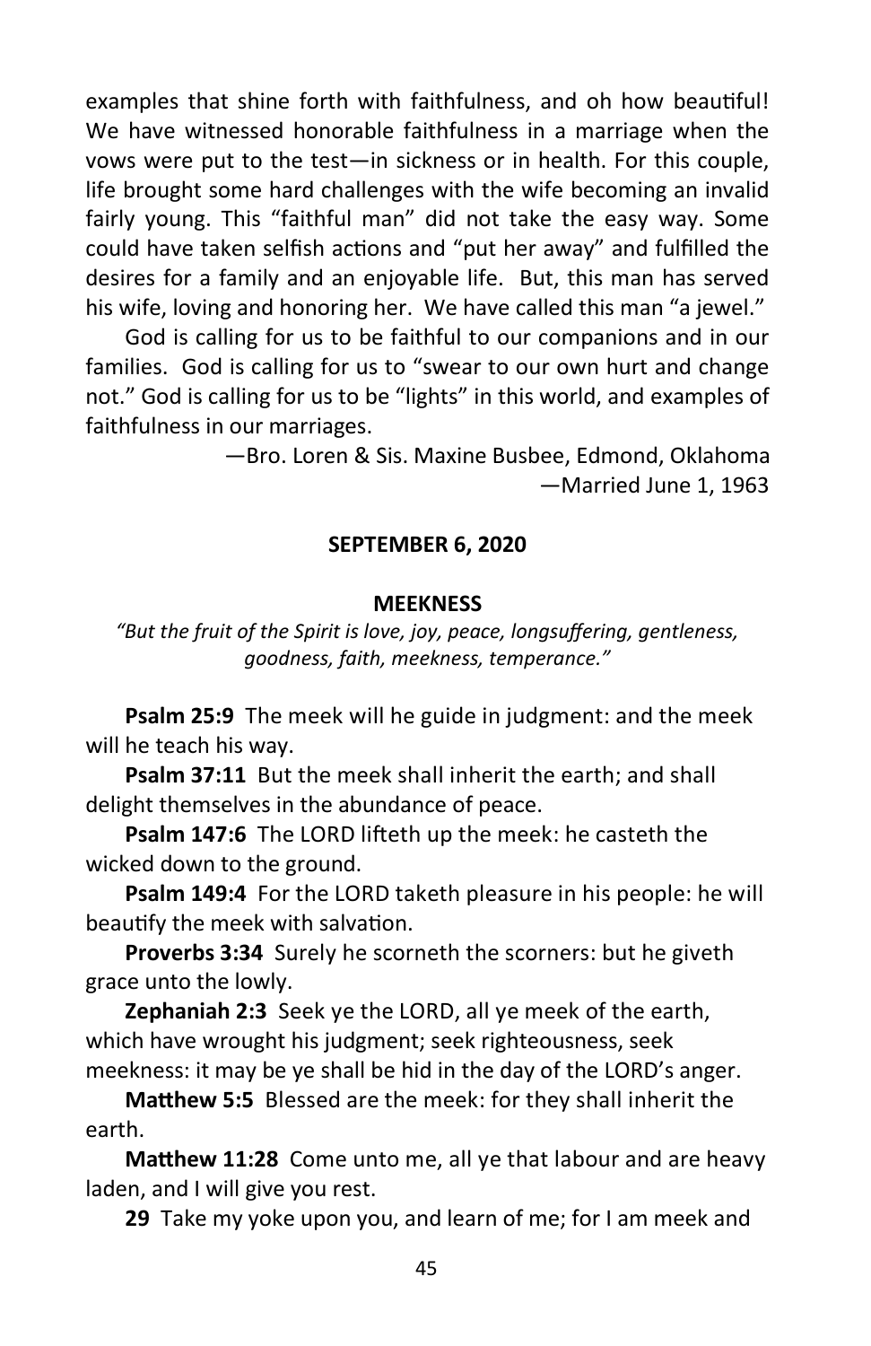examples that shine forth with faithfulness, and oh how beautiful! We have witnessed honorable faithfulness in a marriage when the vows were put to the test—in sickness or in health. For this couple, life brought some hard challenges with the wife becoming an invalid fairly young. This "faithful man" did not take the easy way. Some could have taken selfish actions and "put her away" and fulfilled the desires for a family and an enjoyable life. But, this man has served his wife, loving and honoring her. We have called this man "a jewel."

God is calling for us to be faithful to our companions and in our families. God is calling for us to "swear to our own hurt and change not." God is calling for us to be "lights" in this world, and examples of faithfulness in our marriages.

—Bro. Loren & Sis. Maxine Busbee, Edmond, Oklahoma
—Married June 1, 1963

**SEPTEMBER 6, 2020**

**MEEKNESS**

*"But the fruit of the Spirit is love, joy, peace, longsuffering, gentleness, goodness, faith, meekness, temperance."*

**Psalm 25:9** The meek will he guide in judgment: and the meek will he teach his way.

**Psalm 37:11** But the meek shall inherit the earth; and shall delight themselves in the abundance of peace.

**Psalm 147:6** The LORD lifteth up the meek: he casteth the wicked down to the ground.

**Psalm 149:4** For the LORD taketh pleasure in his people: he will beautify the meek with salvation.

**Proverbs 3:34** Surely he scorneth the scorners: but he giveth grace unto the lowly.

**Zephaniah 2:3** Seek ye the LORD, all ye meek of the earth, which have wrought his judgment; seek righteousness, seek meekness: it may be ye shall be hid in the day of the LORD's anger.

**Matthew 5:5** Blessed are the meek: for they shall inherit the earth.

**Matthew 11:28** Come unto me, all ye that labour and are heavy laden, and I will give you rest.

**29** Take my yoke upon you, and learn of me; for I am meek and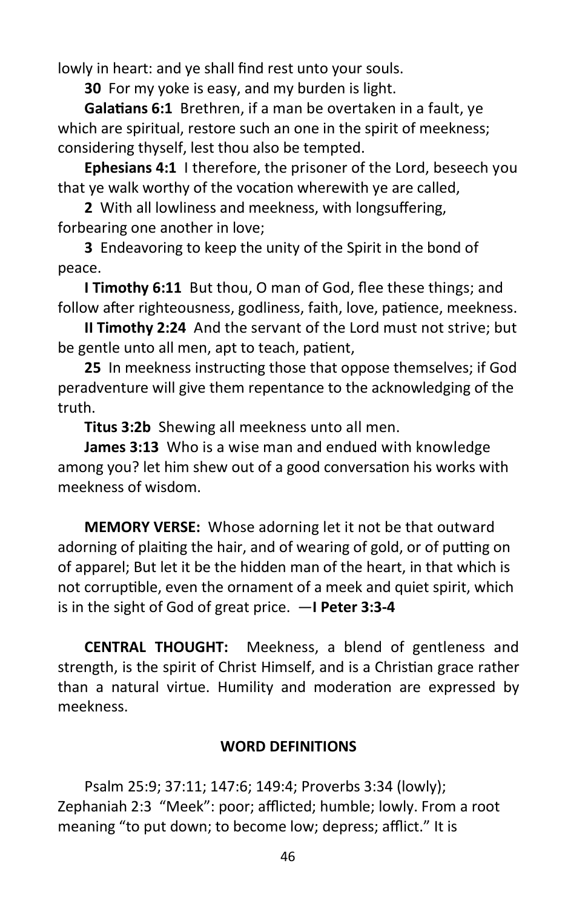lowly in heart: and ye shall find rest unto your souls.

**30** For my yoke is easy, and my burden is light.

**Galatians 6:1** Brethren, if a man be overtaken in a fault, ye which are spiritual, restore such an one in the spirit of meekness; considering thyself, lest thou also be tempted.

**Ephesians 4:1** I therefore, the prisoner of the Lord, beseech you that ye walk worthy of the vocation wherewith ye are called,

**2** With all lowliness and meekness, with longsuffering, forbearing one another in love;

**3** Endeavoring to keep the unity of the Spirit in the bond of peace.

**I Timothy 6:11** But thou, O man of God, flee these things; and follow after righteousness, godliness, faith, love, patience, meekness.

**II Timothy 2:24** And the servant of the Lord must not strive; but be gentle unto all men, apt to teach, patient,

**25** In meekness instructing those that oppose themselves; if God peradventure will give them repentance to the acknowledging of the truth.

**Titus 3:2b** Shewing all meekness unto all men.

**James 3:13** Who is a wise man and endued with knowledge among you? let him shew out of a good conversation his works with meekness of wisdom.

**MEMORY VERSE:** Whose adorning let it not be that outward adorning of plaiting the hair, and of wearing of gold, or of putting on of apparel; But let it be the hidden man of the heart, in that which is not corruptible, even the ornament of a meek and quiet spirit, which is in the sight of God of great price. —**I Peter 3:3-4**

**CENTRAL THOUGHT:** Meekness, a blend of gentleness and strength, is the spirit of Christ Himself, and is a Christian grace rather than a natural virtue. Humility and moderation are expressed by meekness.

**WORD DEFINITIONS**

Psalm 25:9; 37:11; 147:6; 149:4; Proverbs 3:34 (lowly); Zephaniah 2:3 "Meek": poor; afflicted; humble; lowly. From a root meaning "to put down; to become low; depress; afflict." It is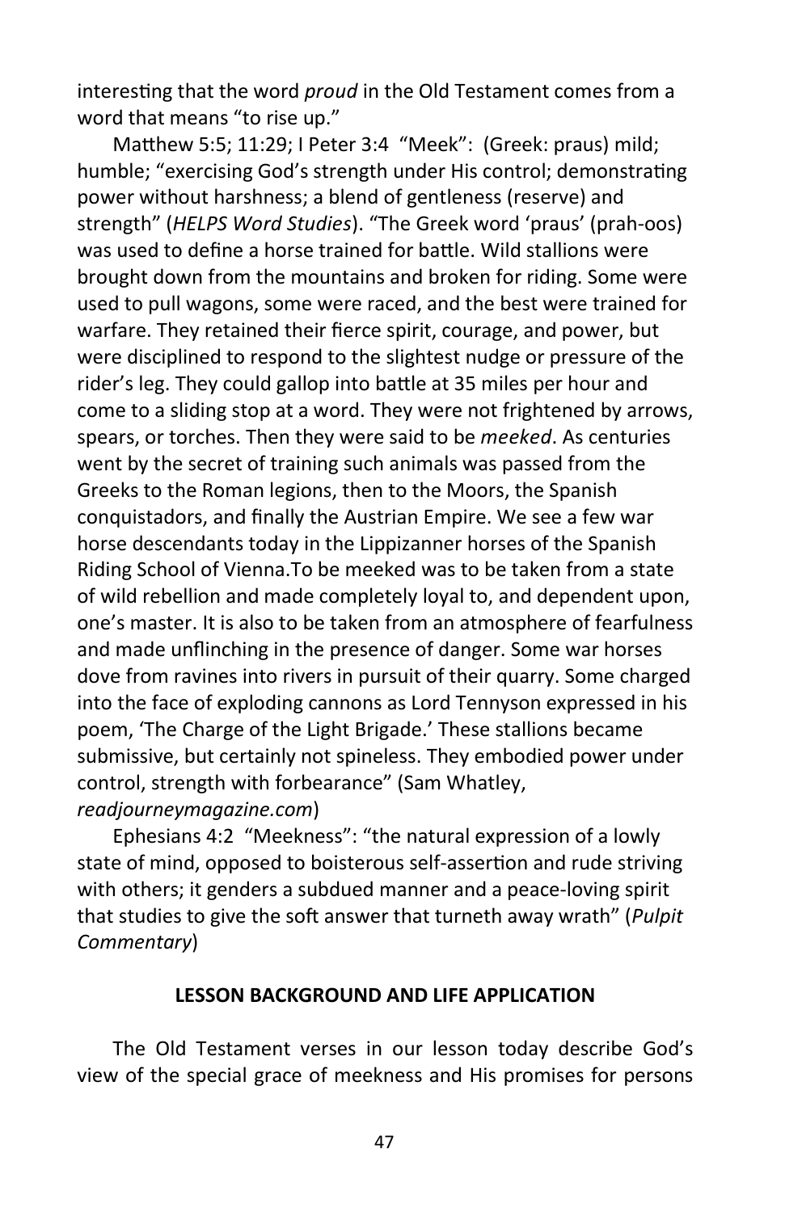interesting that the word *proud* in the Old Testament comes from a word that means "to rise up."

Matthew 5:5; 11:29; I Peter 3:4 "Meek": (Greek: praus) mild; humble; "exercising God's strength under His control; demonstrating power without harshness; a blend of gentleness (reserve) and strength" (*HELPS Word Studies*). "The Greek word 'praus' (prah-oos) was used to define a horse trained for battle. Wild stallions were brought down from the mountains and broken for riding. Some were used to pull wagons, some were raced, and the best were trained for warfare. They retained their fierce spirit, courage, and power, but were disciplined to respond to the slightest nudge or pressure of the rider's leg. They could gallop into battle at 35 miles per hour and come to a sliding stop at a word. They were not frightened by arrows, spears, or torches. Then they were said to be *meeked*. As centuries went by the secret of training such animals was passed from the Greeks to the Roman legions, then to the Moors, the Spanish conquistadors, and finally the Austrian Empire. We see a few war horse descendants today in the Lippizanner horses of the Spanish Riding School of Vienna.To be meeked was to be taken from a state of wild rebellion and made completely loyal to, and dependent upon, one's master. It is also to be taken from an atmosphere of fearfulness and made unflinching in the presence of danger. Some war horses dove from ravines into rivers in pursuit of their quarry. Some charged into the face of exploding cannons as Lord Tennyson expressed in his poem, 'The Charge of the Light Brigade.' These stallions became submissive, but certainly not spineless. They embodied power under control, strength with forbearance" (Sam Whatley, *readjourneymagazine.com*)

Ephesians 4:2 "Meekness": "the natural expression of a lowly state of mind, opposed to boisterous self-assertion and rude striving with others; it genders a subdued manner and a peace-loving spirit that studies to give the soft answer that turneth away wrath" (*Pulpit Commentary*)

**LESSON BACKGROUND AND LIFE APPLICATION**

The Old Testament verses in our lesson today describe God's view of the special grace of meekness and His promises for persons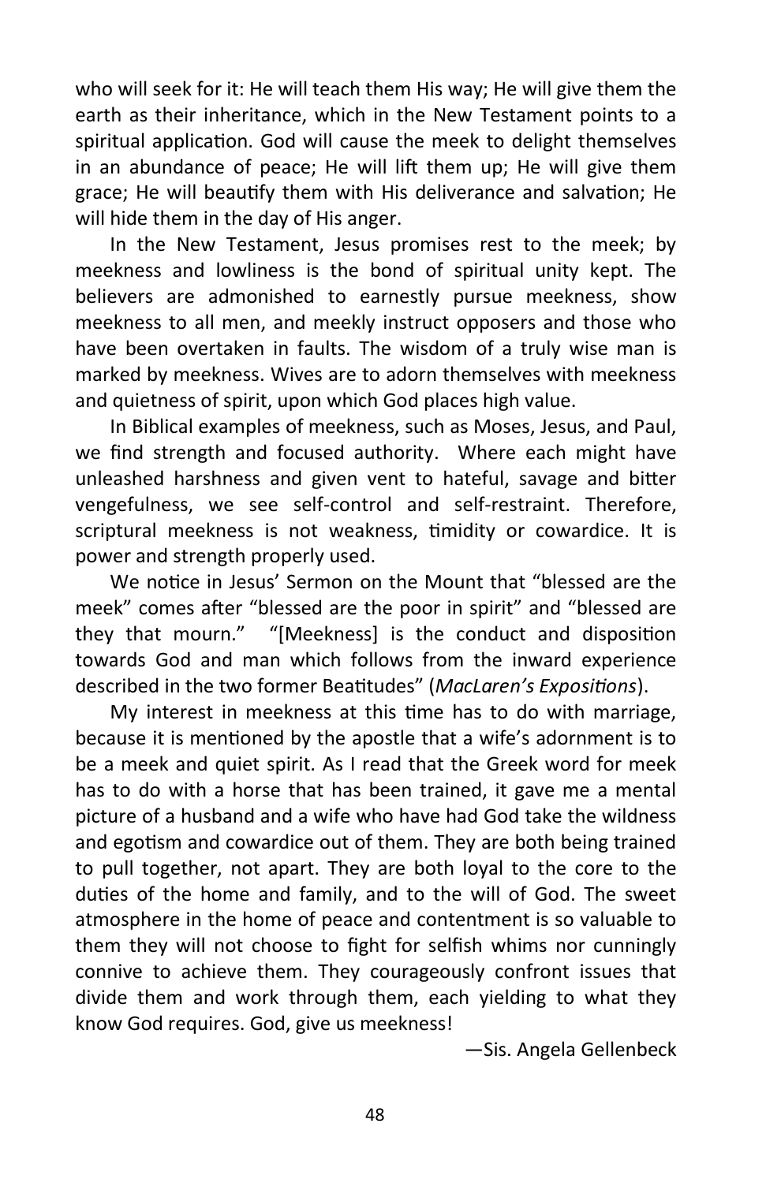who will seek for it: He will teach them His way; He will give them the earth as their inheritance, which in the New Testament points to a spiritual application. God will cause the meek to delight themselves in an abundance of peace; He will lift them up; He will give them grace; He will beautify them with His deliverance and salvation; He will hide them in the day of His anger.

In the New Testament, Jesus promises rest to the meek; by meekness and lowliness is the bond of spiritual unity kept. The believers are admonished to earnestly pursue meekness, show meekness to all men, and meekly instruct opposers and those who have been overtaken in faults. The wisdom of a truly wise man is marked by meekness. Wives are to adorn themselves with meekness and quietness of spirit, upon which God places high value.

In Biblical examples of meekness, such as Moses, Jesus, and Paul, we find strength and focused authority. Where each might have unleashed harshness and given vent to hateful, savage and bitter vengefulness, we see self-control and self-restraint. Therefore, scriptural meekness is not weakness, timidity or cowardice. It is power and strength properly used.

We notice in Jesus' Sermon on the Mount that "blessed are the meek" comes after "blessed are the poor in spirit" and "blessed are they that mourn." "[Meekness] is the conduct and disposition towards God and man which follows from the inward experience described in the two former Beatitudes" (*MacLaren's Expositions*).

My interest in meekness at this time has to do with marriage, because it is mentioned by the apostle that a wife's adornment is to be a meek and quiet spirit. As I read that the Greek word for meek has to do with a horse that has been trained, it gave me a mental picture of a husband and a wife who have had God take the wildness and egotism and cowardice out of them. They are both being trained to pull together, not apart. They are both loyal to the core to the duties of the home and family, and to the will of God. The sweet atmosphere in the home of peace and contentment is so valuable to them they will not choose to fight for selfish whims nor cunningly connive to achieve them. They courageously confront issues that divide them and work through them, each yielding to what they know God requires. God, give us meekness!

—Sis. Angela Gellenbeck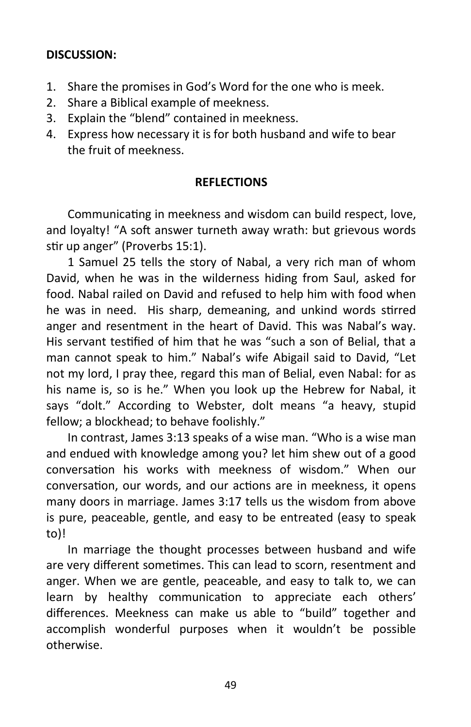**DISCUSSION:**

1. Share the promises in God's Word for the one who is meek.
2. Share a Biblical example of meekness.
3. Explain the "blend" contained in meekness.
4. Express how necessary it is for both husband and wife to bear the fruit of meekness.

**REFLECTIONS**

Communicating in meekness and wisdom can build respect, love, and loyalty! "A soft answer turneth away wrath: but grievous words stir up anger" (Proverbs 15:1).

1 Samuel 25 tells the story of Nabal, a very rich man of whom David, when he was in the wilderness hiding from Saul, asked for food. Nabal railed on David and refused to help him with food when he was in need. His sharp, demeaning, and unkind words stirred anger and resentment in the heart of David. This was Nabal's way. His servant testified of him that he was "such a son of Belial, that a man cannot speak to him." Nabal's wife Abigail said to David, "Let not my lord, I pray thee, regard this man of Belial, even Nabal: for as his name is, so is he." When you look up the Hebrew for Nabal, it says "dolt." According to Webster, dolt means "a heavy, stupid fellow; a blockhead; to behave foolishly."

In contrast, James 3:13 speaks of a wise man. "Who is a wise man and endued with knowledge among you? let him shew out of a good conversation his works with meekness of wisdom." When our conversation, our words, and our actions are in meekness, it opens many doors in marriage. James 3:17 tells us the wisdom from above is pure, peaceable, gentle, and easy to be entreated (easy to speak to)!

In marriage the thought processes between husband and wife are very different sometimes. This can lead to scorn, resentment and anger. When we are gentle, peaceable, and easy to talk to, we can learn by healthy communication to appreciate each others' differences. Meekness can make us able to "build" together and accomplish wonderful purposes when it wouldn't be possible otherwise.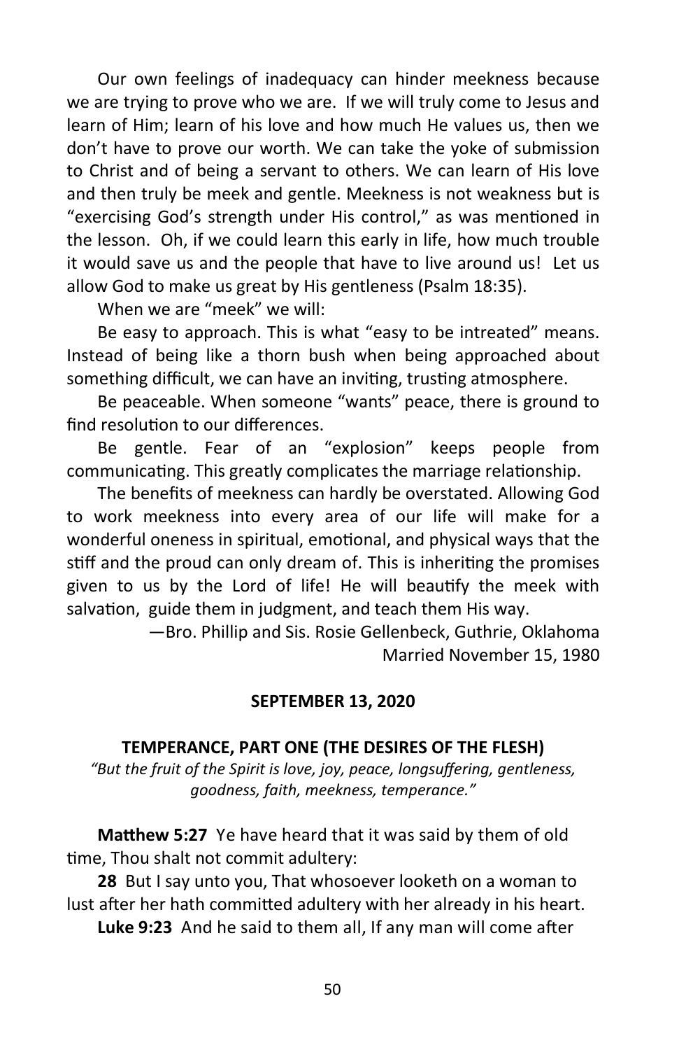Our own feelings of inadequacy can hinder meekness because we are trying to prove who we are. If we will truly come to Jesus and learn of Him; learn of his love and how much He values us, then we don't have to prove our worth. We can take the yoke of submission to Christ and of being a servant to others. We can learn of His love and then truly be meek and gentle. Meekness is not weakness but is "exercising God's strength under His control," as was mentioned in the lesson. Oh, if we could learn this early in life, how much trouble it would save us and the people that have to live around us! Let us allow God to make us great by His gentleness (Psalm 18:35).

When we are "meek" we will:

Be easy to approach. This is what "easy to be intreated" means. Instead of being like a thorn bush when being approached about something difficult, we can have an inviting, trusting atmosphere.

Be peaceable. When someone "wants" peace, there is ground to find resolution to our differences.

Be gentle. Fear of an "explosion" keeps people from communicating. This greatly complicates the marriage relationship.

The benefits of meekness can hardly be overstated. Allowing God to work meekness into every area of our life will make for a wonderful oneness in spiritual, emotional, and physical ways that the stiff and the proud can only dream of. This is inheriting the promises given to us by the Lord of life! He will beautify the meek with salvation, guide them in judgment, and teach them His way.

—Bro. Phillip and Sis. Rosie Gellenbeck, Guthrie, Oklahoma
Married November 15, 1980

## SEPTEMBER 13, 2020

### TEMPERANCE, PART ONE (THE DESIRES OF THE FLESH)

*"But the fruit of the Spirit is love, joy, peace, longsuffering, gentleness, goodness, faith, meekness, temperance."*

**Matthew 5:27** Ye have heard that it was said by them of old time, Thou shalt not commit adultery:

**28** But I say unto you, That whosoever looketh on a woman to lust after her hath committed adultery with her already in his heart.

**Luke 9:23** And he said to them all, If any man will come after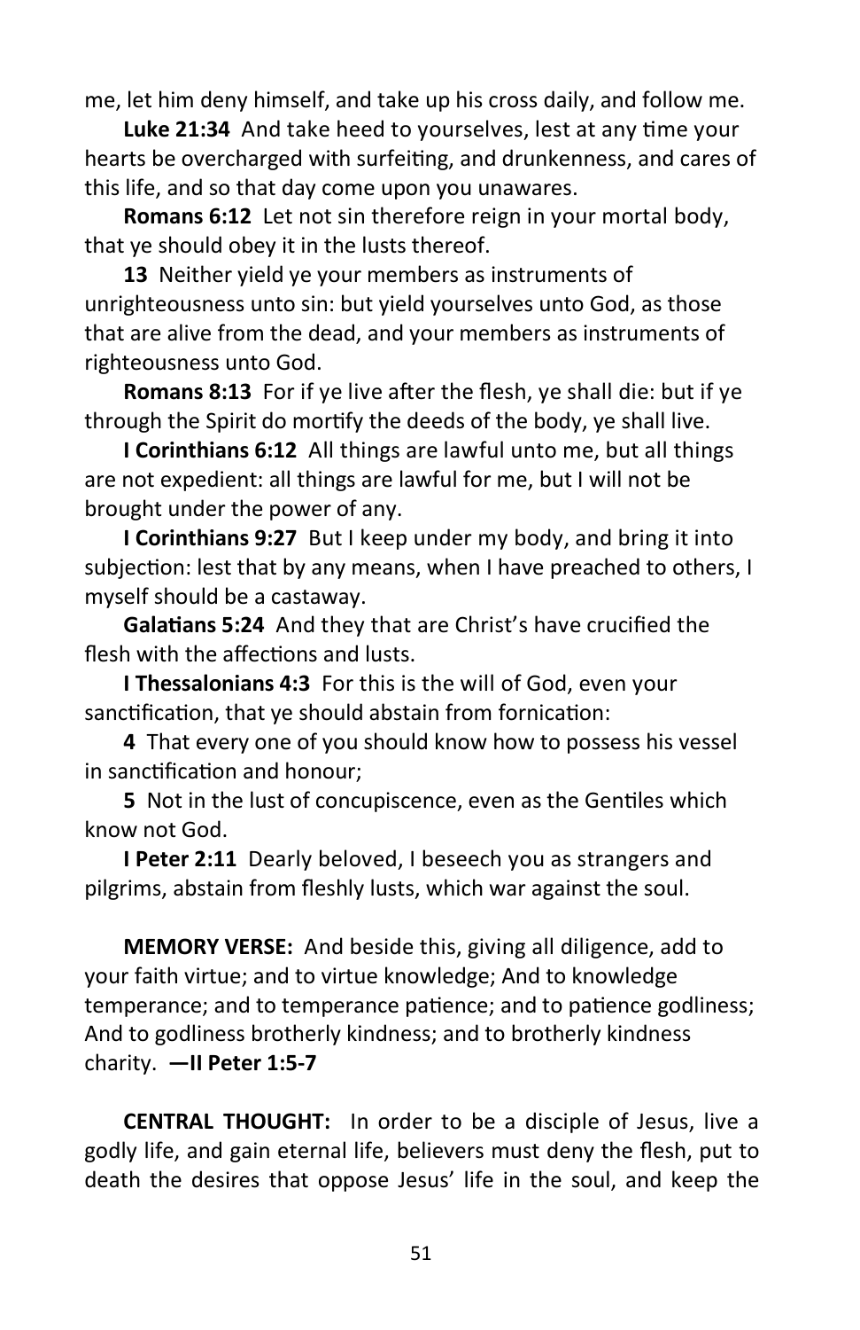me, let him deny himself, and take up his cross daily, and follow me.

**Luke 21:34** And take heed to yourselves, lest at any time your hearts be overcharged with surfeiting, and drunkenness, and cares of this life, and so that day come upon you unawares.

**Romans 6:12** Let not sin therefore reign in your mortal body, that ye should obey it in the lusts thereof.

**13** Neither yield ye your members as instruments of unrighteousness unto sin: but yield yourselves unto God, as those that are alive from the dead, and your members as instruments of righteousness unto God.

**Romans 8:13** For if ye live after the flesh, ye shall die: but if ye through the Spirit do mortify the deeds of the body, ye shall live.

**I Corinthians 6:12** All things are lawful unto me, but all things are not expedient: all things are lawful for me, but I will not be brought under the power of any.

**I Corinthians 9:27** But I keep under my body, and bring it into subjection: lest that by any means, when I have preached to others, I myself should be a castaway.

**Galatians 5:24** And they that are Christ's have crucified the flesh with the affections and lusts.

**I Thessalonians 4:3** For this is the will of God, even your sanctification, that ye should abstain from fornication:

**4** That every one of you should know how to possess his vessel in sanctification and honour;

**5** Not in the lust of concupiscence, even as the Gentiles which know not God.

**I Peter 2:11** Dearly beloved, I beseech you as strangers and pilgrims, abstain from fleshly lusts, which war against the soul.

**MEMORY VERSE:** And beside this, giving all diligence, add to your faith virtue; and to virtue knowledge; And to knowledge temperance; and to temperance patience; and to patience godliness; And to godliness brotherly kindness; and to brotherly kindness charity. **—II Peter 1:5-7**

**CENTRAL THOUGHT:** In order to be a disciple of Jesus, live a godly life, and gain eternal life, believers must deny the flesh, put to death the desires that oppose Jesus' life in the soul, and keep the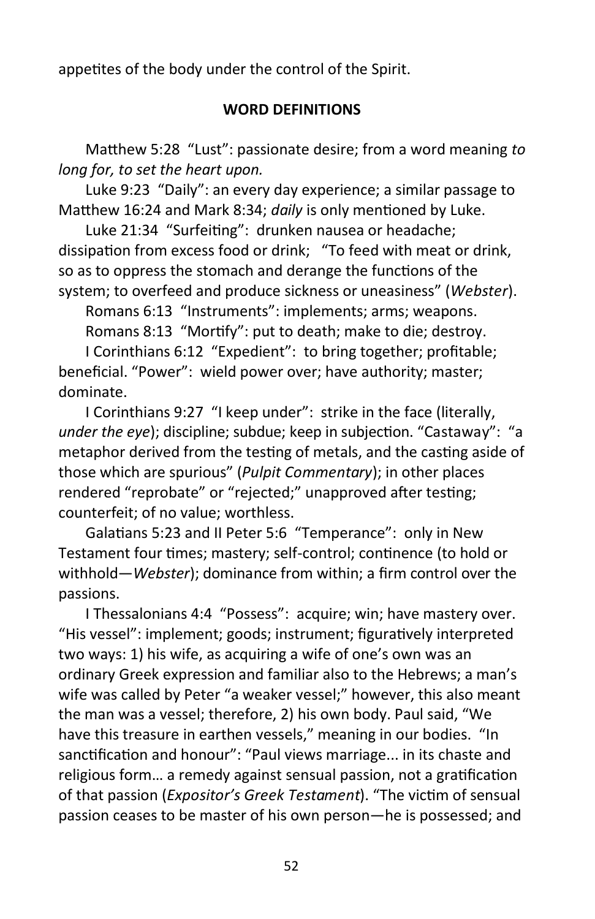appetites of the body under the control of the Spirit.

**WORD DEFINITIONS**

Matthew 5:28 "Lust": passionate desire; from a word meaning *to long for, to set the heart upon.*

Luke 9:23 "Daily": an every day experience; a similar passage to Matthew 16:24 and Mark 8:34; *daily* is only mentioned by Luke.

Luke 21:34 "Surfeiting": drunken nausea or headache; dissipation from excess food or drink; "To feed with meat or drink, so as to oppress the stomach and derange the functions of the system; to overfeed and produce sickness or uneasiness" (*Webster*).

Romans 6:13 "Instruments": implements; arms; weapons.

Romans 8:13 "Mortify": put to death; make to die; destroy.

I Corinthians 6:12 "Expedient": to bring together; profitable; beneficial. "Power": wield power over; have authority; master; dominate.

I Corinthians 9:27 "I keep under": strike in the face (literally, *under the eye*); discipline; subdue; keep in subjection. "Castaway": "a metaphor derived from the testing of metals, and the casting aside of those which are spurious" (*Pulpit Commentary*); in other places rendered "reprobate" or "rejected;" unapproved after testing; counterfeit; of no value; worthless.

Galatians 5:23 and II Peter 5:6 "Temperance": only in New Testament four times; mastery; self-control; continence (to hold or withhold—*Webster*); dominance from within; a firm control over the passions.

I Thessalonians 4:4 "Possess": acquire; win; have mastery over. "His vessel": implement; goods; instrument; figuratively interpreted two ways: 1) his wife, as acquiring a wife of one's own was an ordinary Greek expression and familiar also to the Hebrews; a man's wife was called by Peter "a weaker vessel;" however, this also meant the man was a vessel; therefore, 2) his own body. Paul said, "We have this treasure in earthen vessels," meaning in our bodies. "In sanctification and honour": "Paul views marriage... in its chaste and religious form… a remedy against sensual passion, not a gratification of that passion (*Expositor's Greek Testament*). "The victim of sensual passion ceases to be master of his own person—he is possessed; and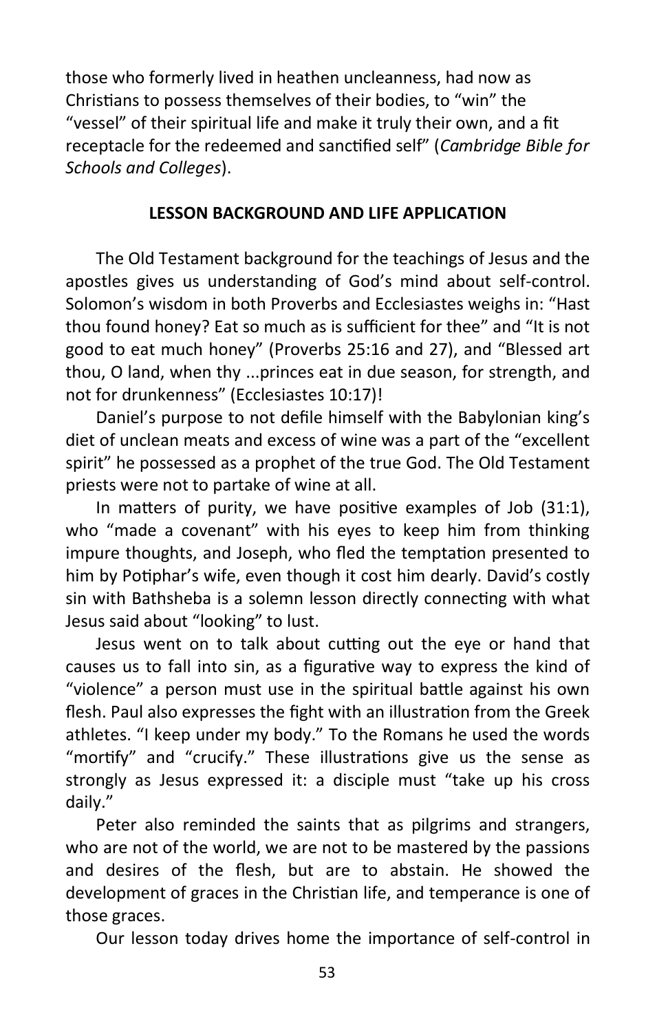those who formerly lived in heathen uncleanness, had now as Christians to possess themselves of their bodies, to "win" the "vessel" of their spiritual life and make it truly their own, and a fit receptacle for the redeemed and sanctified self" (*Cambridge Bible for Schools and Colleges*).

## LESSON BACKGROUND AND LIFE APPLICATION

The Old Testament background for the teachings of Jesus and the apostles gives us understanding of God's mind about self-control. Solomon's wisdom in both Proverbs and Ecclesiastes weighs in: "Hast thou found honey? Eat so much as is sufficient for thee" and "It is not good to eat much honey" (Proverbs 25:16 and 27), and "Blessed art thou, O land, when thy ...princes eat in due season, for strength, and not for drunkenness" (Ecclesiastes 10:17)!

Daniel's purpose to not defile himself with the Babylonian king's diet of unclean meats and excess of wine was a part of the "excellent spirit" he possessed as a prophet of the true God. The Old Testament priests were not to partake of wine at all.

In matters of purity, we have positive examples of Job (31:1), who "made a covenant" with his eyes to keep him from thinking impure thoughts, and Joseph, who fled the temptation presented to him by Potiphar's wife, even though it cost him dearly. David's costly sin with Bathsheba is a solemn lesson directly connecting with what Jesus said about "looking" to lust.

Jesus went on to talk about cutting out the eye or hand that causes us to fall into sin, as a figurative way to express the kind of "violence" a person must use in the spiritual battle against his own flesh. Paul also expresses the fight with an illustration from the Greek athletes. "I keep under my body." To the Romans he used the words "mortify" and "crucify." These illustrations give us the sense as strongly as Jesus expressed it: a disciple must "take up his cross daily."

Peter also reminded the saints that as pilgrims and strangers, who are not of the world, we are not to be mastered by the passions and desires of the flesh, but are to abstain. He showed the development of graces in the Christian life, and temperance is one of those graces.

Our lesson today drives home the importance of self-control in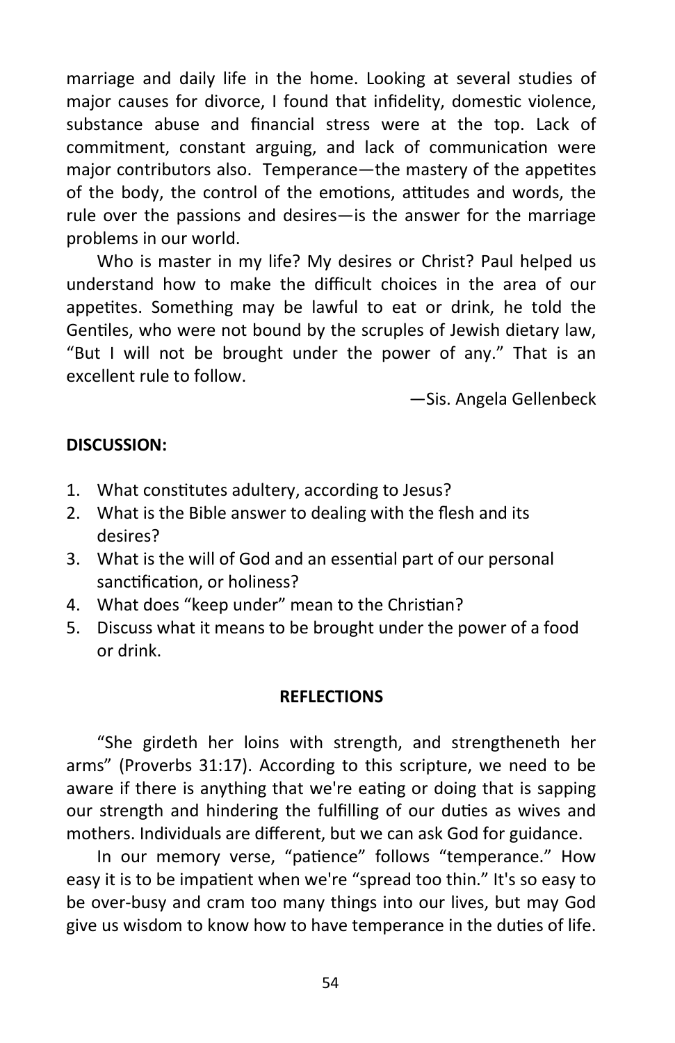marriage and daily life in the home. Looking at several studies of major causes for divorce, I found that infidelity, domestic violence, substance abuse and financial stress were at the top. Lack of commitment, constant arguing, and lack of communication were major contributors also. Temperance—the mastery of the appetites of the body, the control of the emotions, attitudes and words, the rule over the passions and desires—is the answer for the marriage problems in our world.

Who is master in my life? My desires or Christ? Paul helped us understand how to make the difficult choices in the area of our appetites. Something may be lawful to eat or drink, he told the Gentiles, who were not bound by the scruples of Jewish dietary law, "But I will not be brought under the power of any." That is an excellent rule to follow.

—Sis. Angela Gellenbeck

**DISCUSSION:**

1. What constitutes adultery, according to Jesus?
2. What is the Bible answer to dealing with the flesh and its desires?
3. What is the will of God and an essential part of our personal sanctification, or holiness?
4. What does "keep under" mean to the Christian?
5. Discuss what it means to be brought under the power of a food or drink.

**REFLECTIONS**

"She girdeth her loins with strength, and strengtheneth her arms" (Proverbs 31:17). According to this scripture, we need to be aware if there is anything that we're eating or doing that is sapping our strength and hindering the fulfilling of our duties as wives and mothers. Individuals are different, but we can ask God for guidance.

In our memory verse, "patience" follows "temperance." How easy it is to be impatient when we're "spread too thin." It's so easy to be over-busy and cram too many things into our lives, but may God give us wisdom to know how to have temperance in the duties of life.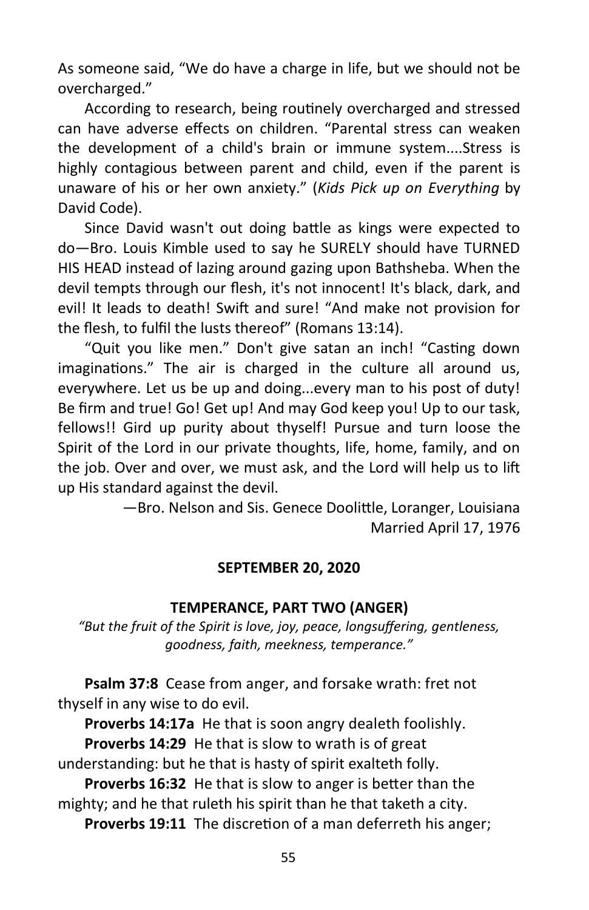As someone said, "We do have a charge in life, but we should not be overcharged."

According to research, being routinely overcharged and stressed can have adverse effects on children. "Parental stress can weaken the development of a child's brain or immune system....Stress is highly contagious between parent and child, even if the parent is unaware of his or her own anxiety." (*Kids Pick up on Everything* by David Code).

Since David wasn't out doing battle as kings were expected to do—Bro. Louis Kimble used to say he SURELY should have TURNED HIS HEAD instead of lazing around gazing upon Bathsheba. When the devil tempts through our flesh, it's not innocent! It's black, dark, and evil! It leads to death! Swift and sure! "And make not provision for the flesh, to fulfil the lusts thereof" (Romans 13:14).

"Quit you like men." Don't give satan an inch! "Casting down imaginations." The air is charged in the culture all around us, everywhere. Let us be up and doing...every man to his post of duty! Be firm and true! Go! Get up! And may God keep you! Up to our task, fellows!! Gird up purity about thyself! Pursue and turn loose the Spirit of the Lord in our private thoughts, life, home, family, and on the job. Over and over, we must ask, and the Lord will help us to lift up His standard against the devil.

—Bro. Nelson and Sis. Genece Doolittle, Loranger, Louisiana
Married April 17, 1976

**SEPTEMBER 20, 2020**

**TEMPERANCE, PART TWO (ANGER)**

*"But the fruit of the Spirit is love, joy, peace, longsuffering, gentleness, goodness, faith, meekness, temperance."*

**Psalm 37:8** Cease from anger, and forsake wrath: fret not thyself in any wise to do evil.

**Proverbs 14:17a** He that is soon angry dealeth foolishly.

**Proverbs 14:29** He that is slow to wrath is of great understanding: but he that is hasty of spirit exalteth folly.

**Proverbs 16:32** He that is slow to anger is better than the mighty; and he that ruleth his spirit than he that taketh a city.

**Proverbs 19:11** The discretion of a man deferreth his anger;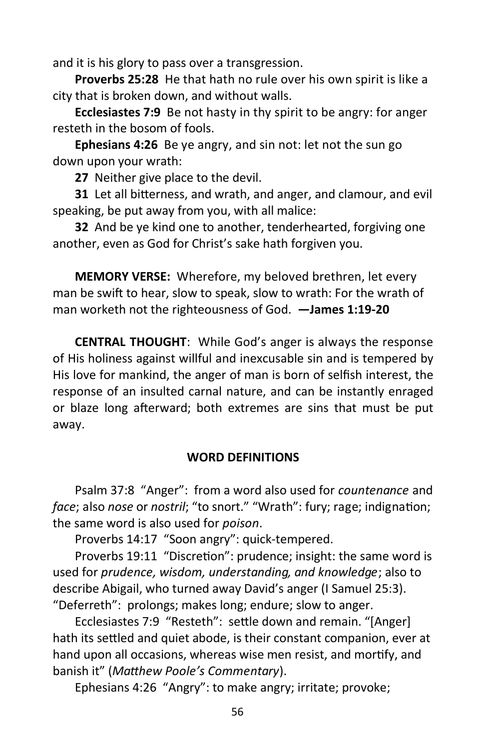and it is his glory to pass over a transgression.

**Proverbs 25:28** He that hath no rule over his own spirit is like a city that is broken down, and without walls.

**Ecclesiastes 7:9** Be not hasty in thy spirit to be angry: for anger resteth in the bosom of fools.

**Ephesians 4:26** Be ye angry, and sin not: let not the sun go down upon your wrath:

**27** Neither give place to the devil.

**31** Let all bitterness, and wrath, and anger, and clamour, and evil speaking, be put away from you, with all malice:

**32** And be ye kind one to another, tenderhearted, forgiving one another, even as God for Christ's sake hath forgiven you.

**MEMORY VERSE:** Wherefore, my beloved brethren, let every man be swift to hear, slow to speak, slow to wrath: For the wrath of man worketh not the righteousness of God. **—James 1:19-20**

**CENTRAL THOUGHT**: While God's anger is always the response of His holiness against willful and inexcusable sin and is tempered by His love for mankind, the anger of man is born of selfish interest, the response of an insulted carnal nature, and can be instantly enraged or blaze long afterward; both extremes are sins that must be put away.

## WORD DEFINITIONS

Psalm 37:8 "Anger": from a word also used for *countenance* and *face*; also *nose* or *nostril*; "to snort." "Wrath": fury; rage; indignation; the same word is also used for *poison*.

Proverbs 14:17 "Soon angry": quick-tempered.

Proverbs 19:11 "Discretion": prudence; insight: the same word is used for *prudence, wisdom, understanding, and knowledge*; also to describe Abigail, who turned away David's anger (I Samuel 25:3). "Deferreth": prolongs; makes long; endure; slow to anger.

Ecclesiastes 7:9 "Resteth": settle down and remain. "[Anger] hath its settled and quiet abode, is their constant companion, ever at hand upon all occasions, whereas wise men resist, and mortify, and banish it" (*Matthew Poole's Commentary*).

Ephesians 4:26 "Angry": to make angry; irritate; provoke;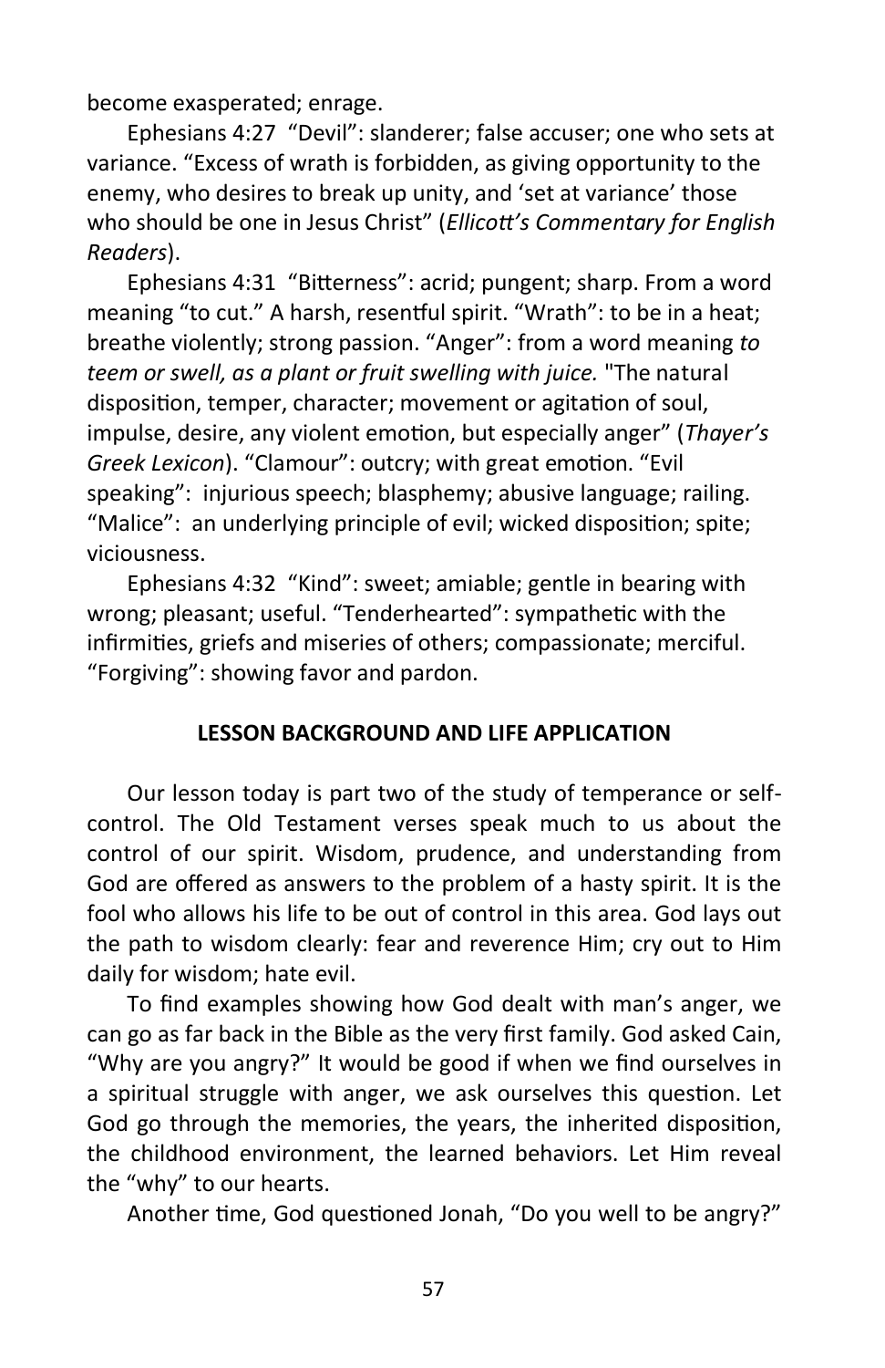become exasperated; enrage.

Ephesians 4:27 "Devil": slanderer; false accuser; one who sets at variance. "Excess of wrath is forbidden, as giving opportunity to the enemy, who desires to break up unity, and 'set at variance' those who should be one in Jesus Christ" (*Ellicott's Commentary for English Readers*).

Ephesians 4:31 "Bitterness": acrid; pungent; sharp. From a word meaning "to cut." A harsh, resentful spirit. "Wrath": to be in a heat; breathe violently; strong passion. "Anger": from a word meaning *to teem or swell, as a plant or fruit swelling with juice.* "The natural disposition, temper, character; movement or agitation of soul, impulse, desire, any violent emotion, but especially anger" (*Thayer's Greek Lexicon*). "Clamour": outcry; with great emotion. "Evil speaking": injurious speech; blasphemy; abusive language; railing. "Malice": an underlying principle of evil; wicked disposition; spite; viciousness.

Ephesians 4:32 "Kind": sweet; amiable; gentle in bearing with wrong; pleasant; useful. "Tenderhearted": sympathetic with the infirmities, griefs and miseries of others; compassionate; merciful. "Forgiving": showing favor and pardon.

## LESSON BACKGROUND AND LIFE APPLICATION

Our lesson today is part two of the study of temperance or self-control. The Old Testament verses speak much to us about the control of our spirit. Wisdom, prudence, and understanding from God are offered as answers to the problem of a hasty spirit. It is the fool who allows his life to be out of control in this area. God lays out the path to wisdom clearly: fear and reverence Him; cry out to Him daily for wisdom; hate evil.

To find examples showing how God dealt with man's anger, we can go as far back in the Bible as the very first family. God asked Cain, "Why are you angry?" It would be good if when we find ourselves in a spiritual struggle with anger, we ask ourselves this question. Let God go through the memories, the years, the inherited disposition, the childhood environment, the learned behaviors. Let Him reveal the "why" to our hearts.

Another time, God questioned Jonah, "Do you well to be angry?"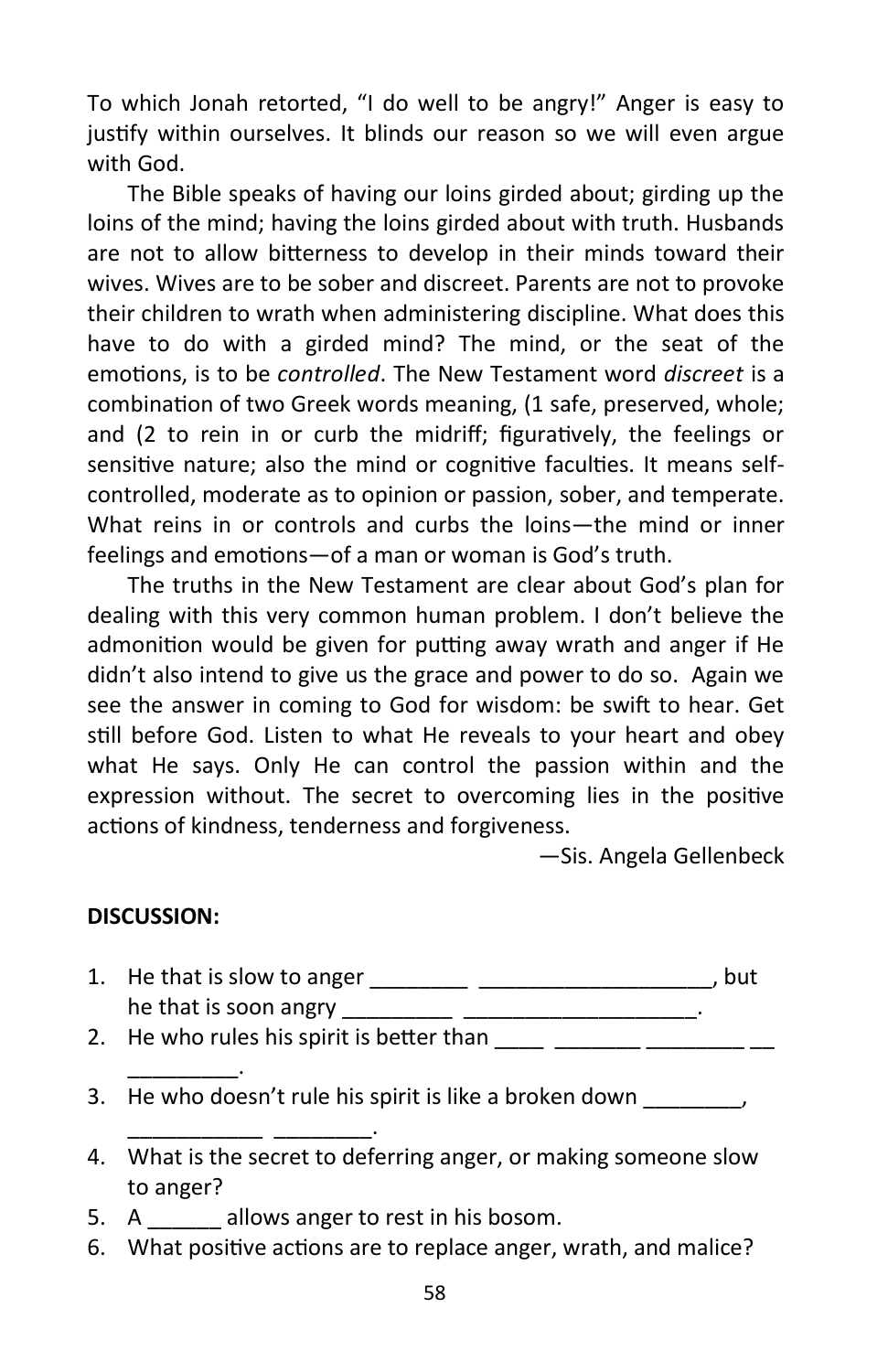To which Jonah retorted, "I do well to be angry!" Anger is easy to justify within ourselves. It blinds our reason so we will even argue with God.

The Bible speaks of having our loins girded about; girding up the loins of the mind; having the loins girded about with truth. Husbands are not to allow bitterness to develop in their minds toward their wives. Wives are to be sober and discreet. Parents are not to provoke their children to wrath when administering discipline. What does this have to do with a girded mind? The mind, or the seat of the emotions, is to be *controlled*. The New Testament word *discreet* is a combination of two Greek words meaning, (1 safe, preserved, whole; and (2 to rein in or curb the midriff; figuratively, the feelings or sensitive nature; also the mind or cognitive faculties. It means self-controlled, moderate as to opinion or passion, sober, and temperate. What reins in or controls and curbs the loins—the mind or inner feelings and emotions—of a man or woman is God's truth.

The truths in the New Testament are clear about God's plan for dealing with this very common human problem. I don't believe the admonition would be given for putting away wrath and anger if He didn't also intend to give us the grace and power to do so. Again we see the answer in coming to God for wisdom: be swift to hear. Get still before God. Listen to what He reveals to your heart and obey what He says. Only He can control the passion within and the expression without. The secret to overcoming lies in the positive actions of kindness, tenderness and forgiveness.

—Sis. Angela Gellenbeck

**DISCUSSION:**

1. He that is slow to anger ________ ___________________, but he that is soon angry _________ ___________________.
2. He who rules his spirit is better than ____ _______ ________ __ _________.
3. He who doesn't rule his spirit is like a broken down ________, ___________ ________.
4. What is the secret to deferring anger, or making someone slow to anger?
5. A ______ allows anger to rest in his bosom.
6. What positive actions are to replace anger, wrath, and malice?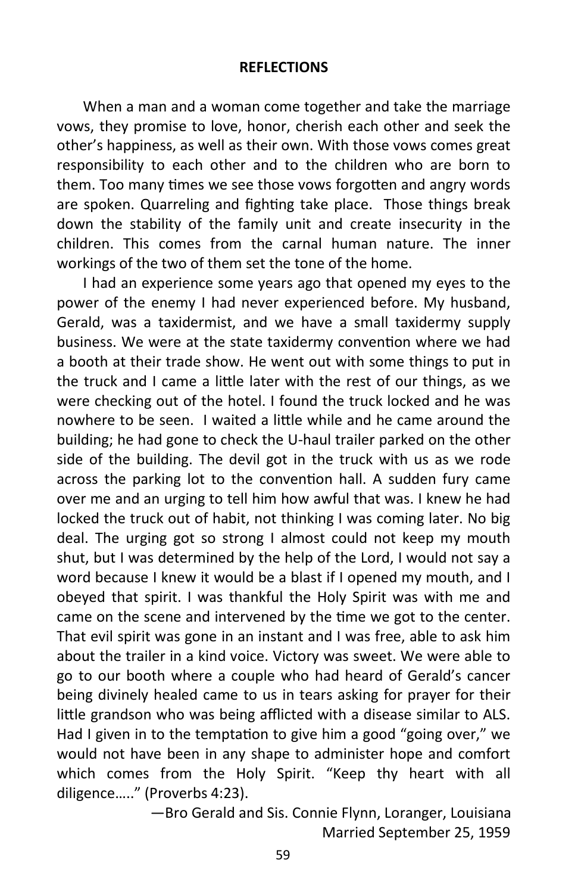## REFLECTIONS

When a man and a woman come together and take the marriage vows, they promise to love, honor, cherish each other and seek the other's happiness, as well as their own. With those vows comes great responsibility to each other and to the children who are born to them. Too many times we see those vows forgotten and angry words are spoken. Quarreling and fighting take place. Those things break down the stability of the family unit and create insecurity in the children. This comes from the carnal human nature. The inner workings of the two of them set the tone of the home.

I had an experience some years ago that opened my eyes to the power of the enemy I had never experienced before. My husband, Gerald, was a taxidermist, and we have a small taxidermy supply business. We were at the state taxidermy convention where we had a booth at their trade show. He went out with some things to put in the truck and I came a little later with the rest of our things, as we were checking out of the hotel. I found the truck locked and he was nowhere to be seen. I waited a little while and he came around the building; he had gone to check the U-haul trailer parked on the other side of the building. The devil got in the truck with us as we rode across the parking lot to the convention hall. A sudden fury came over me and an urging to tell him how awful that was. I knew he had locked the truck out of habit, not thinking I was coming later. No big deal. The urging got so strong I almost could not keep my mouth shut, but I was determined by the help of the Lord, I would not say a word because I knew it would be a blast if I opened my mouth, and I obeyed that spirit. I was thankful the Holy Spirit was with me and came on the scene and intervened by the time we got to the center. That evil spirit was gone in an instant and I was free, able to ask him about the trailer in a kind voice. Victory was sweet. We were able to go to our booth where a couple who had heard of Gerald's cancer being divinely healed came to us in tears asking for prayer for their little grandson who was being afflicted with a disease similar to ALS. Had I given in to the temptation to give him a good "going over," we would not have been in any shape to administer hope and comfort which comes from the Holy Spirit. "Keep thy heart with all diligence….." (Proverbs 4:23).

—Bro Gerald and Sis. Connie Flynn, Loranger, Louisiana
Married September 25, 1959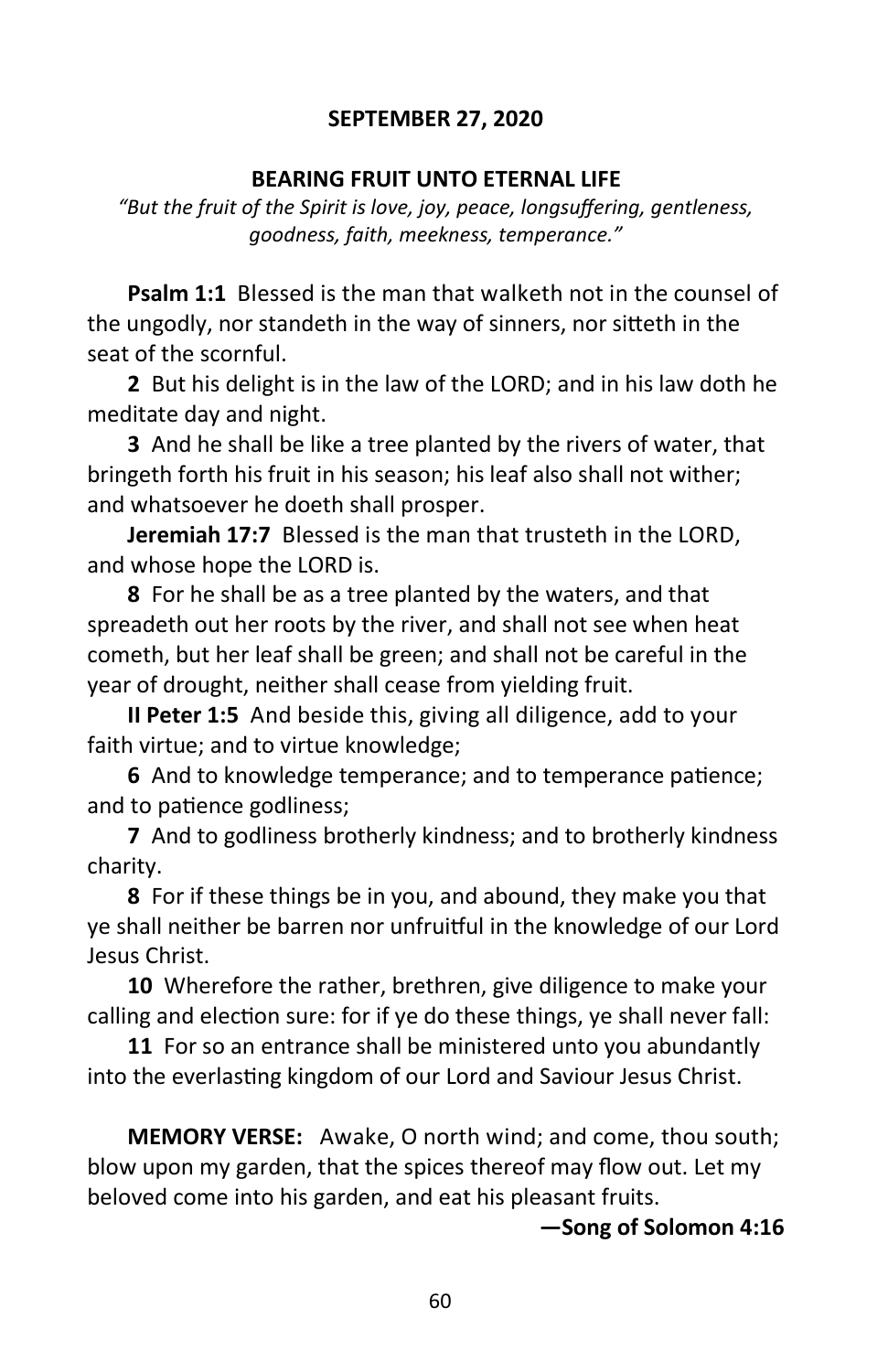**SEPTEMBER 27, 2020**

## BEARING FRUIT UNTO ETERNAL LIFE

*"But the fruit of the Spirit is love, joy, peace, longsuffering, gentleness, goodness, faith, meekness, temperance."*

**Psalm 1:1** Blessed is the man that walketh not in the counsel of the ungodly, nor standeth in the way of sinners, nor sitteth in the seat of the scornful.

**2** But his delight is in the law of the LORD; and in his law doth he meditate day and night.

**3** And he shall be like a tree planted by the rivers of water, that bringeth forth his fruit in his season; his leaf also shall not wither; and whatsoever he doeth shall prosper.

**Jeremiah 17:7** Blessed is the man that trusteth in the LORD, and whose hope the LORD is.

**8** For he shall be as a tree planted by the waters, and that spreadeth out her roots by the river, and shall not see when heat cometh, but her leaf shall be green; and shall not be careful in the year of drought, neither shall cease from yielding fruit.

**II Peter 1:5** And beside this, giving all diligence, add to your faith virtue; and to virtue knowledge;

**6** And to knowledge temperance; and to temperance patience; and to patience godliness;

**7** And to godliness brotherly kindness; and to brotherly kindness charity.

**8** For if these things be in you, and abound, they make you that ye shall neither be barren nor unfruitful in the knowledge of our Lord Jesus Christ.

**10** Wherefore the rather, brethren, give diligence to make your calling and election sure: for if ye do these things, ye shall never fall:

**11** For so an entrance shall be ministered unto you abundantly into the everlasting kingdom of our Lord and Saviour Jesus Christ.

**MEMORY VERSE:** Awake, O north wind; and come, thou south; blow upon my garden, that the spices thereof may flow out. Let my beloved come into his garden, and eat his pleasant fruits.

**—Song of Solomon 4:16**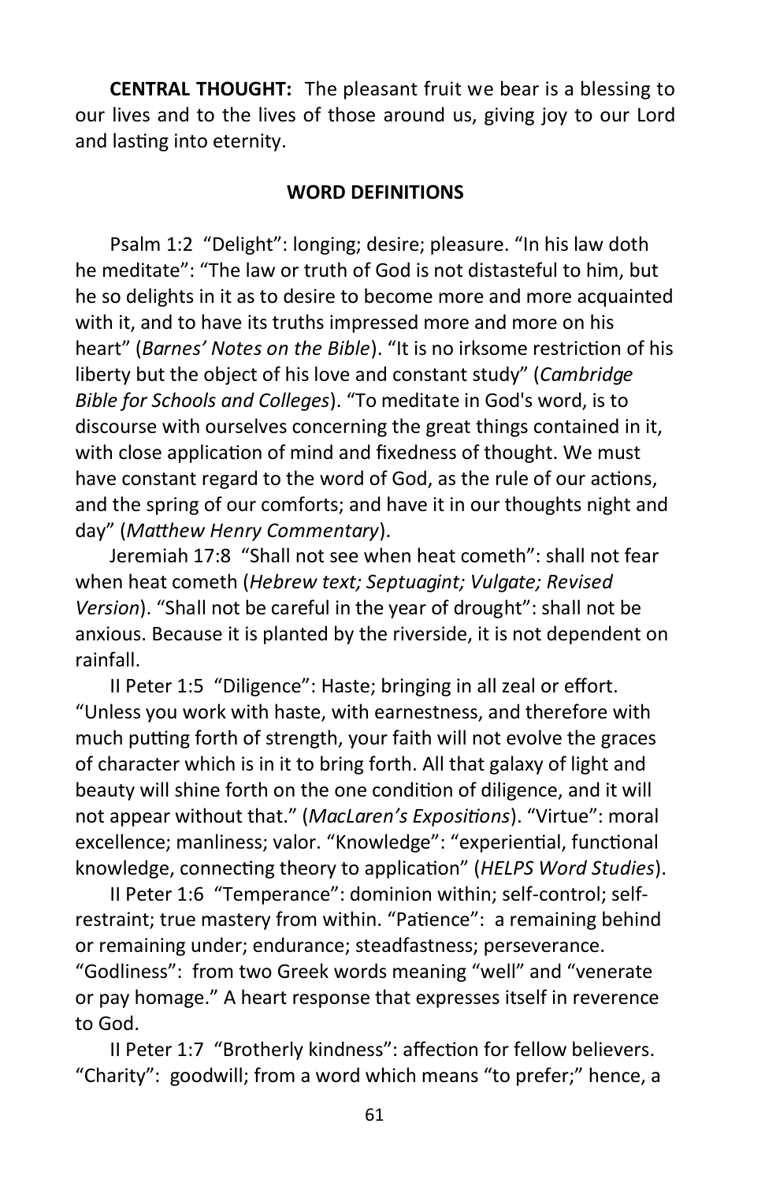**CENTRAL THOUGHT:** The pleasant fruit we bear is a blessing to our lives and to the lives of those around us, giving joy to our Lord and lasting into eternity.

**WORD DEFINITIONS**

Psalm 1:2 "Delight": longing; desire; pleasure. "In his law doth he meditate": "The law or truth of God is not distasteful to him, but he so delights in it as to desire to become more and more acquainted with it, and to have its truths impressed more and more on his heart" (*Barnes' Notes on the Bible*). "It is no irksome restriction of his liberty but the object of his love and constant study" (*Cambridge Bible for Schools and Colleges*). "To meditate in God's word, is to discourse with ourselves concerning the great things contained in it, with close application of mind and fixedness of thought. We must have constant regard to the word of God, as the rule of our actions, and the spring of our comforts; and have it in our thoughts night and day" (*Matthew Henry Commentary*).

Jeremiah 17:8 "Shall not see when heat cometh": shall not fear when heat cometh (*Hebrew text; Septuagint; Vulgate; Revised Version*). "Shall not be careful in the year of drought": shall not be anxious. Because it is planted by the riverside, it is not dependent on rainfall.

II Peter 1:5 "Diligence": Haste; bringing in all zeal or effort. "Unless you work with haste, with earnestness, and therefore with much putting forth of strength, your faith will not evolve the graces of character which is in it to bring forth. All that galaxy of light and beauty will shine forth on the one condition of diligence, and it will not appear without that." (*MacLaren's Expositions*). "Virtue": moral excellence; manliness; valor. "Knowledge": "experiential, functional knowledge, connecting theory to application" (*HELPS Word Studies*).

II Peter 1:6 "Temperance": dominion within; self-control; self-restraint; true mastery from within. "Patience": a remaining behind or remaining under; endurance; steadfastness; perseverance. "Godliness": from two Greek words meaning "well" and "venerate or pay homage." A heart response that expresses itself in reverence to God.

II Peter 1:7 "Brotherly kindness": affection for fellow believers. "Charity": goodwill; from a word which means "to prefer;" hence, a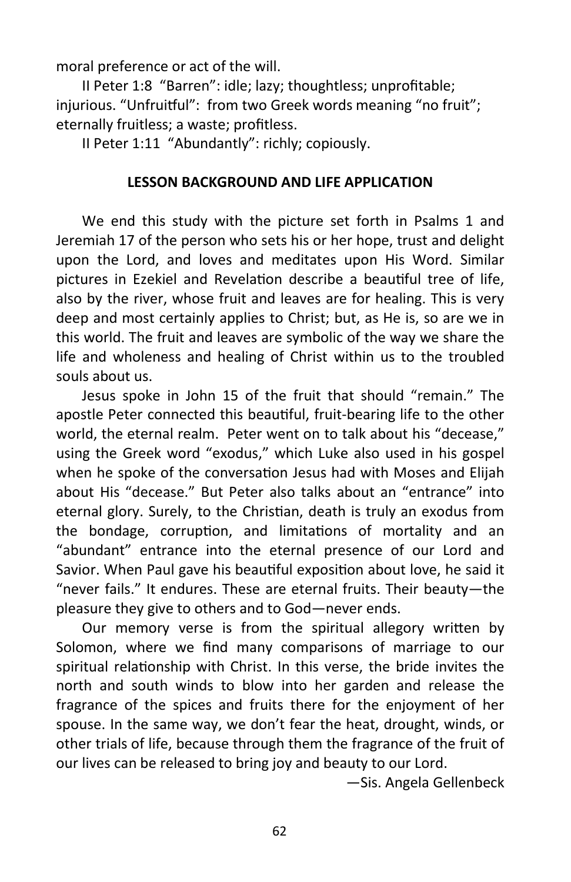moral preference or act of the will.

II Peter 1:8 "Barren": idle; lazy; thoughtless; unprofitable; injurious. "Unfruitful": from two Greek words meaning "no fruit"; eternally fruitless; a waste; profitless.

II Peter 1:11 "Abundantly": richly; copiously.

**LESSON BACKGROUND AND LIFE APPLICATION**

We end this study with the picture set forth in Psalms 1 and Jeremiah 17 of the person who sets his or her hope, trust and delight upon the Lord, and loves and meditates upon His Word. Similar pictures in Ezekiel and Revelation describe a beautiful tree of life, also by the river, whose fruit and leaves are for healing. This is very deep and most certainly applies to Christ; but, as He is, so are we in this world. The fruit and leaves are symbolic of the way we share the life and wholeness and healing of Christ within us to the troubled souls about us.

Jesus spoke in John 15 of the fruit that should "remain." The apostle Peter connected this beautiful, fruit-bearing life to the other world, the eternal realm. Peter went on to talk about his "decease," using the Greek word "exodus," which Luke also used in his gospel when he spoke of the conversation Jesus had with Moses and Elijah about His "decease." But Peter also talks about an "entrance" into eternal glory. Surely, to the Christian, death is truly an exodus from the bondage, corruption, and limitations of mortality and an "abundant" entrance into the eternal presence of our Lord and Savior. When Paul gave his beautiful exposition about love, he said it "never fails." It endures. These are eternal fruits. Their beauty—the pleasure they give to others and to God—never ends.

Our memory verse is from the spiritual allegory written by Solomon, where we find many comparisons of marriage to our spiritual relationship with Christ. In this verse, the bride invites the north and south winds to blow into her garden and release the fragrance of the spices and fruits there for the enjoyment of her spouse. In the same way, we don't fear the heat, drought, winds, or other trials of life, because through them the fragrance of the fruit of our lives can be released to bring joy and beauty to our Lord.

—Sis. Angela Gellenbeck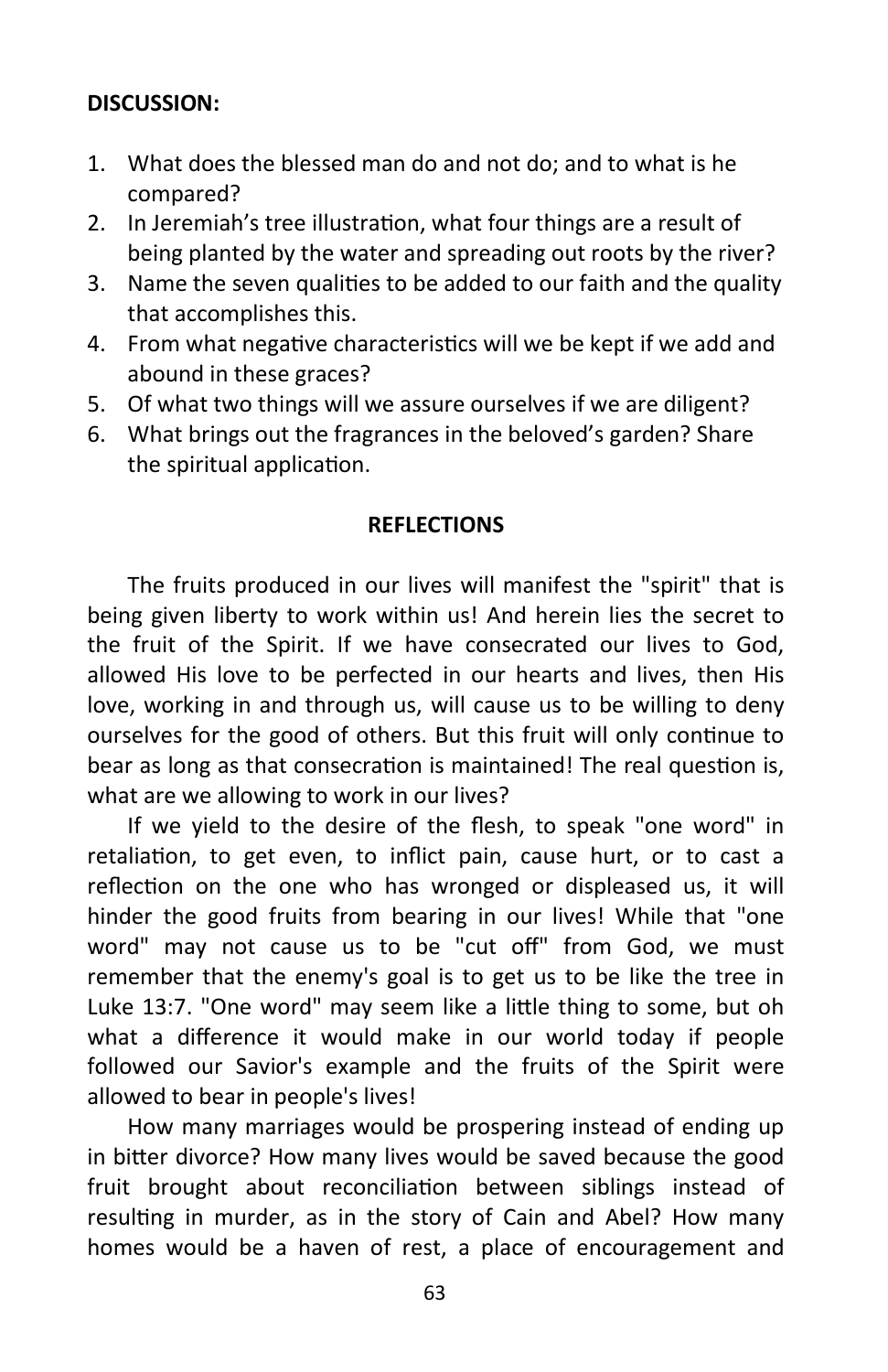**DISCUSSION:**

1. What does the blessed man do and not do; and to what is he compared?
2. In Jeremiah's tree illustration, what four things are a result of being planted by the water and spreading out roots by the river?
3. Name the seven qualities to be added to our faith and the quality that accomplishes this.
4. From what negative characteristics will we be kept if we add and abound in these graces?
5. Of what two things will we assure ourselves if we are diligent?
6. What brings out the fragrances in the beloved's garden? Share the spiritual application.

## REFLECTIONS

The fruits produced in our lives will manifest the "spirit" that is being given liberty to work within us! And herein lies the secret to the fruit of the Spirit. If we have consecrated our lives to God, allowed His love to be perfected in our hearts and lives, then His love, working in and through us, will cause us to be willing to deny ourselves for the good of others. But this fruit will only continue to bear as long as that consecration is maintained! The real question is, what are we allowing to work in our lives?

If we yield to the desire of the flesh, to speak "one word" in retaliation, to get even, to inflict pain, cause hurt, or to cast a reflection on the one who has wronged or displeased us, it will hinder the good fruits from bearing in our lives! While that "one word" may not cause us to be "cut off" from God, we must remember that the enemy's goal is to get us to be like the tree in Luke 13:7. "One word" may seem like a little thing to some, but oh what a difference it would make in our world today if people followed our Savior's example and the fruits of the Spirit were allowed to bear in people's lives!

How many marriages would be prospering instead of ending up in bitter divorce? How many lives would be saved because the good fruit brought about reconciliation between siblings instead of resulting in murder, as in the story of Cain and Abel? How many homes would be a haven of rest, a place of encouragement and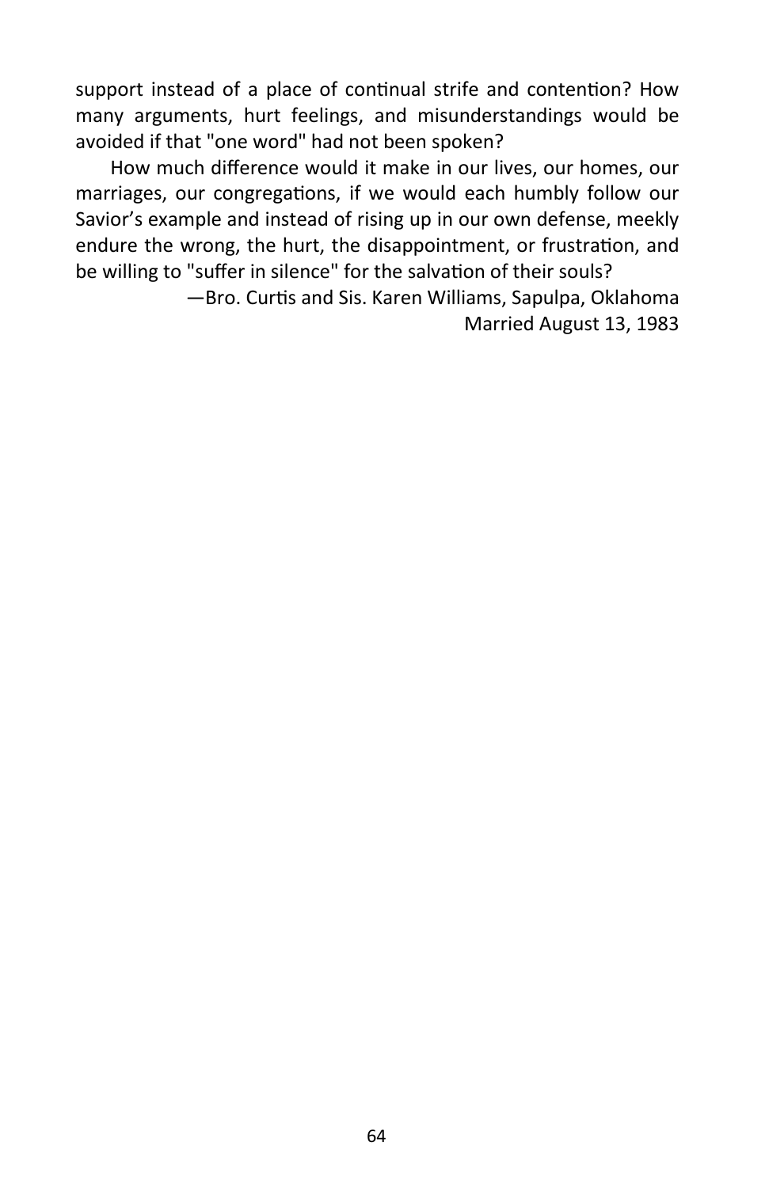support instead of a place of continual strife and contention? How many arguments, hurt feelings, and misunderstandings would be avoided if that "one word" had not been spoken?

How much difference would it make in our lives, our homes, our marriages, our congregations, if we would each humbly follow our Savior's example and instead of rising up in our own defense, meekly endure the wrong, the hurt, the disappointment, or frustration, and be willing to "suffer in silence" for the salvation of their souls?

—Bro. Curtis and Sis. Karen Williams, Sapulpa, Oklahoma
Married August 13, 1983